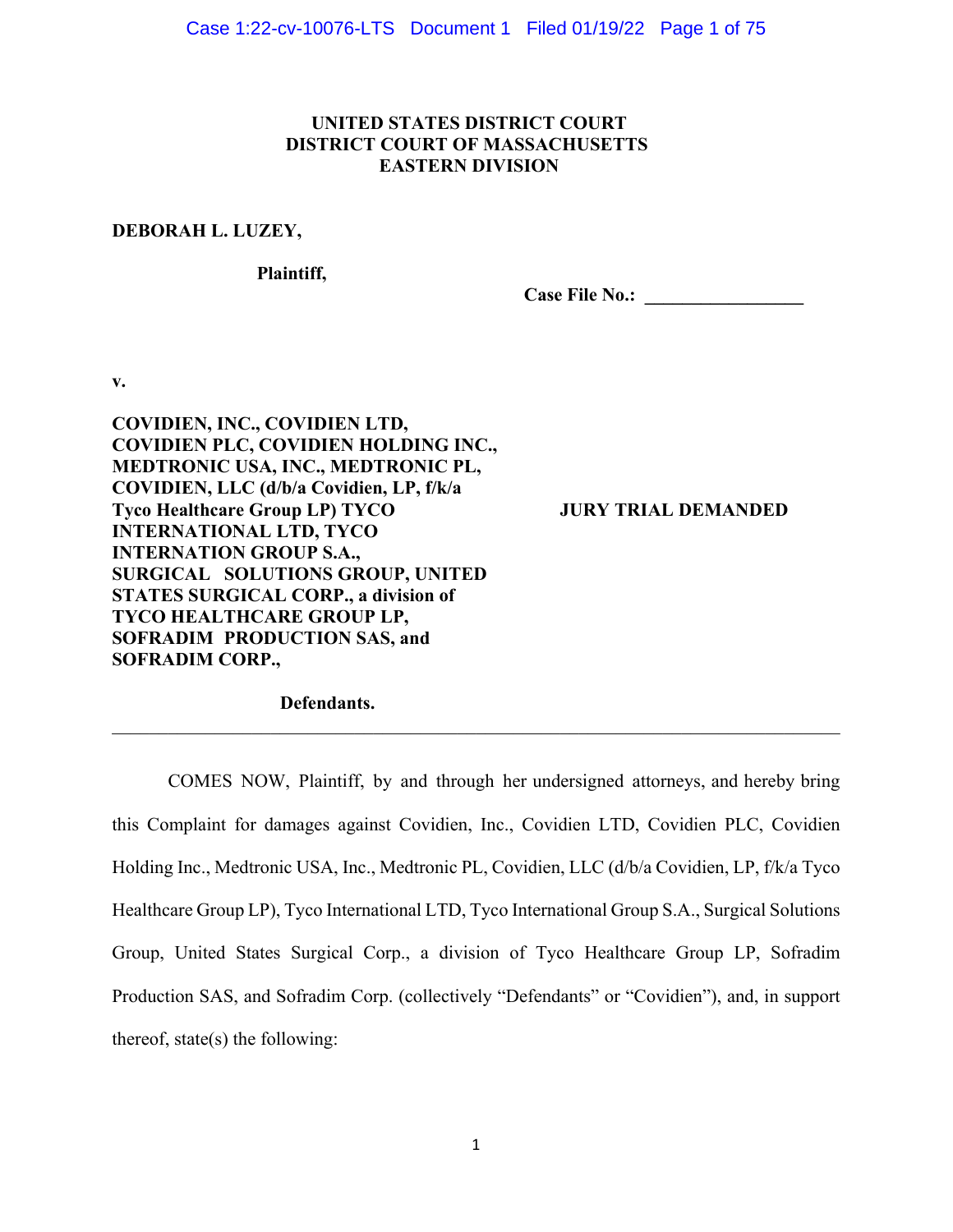**UNITED STATES DISTRICT COURT**
**DISTRICT COURT OF MASSACHUSETTS**
**EASTERN DIVISION**

**DEBORAH L. LUZEY,**

**Plaintiff,**

**Case File No.: \_\_\_\_\_\_\_\_\_\_\_\_\_\_\_\_\_**

**v.**

**COVIDIEN, INC., COVIDIEN LTD, COVIDIEN PLC, COVIDIEN HOLDING INC., MEDTRONIC USA, INC., MEDTRONIC PL, COVIDIEN, LLC (d/b/a Covidien, LP, f/k/a Tyco Healthcare Group LP) TYCO INTERNATIONAL LTD, TYCO INTERNATION GROUP S.A., SURGICAL SOLUTIONS GROUP, UNITED STATES SURGICAL CORP., a division of TYCO HEALTHCARE GROUP LP, SOFRADIM PRODUCTION SAS, and SOFRADIM CORP.,**

**JURY TRIAL DEMANDED**

**Defendants.**

---

COMES NOW, Plaintiff, by and through her undersigned attorneys, and hereby bring this Complaint for damages against Covidien, Inc., Covidien LTD, Covidien PLC, Covidien Holding Inc., Medtronic USA, Inc., Medtronic PL, Covidien, LLC (d/b/a Covidien, LP, f/k/a Tyco Healthcare Group LP), Tyco International LTD, Tyco International Group S.A., Surgical Solutions Group, United States Surgical Corp., a division of Tyco Healthcare Group LP, Sofradim Production SAS, and Sofradim Corp. (collectively "Defendants" or "Covidien"), and, in support thereof, state(s) the following: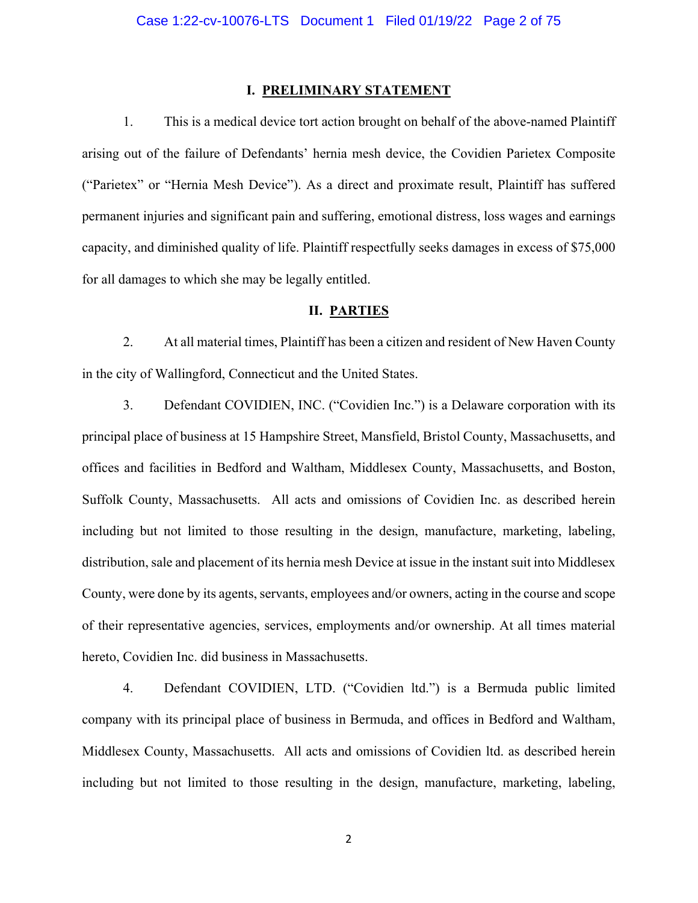## I. PRELIMINARY STATEMENT

1. This is a medical device tort action brought on behalf of the above-named Plaintiff arising out of the failure of Defendants' hernia mesh device, the Covidien Parietex Composite ("Parietex" or "Hernia Mesh Device"). As a direct and proximate result, Plaintiff has suffered permanent injuries and significant pain and suffering, emotional distress, loss wages and earnings capacity, and diminished quality of life. Plaintiff respectfully seeks damages in excess of $75,000 for all damages to which she may be legally entitled.

## II. PARTIES

2. At all material times, Plaintiff has been a citizen and resident of New Haven County in the city of Wallingford, Connecticut and the United States.

3. Defendant COVIDIEN, INC. ("Covidien Inc.") is a Delaware corporation with its principal place of business at 15 Hampshire Street, Mansfield, Bristol County, Massachusetts, and offices and facilities in Bedford and Waltham, Middlesex County, Massachusetts, and Boston, Suffolk County, Massachusetts. All acts and omissions of Covidien Inc. as described herein including but not limited to those resulting in the design, manufacture, marketing, labeling, distribution, sale and placement of its hernia mesh Device at issue in the instant suit into Middlesex County, were done by its agents, servants, employees and/or owners, acting in the course and scope of their representative agencies, services, employments and/or ownership. At all times material hereto, Covidien Inc. did business in Massachusetts.

4. Defendant COVIDIEN, LTD. ("Covidien ltd.") is a Bermuda public limited company with its principal place of business in Bermuda, and offices in Bedford and Waltham, Middlesex County, Massachusetts. All acts and omissions of Covidien ltd. as described herein including but not limited to those resulting in the design, manufacture, marketing, labeling,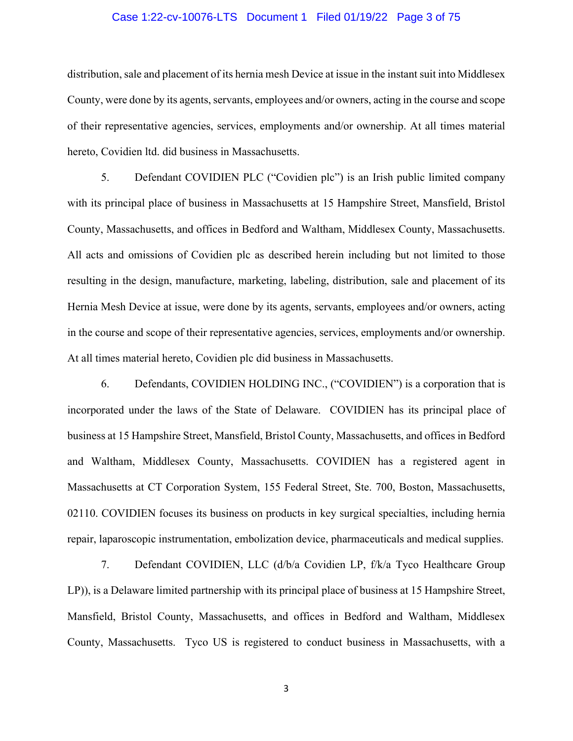distribution, sale and placement of its hernia mesh Device at issue in the instant suit into Middlesex County, were done by its agents, servants, employees and/or owners, acting in the course and scope of their representative agencies, services, employments and/or ownership. At all times material hereto, Covidien ltd. did business in Massachusetts.

5. Defendant COVIDIEN PLC ("Covidien plc") is an Irish public limited company with its principal place of business in Massachusetts at 15 Hampshire Street, Mansfield, Bristol County, Massachusetts, and offices in Bedford and Waltham, Middlesex County, Massachusetts. All acts and omissions of Covidien plc as described herein including but not limited to those resulting in the design, manufacture, marketing, labeling, distribution, sale and placement of its Hernia Mesh Device at issue, were done by its agents, servants, employees and/or owners, acting in the course and scope of their representative agencies, services, employments and/or ownership. At all times material hereto, Covidien plc did business in Massachusetts.

6. Defendants, COVIDIEN HOLDING INC., ("COVIDIEN") is a corporation that is incorporated under the laws of the State of Delaware. COVIDIEN has its principal place of business at 15 Hampshire Street, Mansfield, Bristol County, Massachusetts, and offices in Bedford and Waltham, Middlesex County, Massachusetts. COVIDIEN has a registered agent in Massachusetts at CT Corporation System, 155 Federal Street, Ste. 700, Boston, Massachusetts, 02110. COVIDIEN focuses its business on products in key surgical specialties, including hernia repair, laparoscopic instrumentation, embolization device, pharmaceuticals and medical supplies.

7. Defendant COVIDIEN, LLC (d/b/a Covidien LP, f/k/a Tyco Healthcare Group LP)), is a Delaware limited partnership with its principal place of business at 15 Hampshire Street, Mansfield, Bristol County, Massachusetts, and offices in Bedford and Waltham, Middlesex County, Massachusetts. Tyco US is registered to conduct business in Massachusetts, with a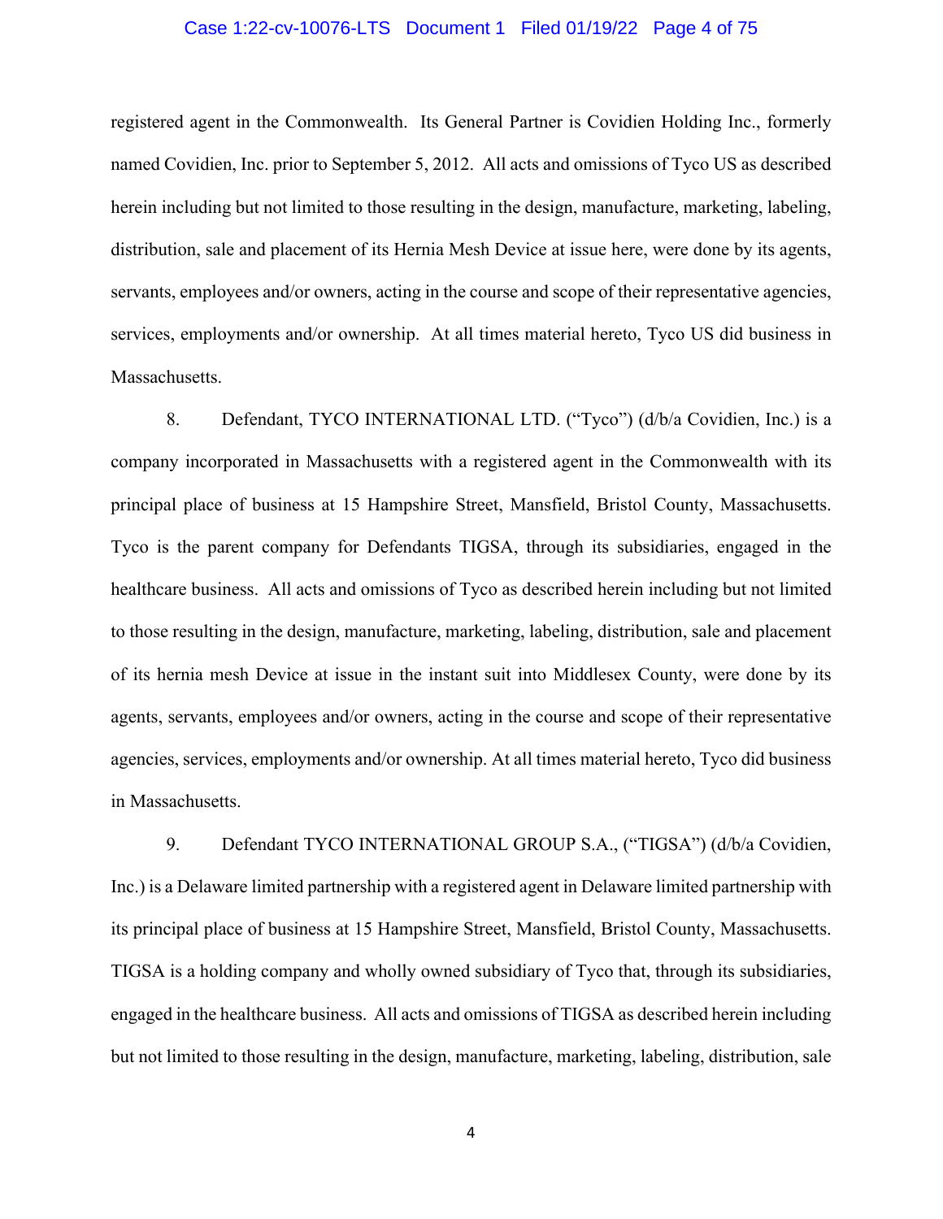registered agent in the Commonwealth. Its General Partner is Covidien Holding Inc., formerly named Covidien, Inc. prior to September 5, 2012. All acts and omissions of Tyco US as described herein including but not limited to those resulting in the design, manufacture, marketing, labeling, distribution, sale and placement of its Hernia Mesh Device at issue here, were done by its agents, servants, employees and/or owners, acting in the course and scope of their representative agencies, services, employments and/or ownership. At all times material hereto, Tyco US did business in Massachusetts.

8. Defendant, TYCO INTERNATIONAL LTD. ("Tyco") (d/b/a Covidien, Inc.) is a company incorporated in Massachusetts with a registered agent in the Commonwealth with its principal place of business at 15 Hampshire Street, Mansfield, Bristol County, Massachusetts. Tyco is the parent company for Defendants TIGSA, through its subsidiaries, engaged in the healthcare business. All acts and omissions of Tyco as described herein including but not limited to those resulting in the design, manufacture, marketing, labeling, distribution, sale and placement of its hernia mesh Device at issue in the instant suit into Middlesex County, were done by its agents, servants, employees and/or owners, acting in the course and scope of their representative agencies, services, employments and/or ownership. At all times material hereto, Tyco did business in Massachusetts.

9. Defendant TYCO INTERNATIONAL GROUP S.A., ("TIGSA") (d/b/a Covidien, Inc.) is a Delaware limited partnership with a registered agent in Delaware limited partnership with its principal place of business at 15 Hampshire Street, Mansfield, Bristol County, Massachusetts. TIGSA is a holding company and wholly owned subsidiary of Tyco that, through its subsidiaries, engaged in the healthcare business. All acts and omissions of TIGSA as described herein including but not limited to those resulting in the design, manufacture, marketing, labeling, distribution, sale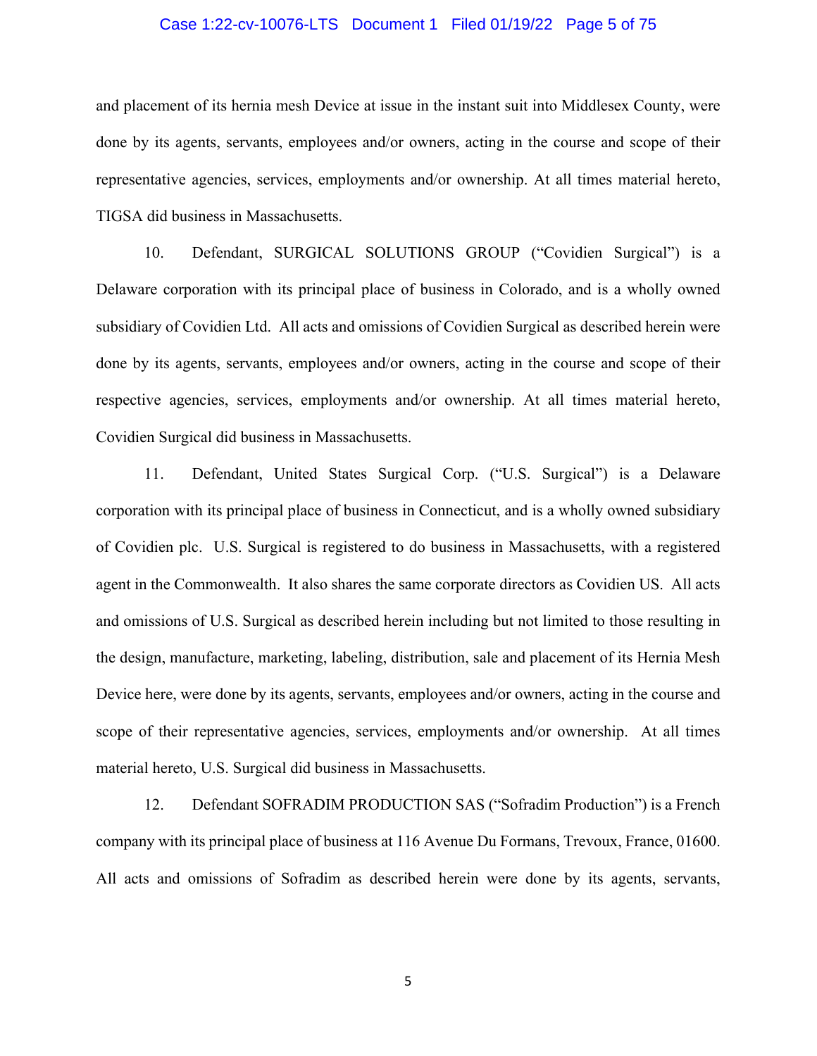and placement of its hernia mesh Device at issue in the instant suit into Middlesex County, were done by its agents, servants, employees and/or owners, acting in the course and scope of their representative agencies, services, employments and/or ownership. At all times material hereto, TIGSA did business in Massachusetts.

10. Defendant, SURGICAL SOLUTIONS GROUP ("Covidien Surgical") is a Delaware corporation with its principal place of business in Colorado, and is a wholly owned subsidiary of Covidien Ltd. All acts and omissions of Covidien Surgical as described herein were done by its agents, servants, employees and/or owners, acting in the course and scope of their respective agencies, services, employments and/or ownership. At all times material hereto, Covidien Surgical did business in Massachusetts.

11. Defendant, United States Surgical Corp. ("U.S. Surgical") is a Delaware corporation with its principal place of business in Connecticut, and is a wholly owned subsidiary of Covidien plc. U.S. Surgical is registered to do business in Massachusetts, with a registered agent in the Commonwealth. It also shares the same corporate directors as Covidien US. All acts and omissions of U.S. Surgical as described herein including but not limited to those resulting in the design, manufacture, marketing, labeling, distribution, sale and placement of its Hernia Mesh Device here, were done by its agents, servants, employees and/or owners, acting in the course and scope of their representative agencies, services, employments and/or ownership. At all times material hereto, U.S. Surgical did business in Massachusetts.

12. Defendant SOFRADIM PRODUCTION SAS ("Sofradim Production") is a French company with its principal place of business at 116 Avenue Du Formans, Trevoux, France, 01600. All acts and omissions of Sofradim as described herein were done by its agents, servants,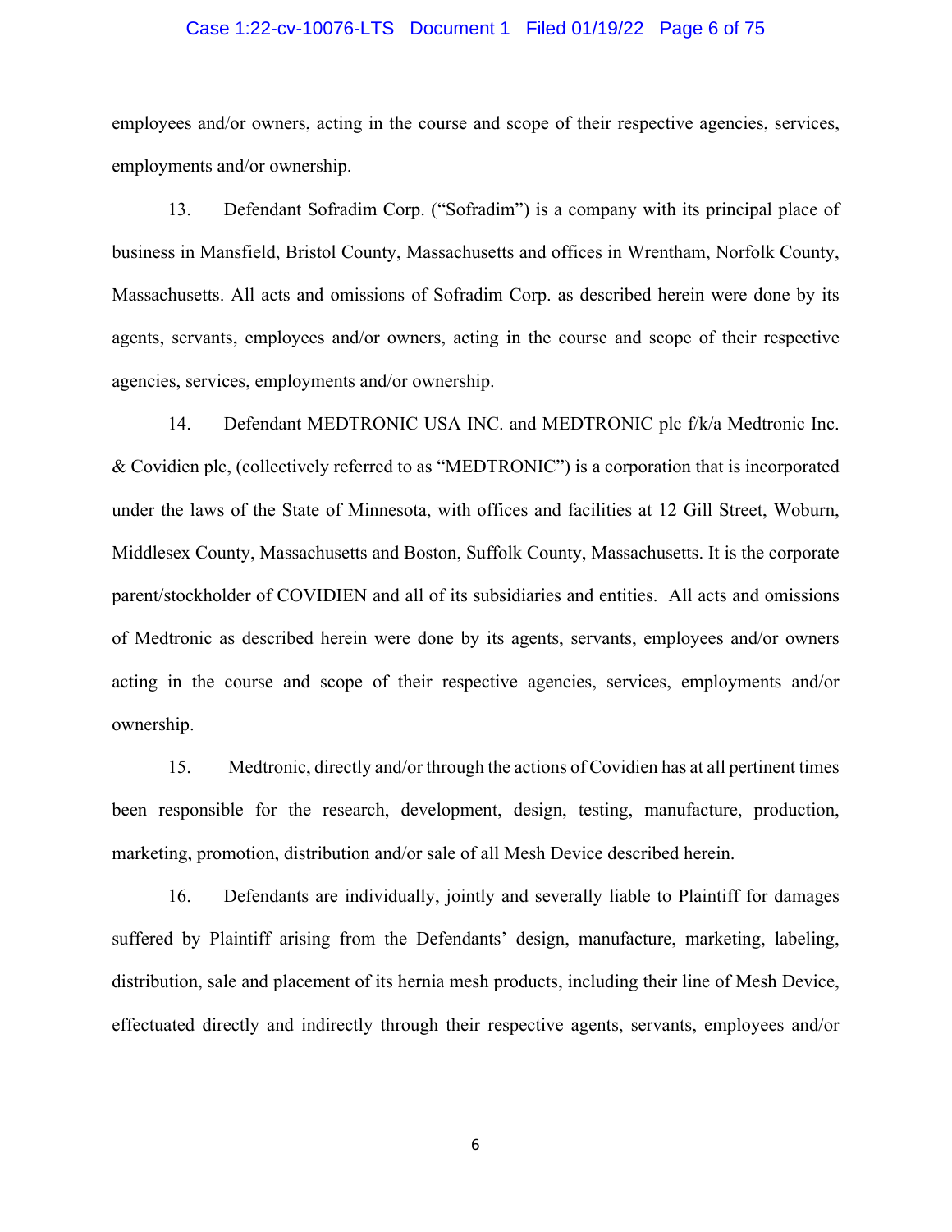employees and/or owners, acting in the course and scope of their respective agencies, services, employments and/or ownership.

13. Defendant Sofradim Corp. ("Sofradim") is a company with its principal place of business in Mansfield, Bristol County, Massachusetts and offices in Wrentham, Norfolk County, Massachusetts. All acts and omissions of Sofradim Corp. as described herein were done by its agents, servants, employees and/or owners, acting in the course and scope of their respective agencies, services, employments and/or ownership.

14. Defendant MEDTRONIC USA INC. and MEDTRONIC plc f/k/a Medtronic Inc. & Covidien plc, (collectively referred to as "MEDTRONIC") is a corporation that is incorporated under the laws of the State of Minnesota, with offices and facilities at 12 Gill Street, Woburn, Middlesex County, Massachusetts and Boston, Suffolk County, Massachusetts. It is the corporate parent/stockholder of COVIDIEN and all of its subsidiaries and entities. All acts and omissions of Medtronic as described herein were done by its agents, servants, employees and/or owners acting in the course and scope of their respective agencies, services, employments and/or ownership.

15. Medtronic, directly and/or through the actions of Covidien has at all pertinent times been responsible for the research, development, design, testing, manufacture, production, marketing, promotion, distribution and/or sale of all Mesh Device described herein.

16. Defendants are individually, jointly and severally liable to Plaintiff for damages suffered by Plaintiff arising from the Defendants' design, manufacture, marketing, labeling, distribution, sale and placement of its hernia mesh products, including their line of Mesh Device, effectuated directly and indirectly through their respective agents, servants, employees and/or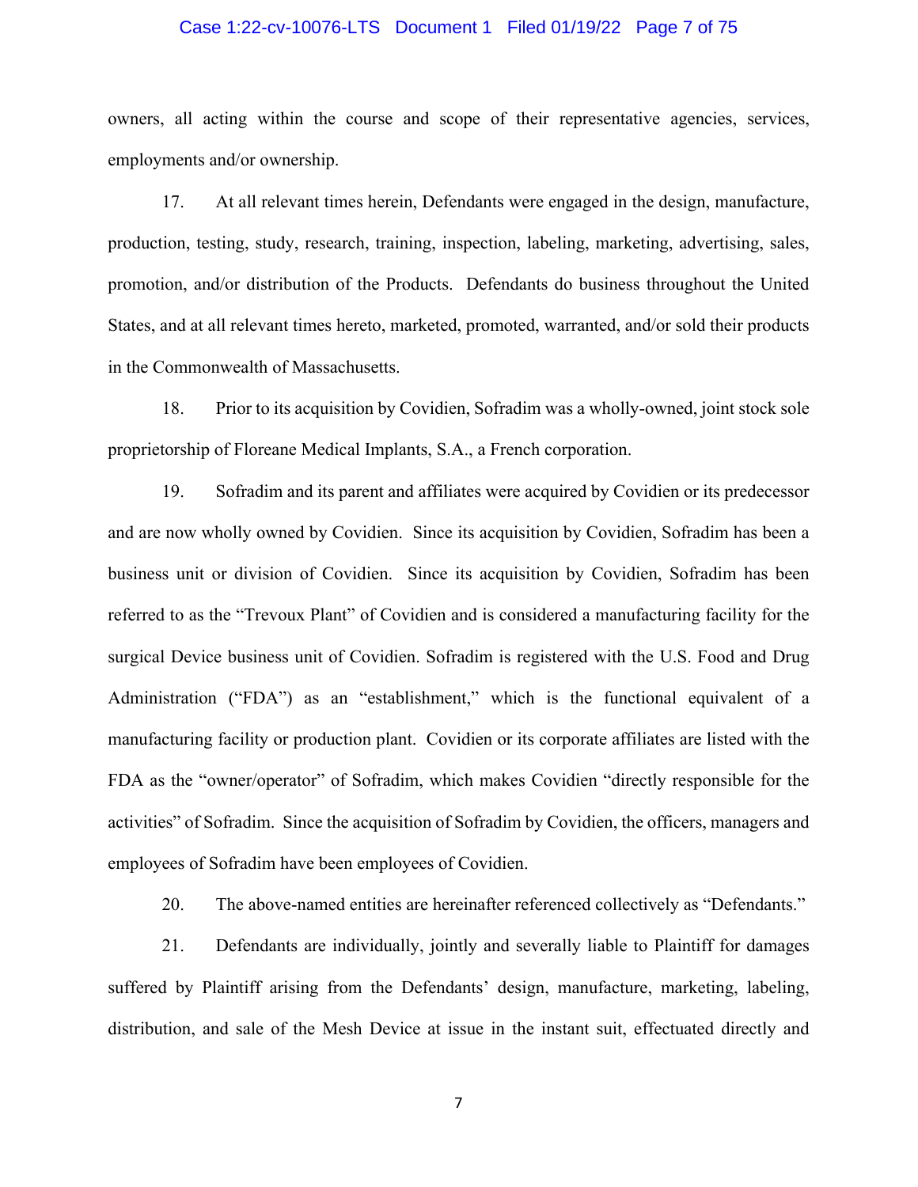owners, all acting within the course and scope of their representative agencies, services, employments and/or ownership.

17. At all relevant times herein, Defendants were engaged in the design, manufacture, production, testing, study, research, training, inspection, labeling, marketing, advertising, sales, promotion, and/or distribution of the Products. Defendants do business throughout the United States, and at all relevant times hereto, marketed, promoted, warranted, and/or sold their products in the Commonwealth of Massachusetts.

18. Prior to its acquisition by Covidien, Sofradim was a wholly-owned, joint stock sole proprietorship of Floreane Medical Implants, S.A., a French corporation.

19. Sofradim and its parent and affiliates were acquired by Covidien or its predecessor and are now wholly owned by Covidien. Since its acquisition by Covidien, Sofradim has been a business unit or division of Covidien. Since its acquisition by Covidien, Sofradim has been referred to as the "Trevoux Plant" of Covidien and is considered a manufacturing facility for the surgical Device business unit of Covidien. Sofradim is registered with the U.S. Food and Drug Administration ("FDA") as an "establishment," which is the functional equivalent of a manufacturing facility or production plant. Covidien or its corporate affiliates are listed with the FDA as the "owner/operator" of Sofradim, which makes Covidien "directly responsible for the activities" of Sofradim. Since the acquisition of Sofradim by Covidien, the officers, managers and employees of Sofradim have been employees of Covidien.

20. The above-named entities are hereinafter referenced collectively as "Defendants."

21. Defendants are individually, jointly and severally liable to Plaintiff for damages suffered by Plaintiff arising from the Defendants' design, manufacture, marketing, labeling, distribution, and sale of the Mesh Device at issue in the instant suit, effectuated directly and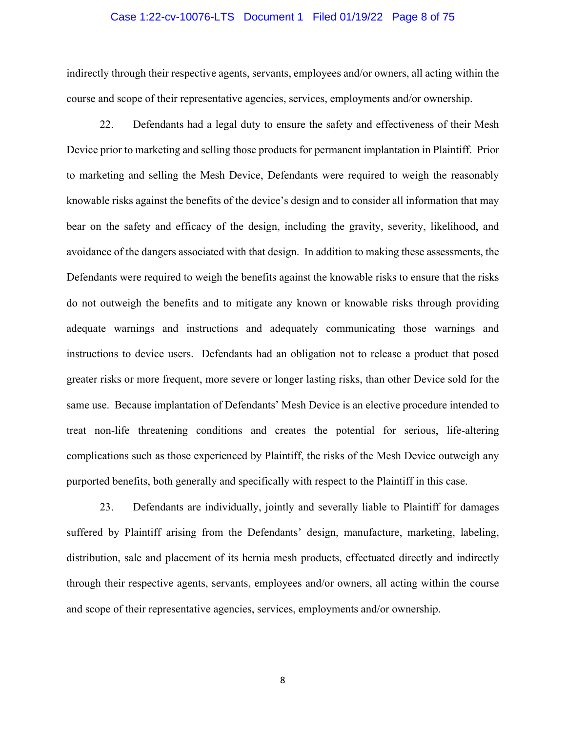indirectly through their respective agents, servants, employees and/or owners, all acting within the course and scope of their representative agencies, services, employments and/or ownership.

22. Defendants had a legal duty to ensure the safety and effectiveness of their Mesh Device prior to marketing and selling those products for permanent implantation in Plaintiff. Prior to marketing and selling the Mesh Device, Defendants were required to weigh the reasonably knowable risks against the benefits of the device's design and to consider all information that may bear on the safety and efficacy of the design, including the gravity, severity, likelihood, and avoidance of the dangers associated with that design. In addition to making these assessments, the Defendants were required to weigh the benefits against the knowable risks to ensure that the risks do not outweigh the benefits and to mitigate any known or knowable risks through providing adequate warnings and instructions and adequately communicating those warnings and instructions to device users. Defendants had an obligation not to release a product that posed greater risks or more frequent, more severe or longer lasting risks, than other Device sold for the same use. Because implantation of Defendants' Mesh Device is an elective procedure intended to treat non-life threatening conditions and creates the potential for serious, life-altering complications such as those experienced by Plaintiff, the risks of the Mesh Device outweigh any purported benefits, both generally and specifically with respect to the Plaintiff in this case.

23. Defendants are individually, jointly and severally liable to Plaintiff for damages suffered by Plaintiff arising from the Defendants' design, manufacture, marketing, labeling, distribution, sale and placement of its hernia mesh products, effectuated directly and indirectly through their respective agents, servants, employees and/or owners, all acting within the course and scope of their representative agencies, services, employments and/or ownership.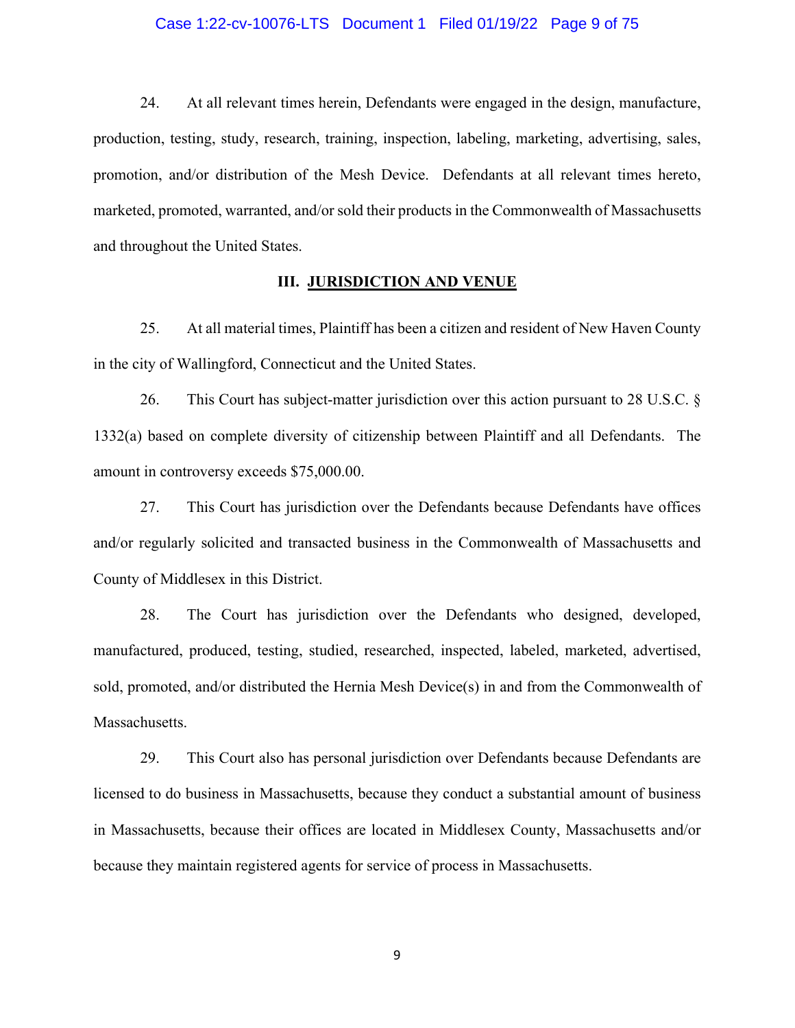24. At all relevant times herein, Defendants were engaged in the design, manufacture, production, testing, study, research, training, inspection, labeling, marketing, advertising, sales, promotion, and/or distribution of the Mesh Device. Defendants at all relevant times hereto, marketed, promoted, warranted, and/or sold their products in the Commonwealth of Massachusetts and throughout the United States.

### III. <u>JURISDICTION AND VENUE</u>

25. At all material times, Plaintiff has been a citizen and resident of New Haven County in the city of Wallingford, Connecticut and the United States.

26. This Court has subject-matter jurisdiction over this action pursuant to 28 U.S.C. § 1332(a) based on complete diversity of citizenship between Plaintiff and all Defendants. The amount in controversy exceeds $75,000.00.

27. This Court has jurisdiction over the Defendants because Defendants have offices and/or regularly solicited and transacted business in the Commonwealth of Massachusetts and County of Middlesex in this District.

28. The Court has jurisdiction over the Defendants who designed, developed, manufactured, produced, testing, studied, researched, inspected, labeled, marketed, advertised, sold, promoted, and/or distributed the Hernia Mesh Device(s) in and from the Commonwealth of Massachusetts.

29. This Court also has personal jurisdiction over Defendants because Defendants are licensed to do business in Massachusetts, because they conduct a substantial amount of business in Massachusetts, because their offices are located in Middlesex County, Massachusetts and/or because they maintain registered agents for service of process in Massachusetts.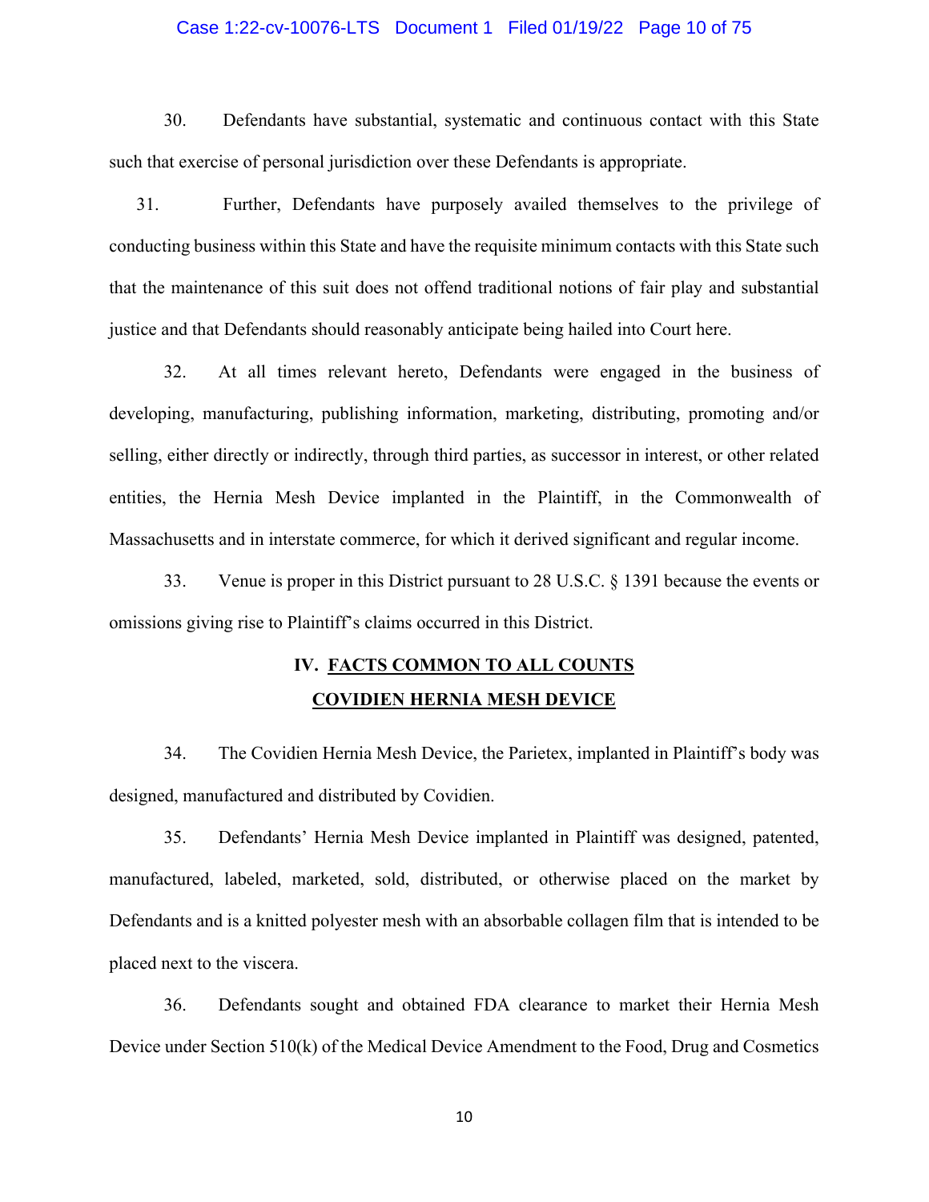30. Defendants have substantial, systematic and continuous contact with this State such that exercise of personal jurisdiction over these Defendants is appropriate.

31. Further, Defendants have purposely availed themselves to the privilege of conducting business within this State and have the requisite minimum contacts with this State such that the maintenance of this suit does not offend traditional notions of fair play and substantial justice and that Defendants should reasonably anticipate being hailed into Court here.

32. At all times relevant hereto, Defendants were engaged in the business of developing, manufacturing, publishing information, marketing, distributing, promoting and/or selling, either directly or indirectly, through third parties, as successor in interest, or other related entities, the Hernia Mesh Device implanted in the Plaintiff, in the Commonwealth of Massachusetts and in interstate commerce, for which it derived significant and regular income.

33. Venue is proper in this District pursuant to 28 U.S.C. § 1391 because the events or omissions giving rise to Plaintiff's claims occurred in this District.

## IV. FACTS COMMON TO ALL COUNTS

## COVIDIEN HERNIA MESH DEVICE

34. The Covidien Hernia Mesh Device, the Parietex, implanted in Plaintiff's body was designed, manufactured and distributed by Covidien.

35. Defendants' Hernia Mesh Device implanted in Plaintiff was designed, patented, manufactured, labeled, marketed, sold, distributed, or otherwise placed on the market by Defendants and is a knitted polyester mesh with an absorbable collagen film that is intended to be placed next to the viscera.

36. Defendants sought and obtained FDA clearance to market their Hernia Mesh Device under Section 510(k) of the Medical Device Amendment to the Food, Drug and Cosmetics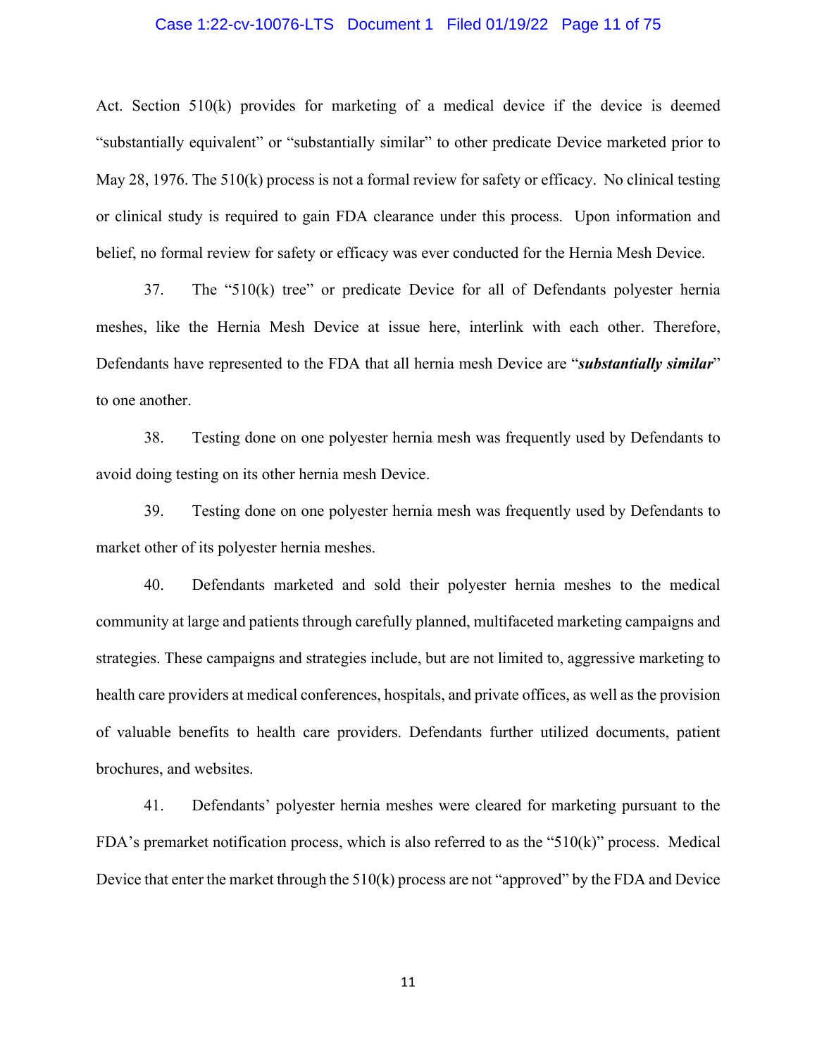Act. Section 510(k) provides for marketing of a medical device if the device is deemed "substantially equivalent" or "substantially similar" to other predicate Device marketed prior to May 28, 1976. The 510(k) process is not a formal review for safety or efficacy. No clinical testing or clinical study is required to gain FDA clearance under this process. Upon information and belief, no formal review for safety or efficacy was ever conducted for the Hernia Mesh Device.

37. The "510(k) tree" or predicate Device for all of Defendants polyester hernia meshes, like the Hernia Mesh Device at issue here, interlink with each other. Therefore, Defendants have represented to the FDA that all hernia mesh Device are "***substantially similar***" to one another.

38. Testing done on one polyester hernia mesh was frequently used by Defendants to avoid doing testing on its other hernia mesh Device.

39. Testing done on one polyester hernia mesh was frequently used by Defendants to market other of its polyester hernia meshes.

40. Defendants marketed and sold their polyester hernia meshes to the medical community at large and patients through carefully planned, multifaceted marketing campaigns and strategies. These campaigns and strategies include, but are not limited to, aggressive marketing to health care providers at medical conferences, hospitals, and private offices, as well as the provision of valuable benefits to health care providers. Defendants further utilized documents, patient brochures, and websites.

41. Defendants' polyester hernia meshes were cleared for marketing pursuant to the FDA's premarket notification process, which is also referred to as the "510(k)" process. Medical Device that enter the market through the 510(k) process are not "approved" by the FDA and Device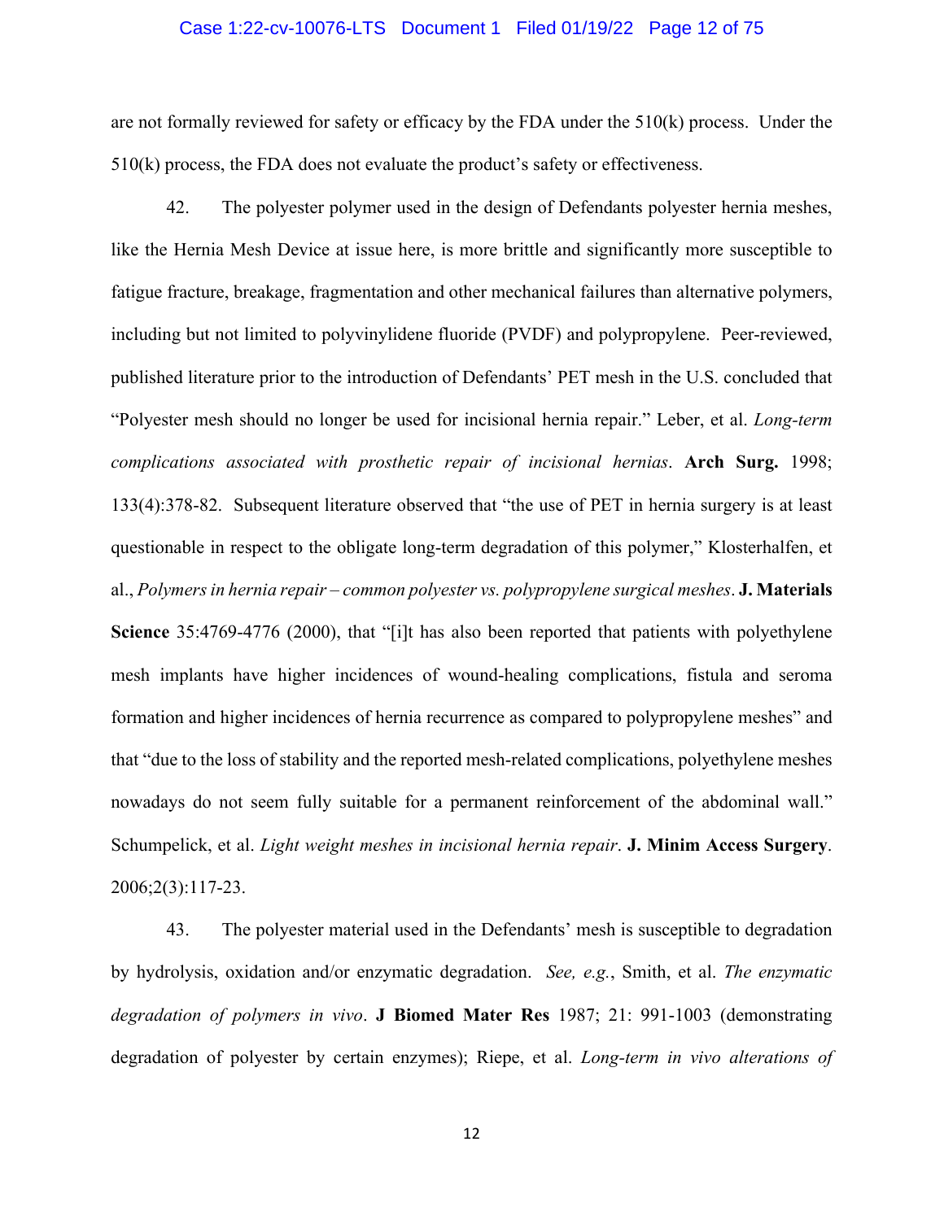are not formally reviewed for safety or efficacy by the FDA under the 510(k) process. Under the 510(k) process, the FDA does not evaluate the product's safety or effectiveness.

42. The polyester polymer used in the design of Defendants polyester hernia meshes, like the Hernia Mesh Device at issue here, is more brittle and significantly more susceptible to fatigue fracture, breakage, fragmentation and other mechanical failures than alternative polymers, including but not limited to polyvinylidene fluoride (PVDF) and polypropylene. Peer-reviewed, published literature prior to the introduction of Defendants' PET mesh in the U.S. concluded that "Polyester mesh should no longer be used for incisional hernia repair." Leber, et al. *Long-term complications associated with prosthetic repair of incisional hernias*. **Arch Surg.** 1998; 133(4):378-82. Subsequent literature observed that "the use of PET in hernia surgery is at least questionable in respect to the obligate long-term degradation of this polymer," Klosterhalfen, et al., *Polymers in hernia repair – common polyester vs. polypropylene surgical meshes*. **J. Materials Science** 35:4769-4776 (2000), that "[i]t has also been reported that patients with polyethylene mesh implants have higher incidences of wound-healing complications, fistula and seroma formation and higher incidences of hernia recurrence as compared to polypropylene meshes" and that "due to the loss of stability and the reported mesh-related complications, polyethylene meshes nowadays do not seem fully suitable for a permanent reinforcement of the abdominal wall." Schumpelick, et al. *Light weight meshes in incisional hernia repair*. **J. Minim Access Surgery**. 2006;2(3):117-23.

43. The polyester material used in the Defendants' mesh is susceptible to degradation by hydrolysis, oxidation and/or enzymatic degradation. *See, e.g.*, Smith, et al. *The enzymatic degradation of polymers in vivo*. **J Biomed Mater Res** 1987; 21: 991-1003 (demonstrating degradation of polyester by certain enzymes); Riepe, et al. *Long-term in vivo alterations of*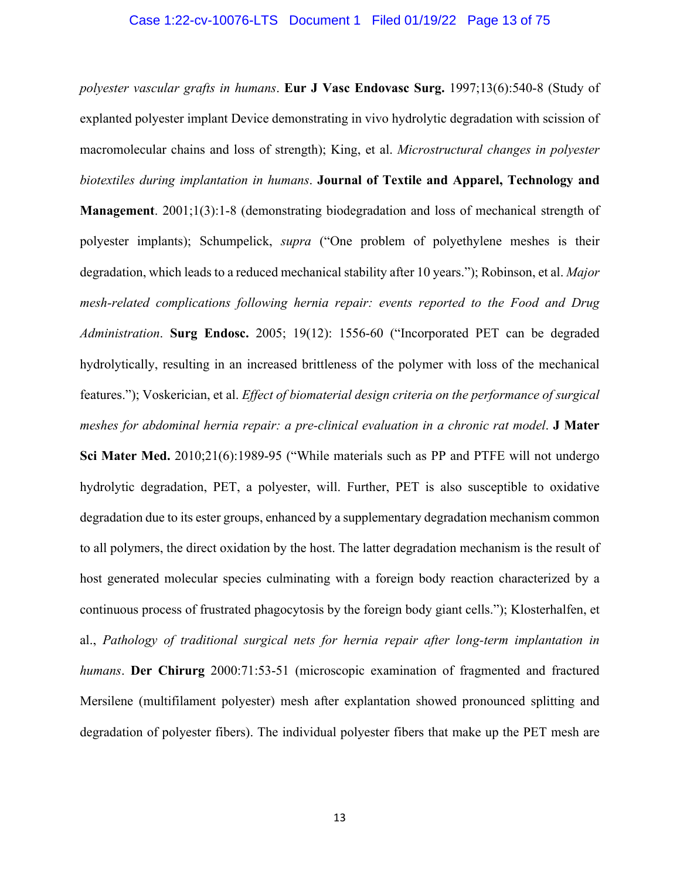*polyester vascular grafts in humans*. **Eur J Vasc Endovasc Surg.** 1997;13(6):540-8 (Study of explanted polyester implant Device demonstrating in vivo hydrolytic degradation with scission of macromolecular chains and loss of strength); King, et al. *Microstructural changes in polyester biotextiles during implantation in humans*. **Journal of Textile and Apparel, Technology and Management**. 2001;1(3):1-8 (demonstrating biodegradation and loss of mechanical strength of polyester implants); Schumpelick, *supra* ("One problem of polyethylene meshes is their degradation, which leads to a reduced mechanical stability after 10 years."); Robinson, et al. *Major mesh-related complications following hernia repair: events reported to the Food and Drug Administration*. **Surg Endosc.** 2005; 19(12): 1556-60 ("Incorporated PET can be degraded hydrolytically, resulting in an increased brittleness of the polymer with loss of the mechanical features."); Voskerician, et al. *Effect of biomaterial design criteria on the performance of surgical meshes for abdominal hernia repair: a pre-clinical evaluation in a chronic rat model*. **J Mater Sci Mater Med.** 2010;21(6):1989-95 ("While materials such as PP and PTFE will not undergo hydrolytic degradation, PET, a polyester, will. Further, PET is also susceptible to oxidative degradation due to its ester groups, enhanced by a supplementary degradation mechanism common to all polymers, the direct oxidation by the host. The latter degradation mechanism is the result of host generated molecular species culminating with a foreign body reaction characterized by a continuous process of frustrated phagocytosis by the foreign body giant cells."); Klosterhalfen, et al., *Pathology of traditional surgical nets for hernia repair after long-term implantation in humans*. **Der Chirurg** 2000:71:53-51 (microscopic examination of fragmented and fractured Mersilene (multifilament polyester) mesh after explantation showed pronounced splitting and degradation of polyester fibers). The individual polyester fibers that make up the PET mesh are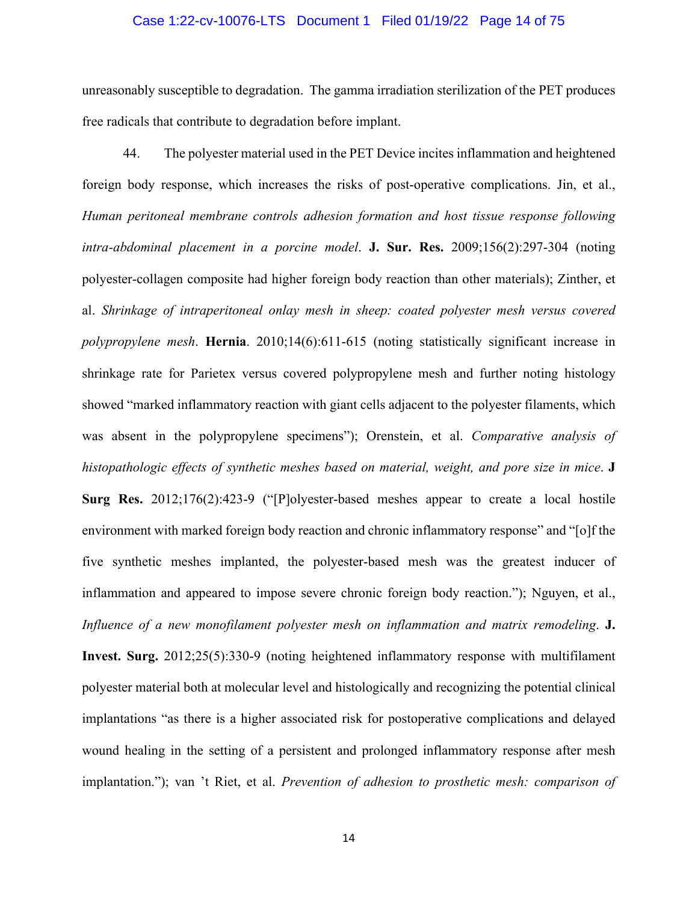unreasonably susceptible to degradation. The gamma irradiation sterilization of the PET produces free radicals that contribute to degradation before implant.

44. The polyester material used in the PET Device incites inflammation and heightened foreign body response, which increases the risks of post-operative complications. Jin, et al., *Human peritoneal membrane controls adhesion formation and host tissue response following intra-abdominal placement in a porcine model*. **J. Sur. Res.** 2009;156(2):297-304 (noting polyester-collagen composite had higher foreign body reaction than other materials); Zinther, et al. *Shrinkage of intraperitoneal onlay mesh in sheep: coated polyester mesh versus covered polypropylene mesh*. **Hernia**. 2010;14(6):611-615 (noting statistically significant increase in shrinkage rate for Parietex versus covered polypropylene mesh and further noting histology showed "marked inflammatory reaction with giant cells adjacent to the polyester filaments, which was absent in the polypropylene specimens"); Orenstein, et al. *Comparative analysis of histopathologic effects of synthetic meshes based on material, weight, and pore size in mice*. **J Surg Res.** 2012;176(2):423-9 ("[P]olyester-based meshes appear to create a local hostile environment with marked foreign body reaction and chronic inflammatory response" and "[o]f the five synthetic meshes implanted, the polyester-based mesh was the greatest inducer of inflammation and appeared to impose severe chronic foreign body reaction."); Nguyen, et al., *Influence of a new monofilament polyester mesh on inflammation and matrix remodeling*. **J. Invest. Surg.** 2012;25(5):330-9 (noting heightened inflammatory response with multifilament polyester material both at molecular level and histologically and recognizing the potential clinical implantations "as there is a higher associated risk for postoperative complications and delayed wound healing in the setting of a persistent and prolonged inflammatory response after mesh implantation."); van 't Riet, et al. *Prevention of adhesion to prosthetic mesh: comparison of*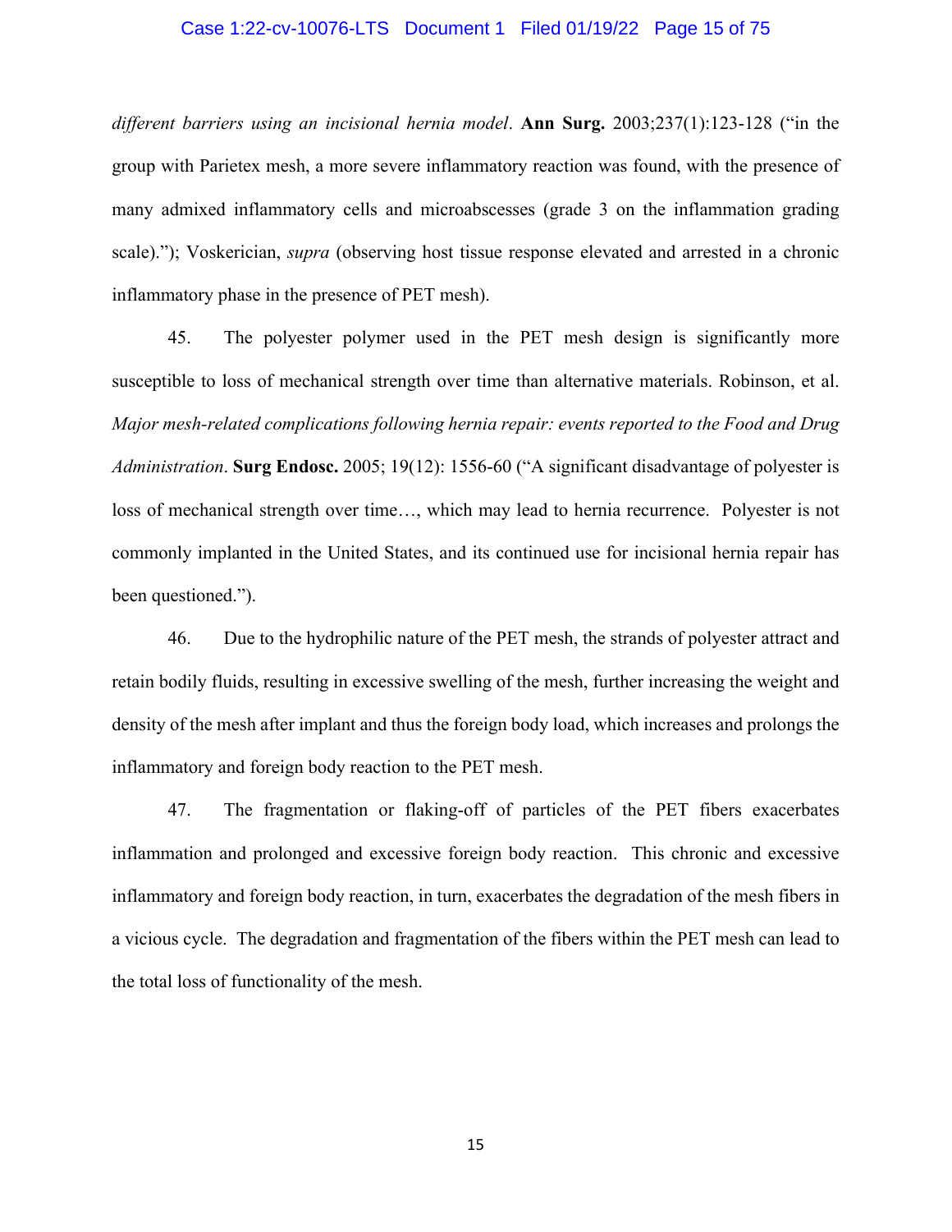*different barriers using an incisional hernia model*. **Ann Surg.** 2003;237(1):123-128 ("in the group with Parietex mesh, a more severe inflammatory reaction was found, with the presence of many admixed inflammatory cells and microabscesses (grade 3 on the inflammation grading scale)."); Voskerician, *supra* (observing host tissue response elevated and arrested in a chronic inflammatory phase in the presence of PET mesh).

45. The polyester polymer used in the PET mesh design is significantly more susceptible to loss of mechanical strength over time than alternative materials. Robinson, et al. *Major mesh-related complications following hernia repair: events reported to the Food and Drug Administration*. **Surg Endosc.** 2005; 19(12): 1556-60 ("A significant disadvantage of polyester is loss of mechanical strength over time…, which may lead to hernia recurrence. Polyester is not commonly implanted in the United States, and its continued use for incisional hernia repair has been questioned.").

46. Due to the hydrophilic nature of the PET mesh, the strands of polyester attract and retain bodily fluids, resulting in excessive swelling of the mesh, further increasing the weight and density of the mesh after implant and thus the foreign body load, which increases and prolongs the inflammatory and foreign body reaction to the PET mesh.

47. The fragmentation or flaking-off of particles of the PET fibers exacerbates inflammation and prolonged and excessive foreign body reaction. This chronic and excessive inflammatory and foreign body reaction, in turn, exacerbates the degradation of the mesh fibers in a vicious cycle. The degradation and fragmentation of the fibers within the PET mesh can lead to the total loss of functionality of the mesh.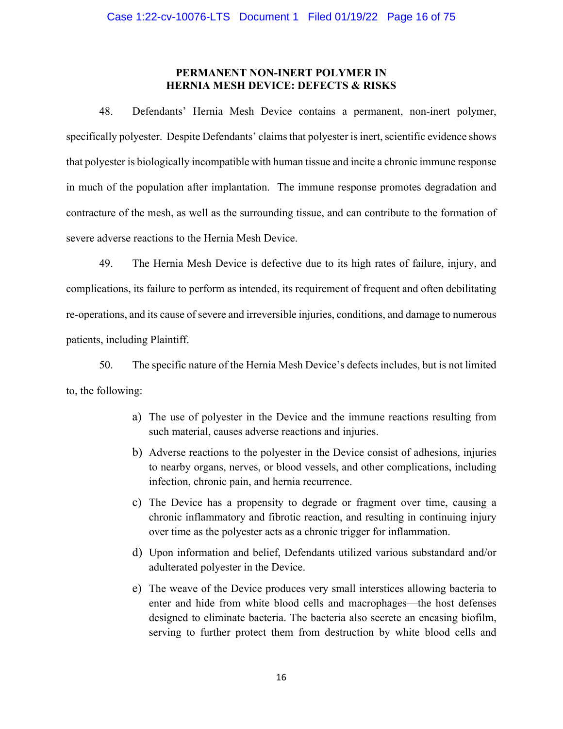## PERMANENT NON-INERT POLYMER IN HERNIA MESH DEVICE: DEFECTS & RISKS

48. Defendants' Hernia Mesh Device contains a permanent, non-inert polymer, specifically polyester. Despite Defendants' claims that polyester is inert, scientific evidence shows that polyester is biologically incompatible with human tissue and incite a chronic immune response in much of the population after implantation. The immune response promotes degradation and contracture of the mesh, as well as the surrounding tissue, and can contribute to the formation of severe adverse reactions to the Hernia Mesh Device.

49. The Hernia Mesh Device is defective due to its high rates of failure, injury, and complications, its failure to perform as intended, its requirement of frequent and often debilitating re-operations, and its cause of severe and irreversible injuries, conditions, and damage to numerous patients, including Plaintiff.

50. The specific nature of the Hernia Mesh Device's defects includes, but is not limited to, the following:

a) The use of polyester in the Device and the immune reactions resulting from such material, causes adverse reactions and injuries.

b) Adverse reactions to the polyester in the Device consist of adhesions, injuries to nearby organs, nerves, or blood vessels, and other complications, including infection, chronic pain, and hernia recurrence.

c) The Device has a propensity to degrade or fragment over time, causing a chronic inflammatory and fibrotic reaction, and resulting in continuing injury over time as the polyester acts as a chronic trigger for inflammation.

d) Upon information and belief, Defendants utilized various substandard and/or adulterated polyester in the Device.

e) The weave of the Device produces very small interstices allowing bacteria to enter and hide from white blood cells and macrophages—the host defenses designed to eliminate bacteria. The bacteria also secrete an encasing biofilm, serving to further protect them from destruction by white blood cells and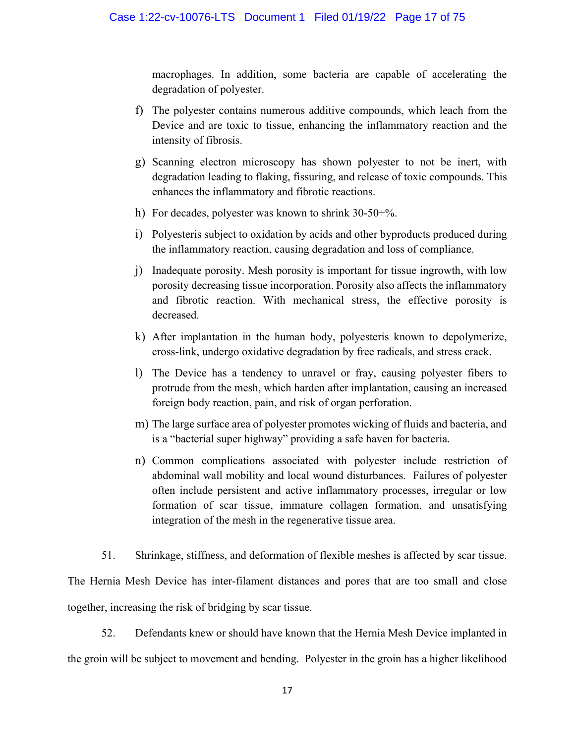macrophages. In addition, some bacteria are capable of accelerating the degradation of polyester.

f) The polyester contains numerous additive compounds, which leach from the Device and are toxic to tissue, enhancing the inflammatory reaction and the intensity of fibrosis.

g) Scanning electron microscopy has shown polyester to not be inert, with degradation leading to flaking, fissuring, and release of toxic compounds. This enhances the inflammatory and fibrotic reactions.

h) For decades, polyester was known to shrink 30-50+%.

i) Polyesteris subject to oxidation by acids and other byproducts produced during the inflammatory reaction, causing degradation and loss of compliance.

j) Inadequate porosity. Mesh porosity is important for tissue ingrowth, with low porosity decreasing tissue incorporation. Porosity also affects the inflammatory and fibrotic reaction. With mechanical stress, the effective porosity is decreased.

k) After implantation in the human body, polyesteris known to depolymerize, cross-link, undergo oxidative degradation by free radicals, and stress crack.

l) The Device has a tendency to unravel or fray, causing polyester fibers to protrude from the mesh, which harden after implantation, causing an increased foreign body reaction, pain, and risk of organ perforation.

m) The large surface area of polyester promotes wicking of fluids and bacteria, and is a "bacterial super highway" providing a safe haven for bacteria.

n) Common complications associated with polyester include restriction of abdominal wall mobility and local wound disturbances. Failures of polyester often include persistent and active inflammatory processes, irregular or low formation of scar tissue, immature collagen formation, and unsatisfying integration of the mesh in the regenerative tissue area.

51. Shrinkage, stiffness, and deformation of flexible meshes is affected by scar tissue. The Hernia Mesh Device has inter-filament distances and pores that are too small and close together, increasing the risk of bridging by scar tissue.

52. Defendants knew or should have known that the Hernia Mesh Device implanted in the groin will be subject to movement and bending. Polyester in the groin has a higher likelihood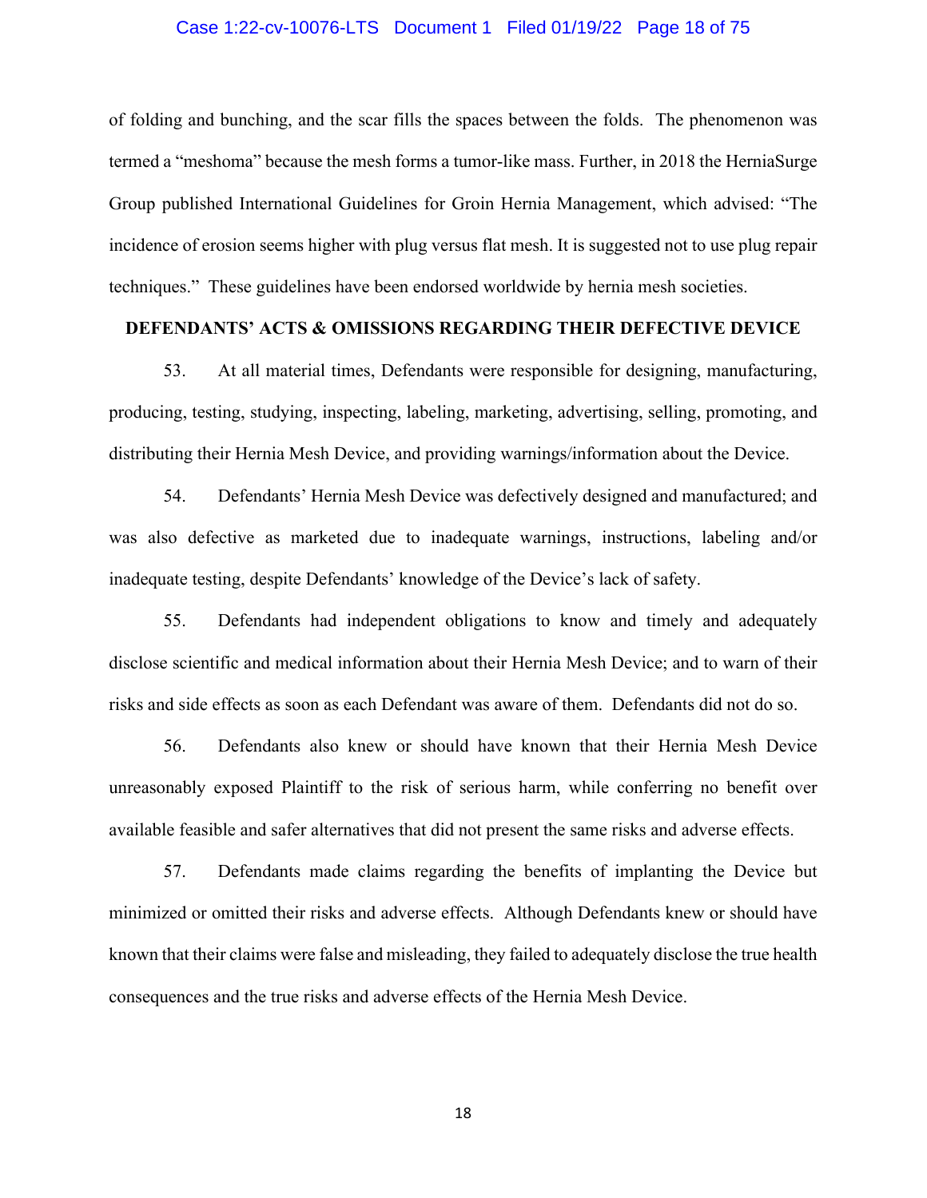of folding and bunching, and the scar fills the spaces between the folds. The phenomenon was termed a "meshoma" because the mesh forms a tumor-like mass. Further, in 2018 the HerniaSurge Group published International Guidelines for Groin Hernia Management, which advised: "The incidence of erosion seems higher with plug versus flat mesh. It is suggested not to use plug repair techniques." These guidelines have been endorsed worldwide by hernia mesh societies.

## DEFENDANTS' ACTS & OMISSIONS REGARDING THEIR DEFECTIVE DEVICE

53. At all material times, Defendants were responsible for designing, manufacturing, producing, testing, studying, inspecting, labeling, marketing, advertising, selling, promoting, and distributing their Hernia Mesh Device, and providing warnings/information about the Device.

54. Defendants' Hernia Mesh Device was defectively designed and manufactured; and was also defective as marketed due to inadequate warnings, instructions, labeling and/or inadequate testing, despite Defendants' knowledge of the Device's lack of safety.

55. Defendants had independent obligations to know and timely and adequately disclose scientific and medical information about their Hernia Mesh Device; and to warn of their risks and side effects as soon as each Defendant was aware of them. Defendants did not do so.

56. Defendants also knew or should have known that their Hernia Mesh Device unreasonably exposed Plaintiff to the risk of serious harm, while conferring no benefit over available feasible and safer alternatives that did not present the same risks and adverse effects.

57. Defendants made claims regarding the benefits of implanting the Device but minimized or omitted their risks and adverse effects. Although Defendants knew or should have known that their claims were false and misleading, they failed to adequately disclose the true health consequences and the true risks and adverse effects of the Hernia Mesh Device.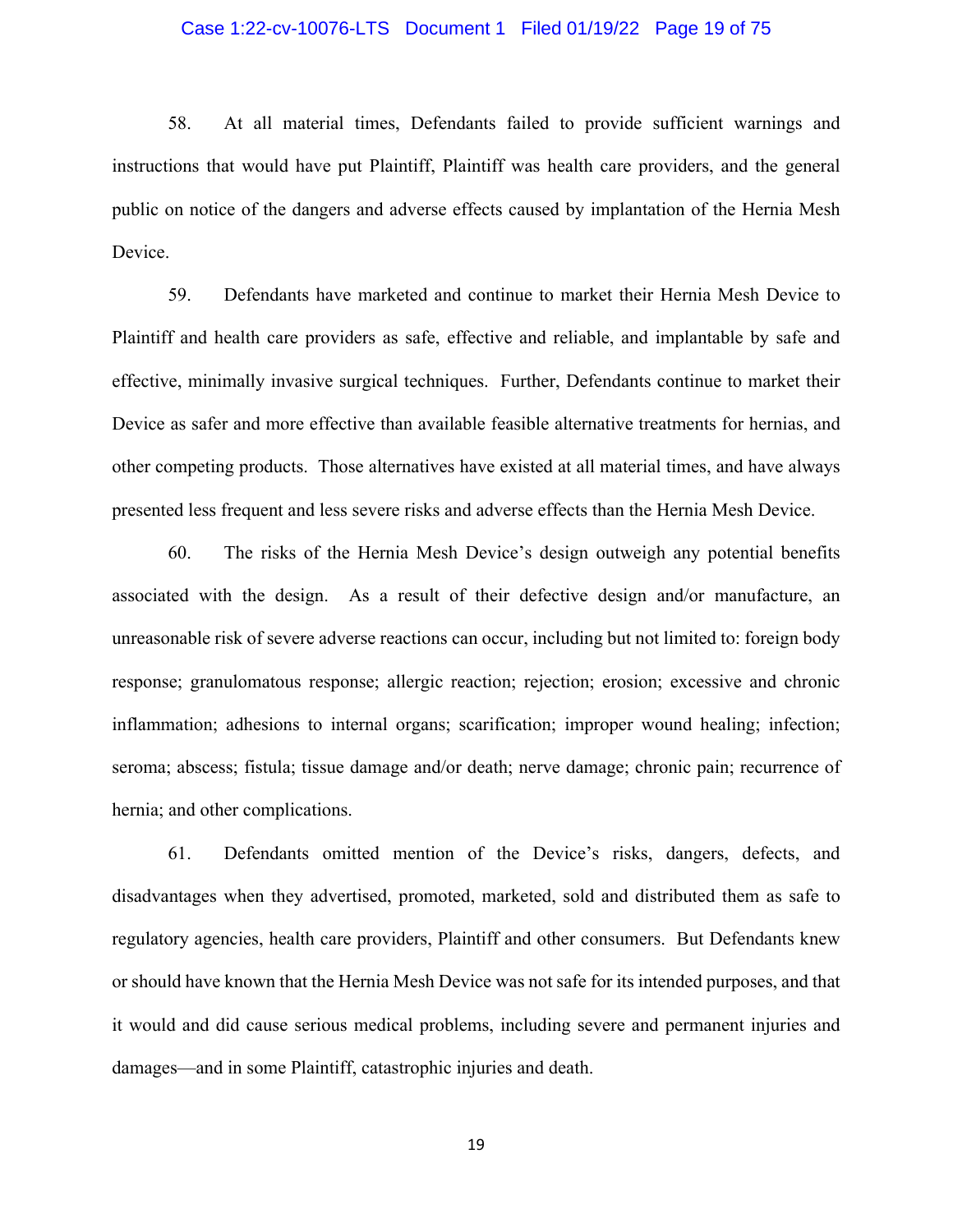58. At all material times, Defendants failed to provide sufficient warnings and instructions that would have put Plaintiff, Plaintiff was health care providers, and the general public on notice of the dangers and adverse effects caused by implantation of the Hernia Mesh Device.

59. Defendants have marketed and continue to market their Hernia Mesh Device to Plaintiff and health care providers as safe, effective and reliable, and implantable by safe and effective, minimally invasive surgical techniques. Further, Defendants continue to market their Device as safer and more effective than available feasible alternative treatments for hernias, and other competing products. Those alternatives have existed at all material times, and have always presented less frequent and less severe risks and adverse effects than the Hernia Mesh Device.

60. The risks of the Hernia Mesh Device's design outweigh any potential benefits associated with the design. As a result of their defective design and/or manufacture, an unreasonable risk of severe adverse reactions can occur, including but not limited to: foreign body response; granulomatous response; allergic reaction; rejection; erosion; excessive and chronic inflammation; adhesions to internal organs; scarification; improper wound healing; infection; seroma; abscess; fistula; tissue damage and/or death; nerve damage; chronic pain; recurrence of hernia; and other complications.

61. Defendants omitted mention of the Device's risks, dangers, defects, and disadvantages when they advertised, promoted, marketed, sold and distributed them as safe to regulatory agencies, health care providers, Plaintiff and other consumers. But Defendants knew or should have known that the Hernia Mesh Device was not safe for its intended purposes, and that it would and did cause serious medical problems, including severe and permanent injuries and damages—and in some Plaintiff, catastrophic injuries and death.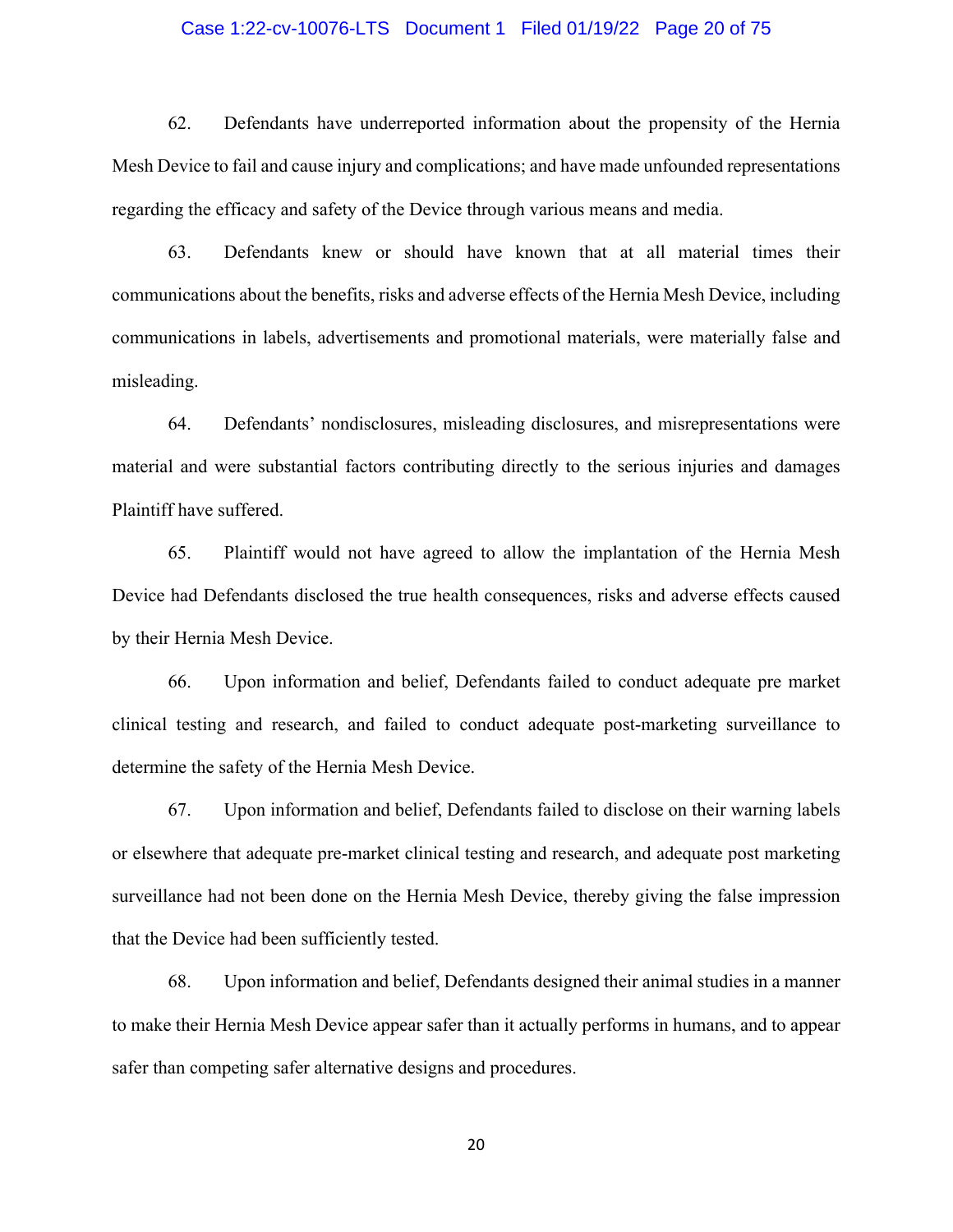62. Defendants have underreported information about the propensity of the Hernia Mesh Device to fail and cause injury and complications; and have made unfounded representations regarding the efficacy and safety of the Device through various means and media.

63. Defendants knew or should have known that at all material times their communications about the benefits, risks and adverse effects of the Hernia Mesh Device, including communications in labels, advertisements and promotional materials, were materially false and misleading.

64. Defendants' nondisclosures, misleading disclosures, and misrepresentations were material and were substantial factors contributing directly to the serious injuries and damages Plaintiff have suffered.

65. Plaintiff would not have agreed to allow the implantation of the Hernia Mesh Device had Defendants disclosed the true health consequences, risks and adverse effects caused by their Hernia Mesh Device.

66. Upon information and belief, Defendants failed to conduct adequate pre market clinical testing and research, and failed to conduct adequate post-marketing surveillance to determine the safety of the Hernia Mesh Device.

67. Upon information and belief, Defendants failed to disclose on their warning labels or elsewhere that adequate pre-market clinical testing and research, and adequate post marketing surveillance had not been done on the Hernia Mesh Device, thereby giving the false impression that the Device had been sufficiently tested.

68. Upon information and belief, Defendants designed their animal studies in a manner to make their Hernia Mesh Device appear safer than it actually performs in humans, and to appear safer than competing safer alternative designs and procedures.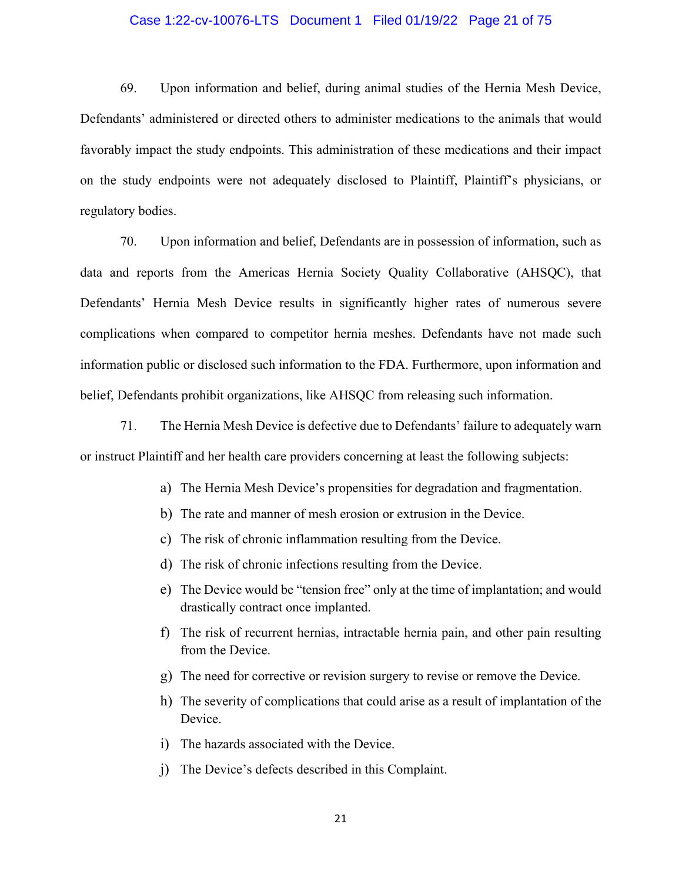69. Upon information and belief, during animal studies of the Hernia Mesh Device, Defendants' administered or directed others to administer medications to the animals that would favorably impact the study endpoints. This administration of these medications and their impact on the study endpoints were not adequately disclosed to Plaintiff, Plaintiff's physicians, or regulatory bodies.

70. Upon information and belief, Defendants are in possession of information, such as data and reports from the Americas Hernia Society Quality Collaborative (AHSQC), that Defendants' Hernia Mesh Device results in significantly higher rates of numerous severe complications when compared to competitor hernia meshes. Defendants have not made such information public or disclosed such information to the FDA. Furthermore, upon information and belief, Defendants prohibit organizations, like AHSQC from releasing such information.

71. The Hernia Mesh Device is defective due to Defendants' failure to adequately warn or instruct Plaintiff and her health care providers concerning at least the following subjects:

a) The Hernia Mesh Device's propensities for degradation and fragmentation.
b) The rate and manner of mesh erosion or extrusion in the Device.
c) The risk of chronic inflammation resulting from the Device.
d) The risk of chronic infections resulting from the Device.
e) The Device would be "tension free" only at the time of implantation; and would drastically contract once implanted.
f) The risk of recurrent hernias, intractable hernia pain, and other pain resulting from the Device.
g) The need for corrective or revision surgery to revise or remove the Device.
h) The severity of complications that could arise as a result of implantation of the Device.
i) The hazards associated with the Device.
j) The Device's defects described in this Complaint.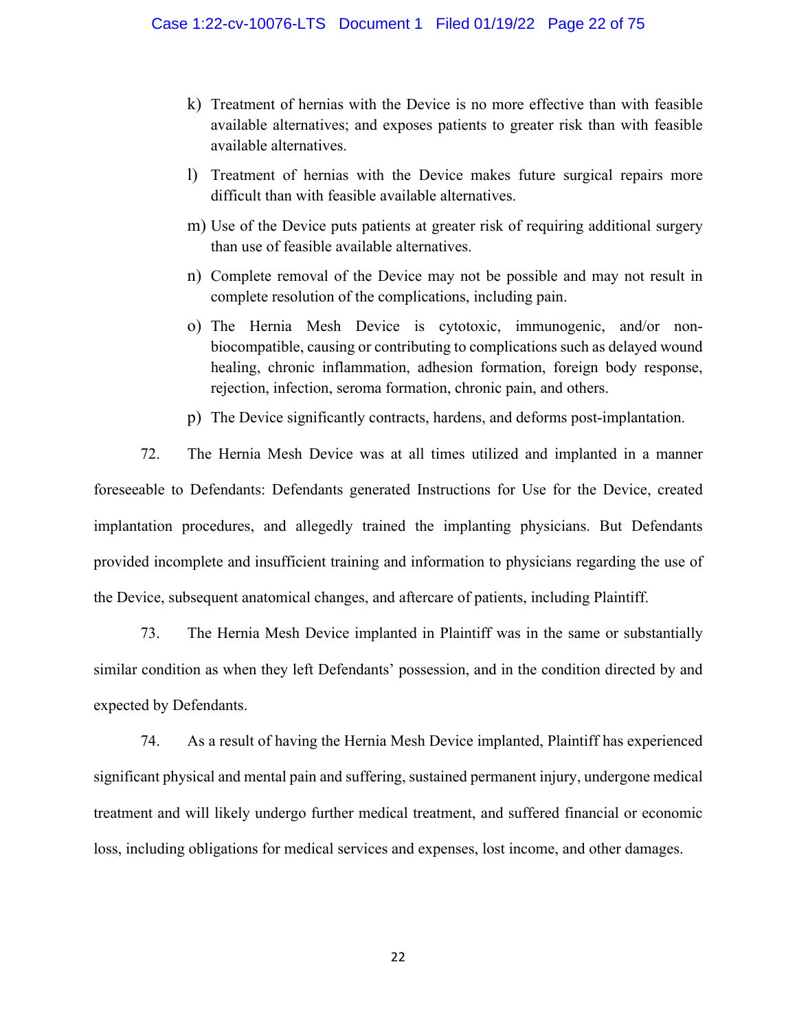k) Treatment of hernias with the Device is no more effective than with feasible available alternatives; and exposes patients to greater risk than with feasible available alternatives.

l) Treatment of hernias with the Device makes future surgical repairs more difficult than with feasible available alternatives.

m) Use of the Device puts patients at greater risk of requiring additional surgery than use of feasible available alternatives.

n) Complete removal of the Device may not be possible and may not result in complete resolution of the complications, including pain.

o) The Hernia Mesh Device is cytotoxic, immunogenic, and/or non-biocompatible, causing or contributing to complications such as delayed wound healing, chronic inflammation, adhesion formation, foreign body response, rejection, infection, seroma formation, chronic pain, and others.

p) The Device significantly contracts, hardens, and deforms post-implantation.

72. The Hernia Mesh Device was at all times utilized and implanted in a manner foreseeable to Defendants: Defendants generated Instructions for Use for the Device, created implantation procedures, and allegedly trained the implanting physicians. But Defendants provided incomplete and insufficient training and information to physicians regarding the use of the Device, subsequent anatomical changes, and aftercare of patients, including Plaintiff.

73. The Hernia Mesh Device implanted in Plaintiff was in the same or substantially similar condition as when they left Defendants' possession, and in the condition directed by and expected by Defendants.

74. As a result of having the Hernia Mesh Device implanted, Plaintiff has experienced significant physical and mental pain and suffering, sustained permanent injury, undergone medical treatment and will likely undergo further medical treatment, and suffered financial or economic loss, including obligations for medical services and expenses, lost income, and other damages.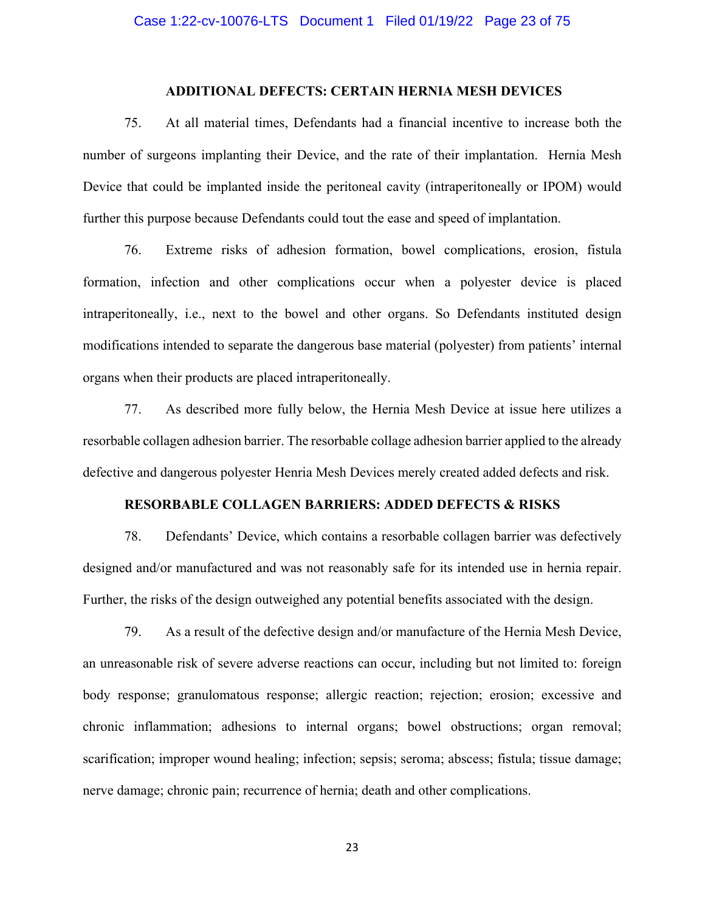## ADDITIONAL DEFECTS: CERTAIN HERNIA MESH DEVICES

75. At all material times, Defendants had a financial incentive to increase both the number of surgeons implanting their Device, and the rate of their implantation. Hernia Mesh Device that could be implanted inside the peritoneal cavity (intraperitoneally or IPOM) would further this purpose because Defendants could tout the ease and speed of implantation.

76. Extreme risks of adhesion formation, bowel complications, erosion, fistula formation, infection and other complications occur when a polyester device is placed intraperitoneally, i.e., next to the bowel and other organs. So Defendants instituted design modifications intended to separate the dangerous base material (polyester) from patients' internal organs when their products are placed intraperitoneally.

77. As described more fully below, the Hernia Mesh Device at issue here utilizes a resorbable collagen adhesion barrier. The resorbable collage adhesion barrier applied to the already defective and dangerous polyester Henria Mesh Devices merely created added defects and risk.

## RESORBABLE COLLAGEN BARRIERS: ADDED DEFECTS & RISKS

78. Defendants' Device, which contains a resorbable collagen barrier was defectively designed and/or manufactured and was not reasonably safe for its intended use in hernia repair. Further, the risks of the design outweighed any potential benefits associated with the design.

79. As a result of the defective design and/or manufacture of the Hernia Mesh Device, an unreasonable risk of severe adverse reactions can occur, including but not limited to: foreign body response; granulomatous response; allergic reaction; rejection; erosion; excessive and chronic inflammation; adhesions to internal organs; bowel obstructions; organ removal; scarification; improper wound healing; infection; sepsis; seroma; abscess; fistula; tissue damage; nerve damage; chronic pain; recurrence of hernia; death and other complications.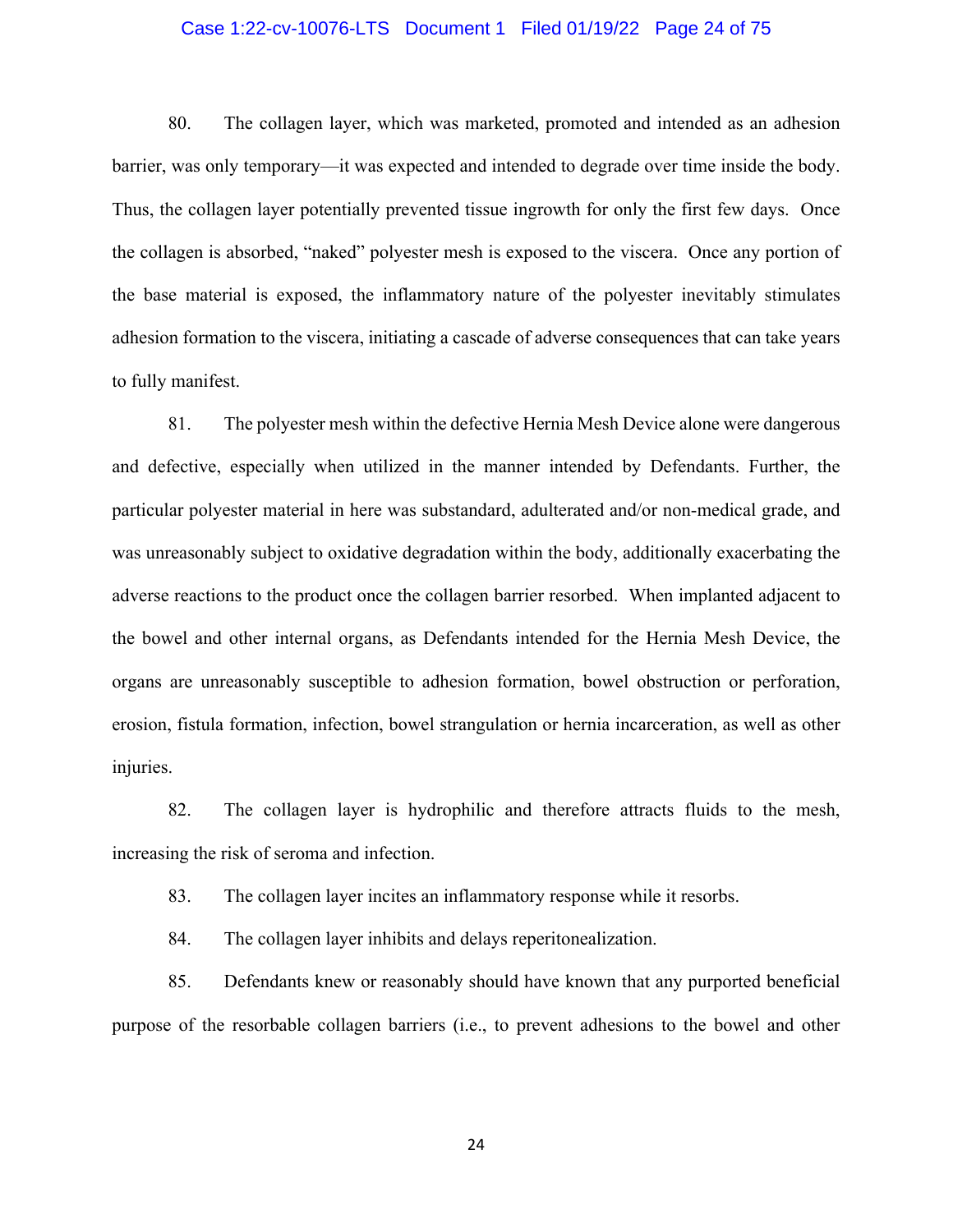80. The collagen layer, which was marketed, promoted and intended as an adhesion barrier, was only temporary—it was expected and intended to degrade over time inside the body. Thus, the collagen layer potentially prevented tissue ingrowth for only the first few days. Once the collagen is absorbed, "naked" polyester mesh is exposed to the viscera. Once any portion of the base material is exposed, the inflammatory nature of the polyester inevitably stimulates adhesion formation to the viscera, initiating a cascade of adverse consequences that can take years to fully manifest.

81. The polyester mesh within the defective Hernia Mesh Device alone were dangerous and defective, especially when utilized in the manner intended by Defendants. Further, the particular polyester material in here was substandard, adulterated and/or non-medical grade, and was unreasonably subject to oxidative degradation within the body, additionally exacerbating the adverse reactions to the product once the collagen barrier resorbed. When implanted adjacent to the bowel and other internal organs, as Defendants intended for the Hernia Mesh Device, the organs are unreasonably susceptible to adhesion formation, bowel obstruction or perforation, erosion, fistula formation, infection, bowel strangulation or hernia incarceration, as well as other injuries.

82. The collagen layer is hydrophilic and therefore attracts fluids to the mesh, increasing the risk of seroma and infection.

83. The collagen layer incites an inflammatory response while it resorbs.

84. The collagen layer inhibits and delays reperitonealization.

85. Defendants knew or reasonably should have known that any purported beneficial purpose of the resorbable collagen barriers (i.e., to prevent adhesions to the bowel and other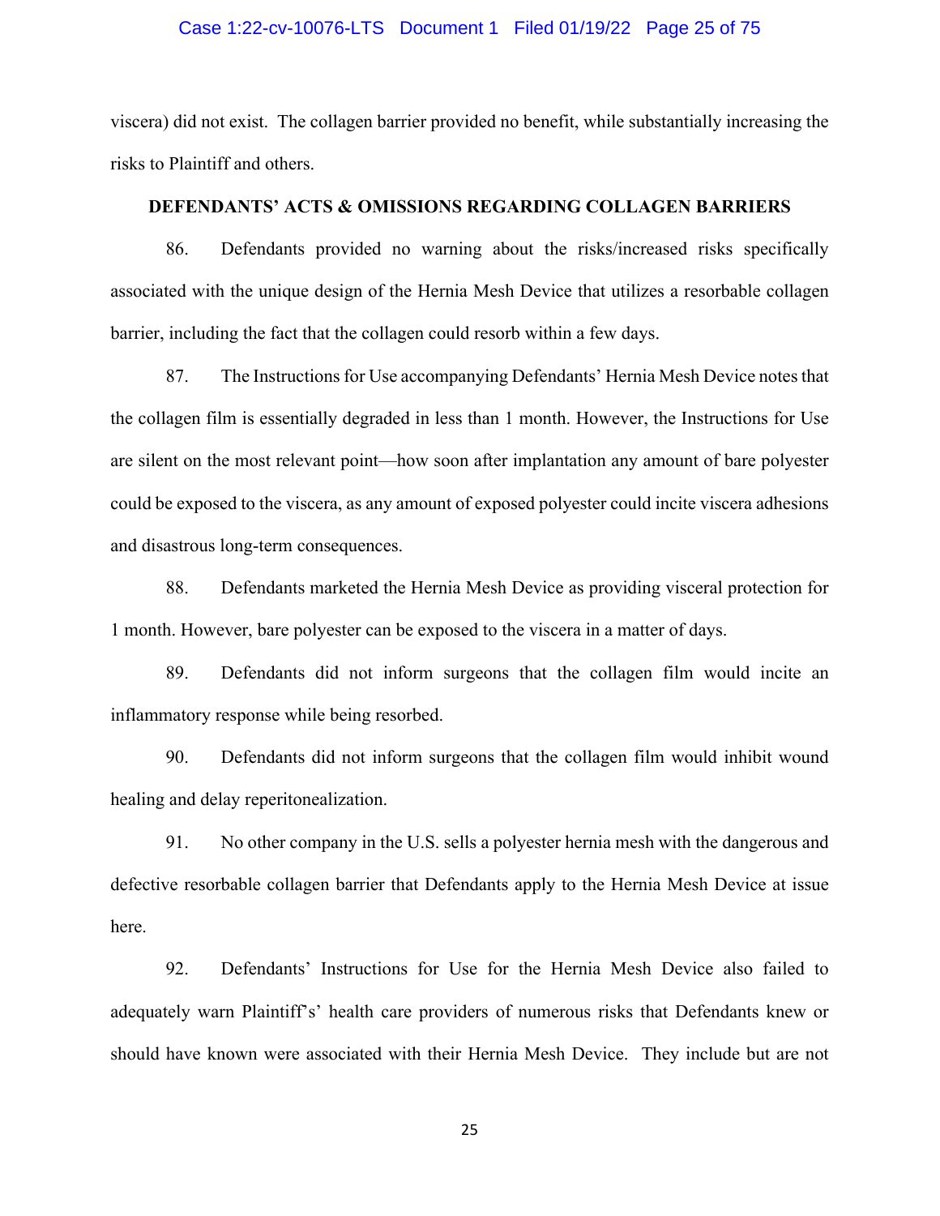viscera) did not exist. The collagen barrier provided no benefit, while substantially increasing the risks to Plaintiff and others.

**DEFENDANTS' ACTS & OMISSIONS REGARDING COLLAGEN BARRIERS**

86. Defendants provided no warning about the risks/increased risks specifically associated with the unique design of the Hernia Mesh Device that utilizes a resorbable collagen barrier, including the fact that the collagen could resorb within a few days.

87. The Instructions for Use accompanying Defendants' Hernia Mesh Device notes that the collagen film is essentially degraded in less than 1 month. However, the Instructions for Use are silent on the most relevant point—how soon after implantation any amount of bare polyester could be exposed to the viscera, as any amount of exposed polyester could incite viscera adhesions and disastrous long-term consequences.

88. Defendants marketed the Hernia Mesh Device as providing visceral protection for 1 month. However, bare polyester can be exposed to the viscera in a matter of days.

89. Defendants did not inform surgeons that the collagen film would incite an inflammatory response while being resorbed.

90. Defendants did not inform surgeons that the collagen film would inhibit wound healing and delay reperitonealization.

91. No other company in the U.S. sells a polyester hernia mesh with the dangerous and defective resorbable collagen barrier that Defendants apply to the Hernia Mesh Device at issue here.

92. Defendants' Instructions for Use for the Hernia Mesh Device also failed to adequately warn Plaintiff's' health care providers of numerous risks that Defendants knew or should have known were associated with their Hernia Mesh Device. They include but are not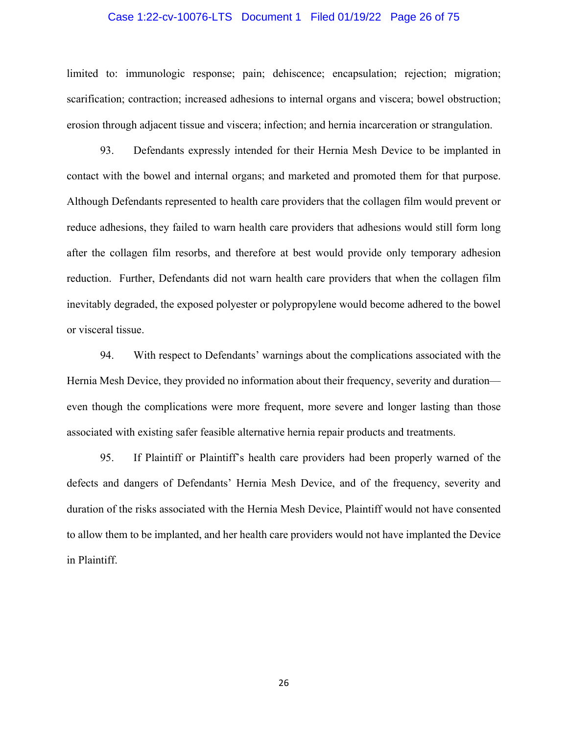limited to: immunologic response; pain; dehiscence; encapsulation; rejection; migration; scarification; contraction; increased adhesions to internal organs and viscera; bowel obstruction; erosion through adjacent tissue and viscera; infection; and hernia incarceration or strangulation.

93. Defendants expressly intended for their Hernia Mesh Device to be implanted in contact with the bowel and internal organs; and marketed and promoted them for that purpose. Although Defendants represented to health care providers that the collagen film would prevent or reduce adhesions, they failed to warn health care providers that adhesions would still form long after the collagen film resorbs, and therefore at best would provide only temporary adhesion reduction. Further, Defendants did not warn health care providers that when the collagen film inevitably degraded, the exposed polyester or polypropylene would become adhered to the bowel or visceral tissue.

94. With respect to Defendants' warnings about the complications associated with the Hernia Mesh Device, they provided no information about their frequency, severity and duration—even though the complications were more frequent, more severe and longer lasting than those associated with existing safer feasible alternative hernia repair products and treatments.

95. If Plaintiff or Plaintiff's health care providers had been properly warned of the defects and dangers of Defendants' Hernia Mesh Device, and of the frequency, severity and duration of the risks associated with the Hernia Mesh Device, Plaintiff would not have consented to allow them to be implanted, and her health care providers would not have implanted the Device in Plaintiff.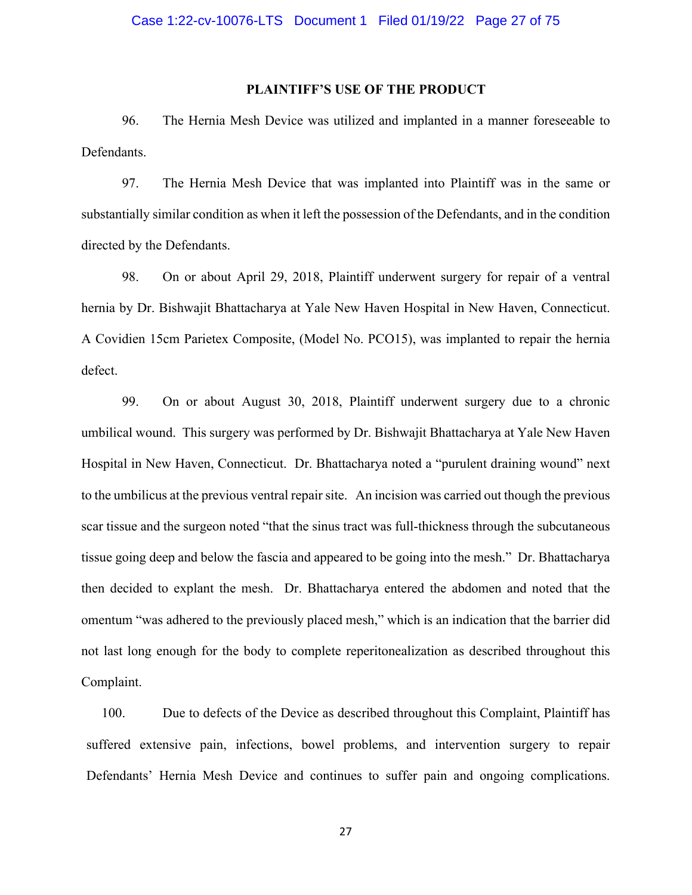## PLAINTIFF'S USE OF THE PRODUCT

96. The Hernia Mesh Device was utilized and implanted in a manner foreseeable to Defendants.

97. The Hernia Mesh Device that was implanted into Plaintiff was in the same or substantially similar condition as when it left the possession of the Defendants, and in the condition directed by the Defendants.

98. On or about April 29, 2018, Plaintiff underwent surgery for repair of a ventral hernia by Dr. Bishwajit Bhattacharya at Yale New Haven Hospital in New Haven, Connecticut. A Covidien 15cm Parietex Composite, (Model No. PCO15), was implanted to repair the hernia defect.

99. On or about August 30, 2018, Plaintiff underwent surgery due to a chronic umbilical wound. This surgery was performed by Dr. Bishwajit Bhattacharya at Yale New Haven Hospital in New Haven, Connecticut. Dr. Bhattacharya noted a "purulent draining wound" next to the umbilicus at the previous ventral repair site. An incision was carried out though the previous scar tissue and the surgeon noted "that the sinus tract was full-thickness through the subcutaneous tissue going deep and below the fascia and appeared to be going into the mesh." Dr. Bhattacharya then decided to explant the mesh. Dr. Bhattacharya entered the abdomen and noted that the omentum "was adhered to the previously placed mesh," which is an indication that the barrier did not last long enough for the body to complete reperitonealization as described throughout this Complaint.

100. Due to defects of the Device as described throughout this Complaint, Plaintiff has suffered extensive pain, infections, bowel problems, and intervention surgery to repair Defendants' Hernia Mesh Device and continues to suffer pain and ongoing complications.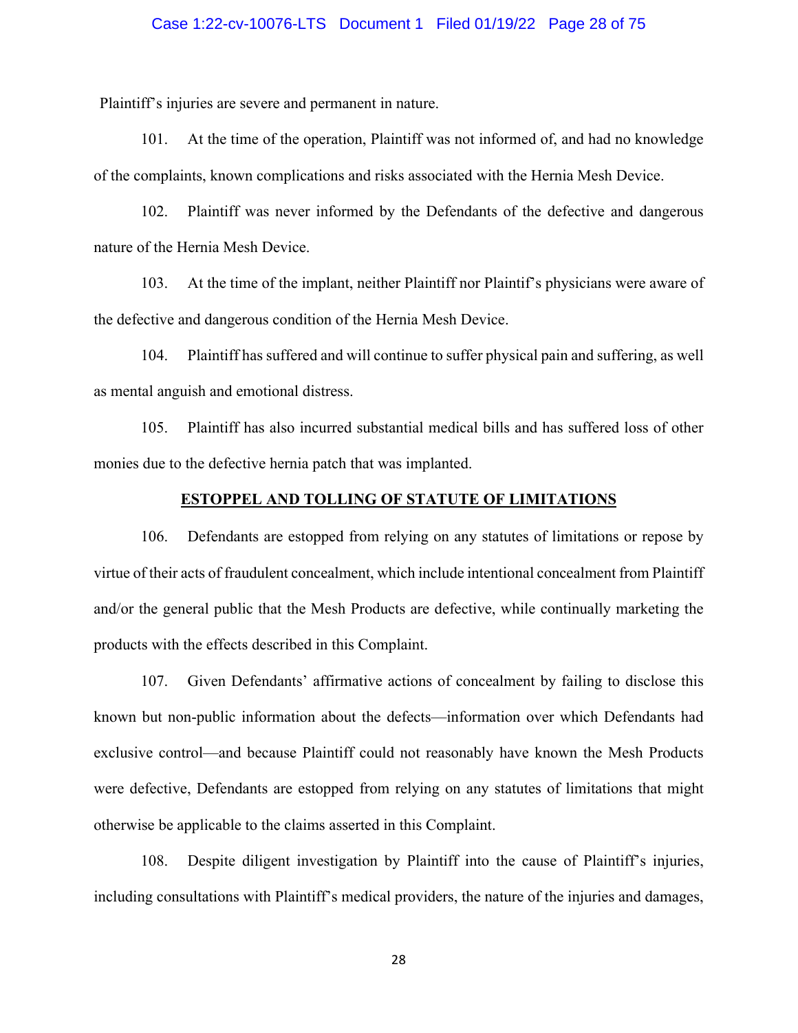Plaintiff's injuries are severe and permanent in nature.

101. At the time of the operation, Plaintiff was not informed of, and had no knowledge of the complaints, known complications and risks associated with the Hernia Mesh Device.

102. Plaintiff was never informed by the Defendants of the defective and dangerous nature of the Hernia Mesh Device.

103. At the time of the implant, neither Plaintiff nor Plaintif's physicians were aware of the defective and dangerous condition of the Hernia Mesh Device.

104. Plaintiff has suffered and will continue to suffer physical pain and suffering, as well as mental anguish and emotional distress.

105. Plaintiff has also incurred substantial medical bills and has suffered loss of other monies due to the defective hernia patch that was implanted.

**ESTOPPEL AND TOLLING OF STATUTE OF LIMITATIONS**

106. Defendants are estopped from relying on any statutes of limitations or repose by virtue of their acts of fraudulent concealment, which include intentional concealment from Plaintiff and/or the general public that the Mesh Products are defective, while continually marketing the products with the effects described in this Complaint.

107. Given Defendants' affirmative actions of concealment by failing to disclose this known but non-public information about the defects—information over which Defendants had exclusive control—and because Plaintiff could not reasonably have known the Mesh Products were defective, Defendants are estopped from relying on any statutes of limitations that might otherwise be applicable to the claims asserted in this Complaint.

108. Despite diligent investigation by Plaintiff into the cause of Plaintiff's injuries, including consultations with Plaintiff's medical providers, the nature of the injuries and damages,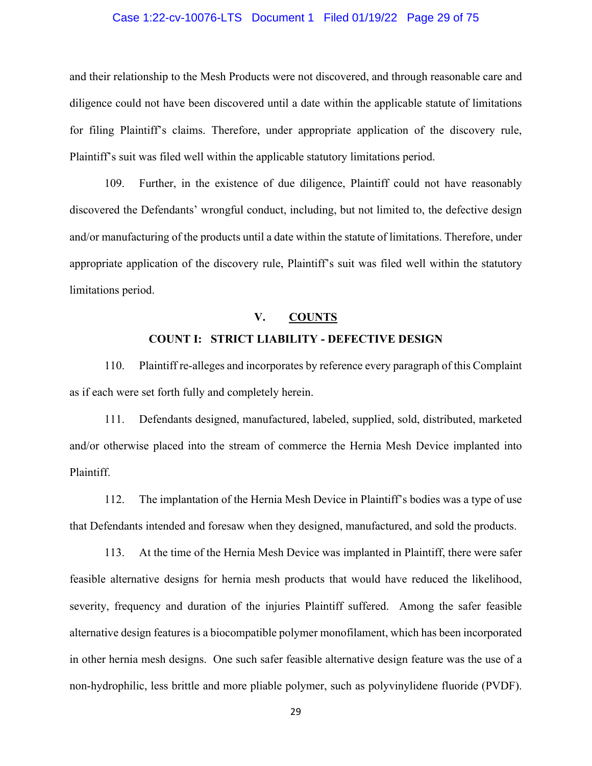and their relationship to the Mesh Products were not discovered, and through reasonable care and diligence could not have been discovered until a date within the applicable statute of limitations for filing Plaintiff's claims. Therefore, under appropriate application of the discovery rule, Plaintiff's suit was filed well within the applicable statutory limitations period.

109. Further, in the existence of due diligence, Plaintiff could not have reasonably discovered the Defendants' wrongful conduct, including, but not limited to, the defective design and/or manufacturing of the products until a date within the statute of limitations. Therefore, under appropriate application of the discovery rule, Plaintiff's suit was filed well within the statutory limitations period.

## V. COUNTS

### COUNT I: STRICT LIABILITY - DEFECTIVE DESIGN

110. Plaintiff re-alleges and incorporates by reference every paragraph of this Complaint as if each were set forth fully and completely herein.

111. Defendants designed, manufactured, labeled, supplied, sold, distributed, marketed and/or otherwise placed into the stream of commerce the Hernia Mesh Device implanted into Plaintiff.

112. The implantation of the Hernia Mesh Device in Plaintiff's bodies was a type of use that Defendants intended and foresaw when they designed, manufactured, and sold the products.

113. At the time of the Hernia Mesh Device was implanted in Plaintiff, there were safer feasible alternative designs for hernia mesh products that would have reduced the likelihood, severity, frequency and duration of the injuries Plaintiff suffered. Among the safer feasible alternative design features is a biocompatible polymer monofilament, which has been incorporated in other hernia mesh designs. One such safer feasible alternative design feature was the use of a non-hydrophilic, less brittle and more pliable polymer, such as polyvinylidene fluoride (PVDF).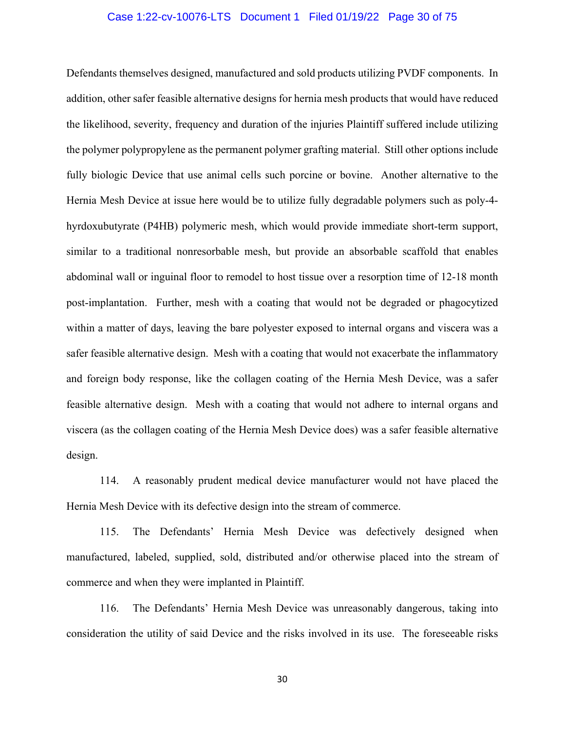Defendants themselves designed, manufactured and sold products utilizing PVDF components. In addition, other safer feasible alternative designs for hernia mesh products that would have reduced the likelihood, severity, frequency and duration of the injuries Plaintiff suffered include utilizing the polymer polypropylene as the permanent polymer grafting material. Still other options include fully biologic Device that use animal cells such porcine or bovine. Another alternative to the Hernia Mesh Device at issue here would be to utilize fully degradable polymers such as poly-4-hyrdoxubutyrate (P4HB) polymeric mesh, which would provide immediate short-term support, similar to a traditional nonresorbable mesh, but provide an absorbable scaffold that enables abdominal wall or inguinal floor to remodel to host tissue over a resorption time of 12-18 month post-implantation. Further, mesh with a coating that would not be degraded or phagocytized within a matter of days, leaving the bare polyester exposed to internal organs and viscera was a safer feasible alternative design. Mesh with a coating that would not exacerbate the inflammatory and foreign body response, like the collagen coating of the Hernia Mesh Device, was a safer feasible alternative design. Mesh with a coating that would not adhere to internal organs and viscera (as the collagen coating of the Hernia Mesh Device does) was a safer feasible alternative design.

114. A reasonably prudent medical device manufacturer would not have placed the Hernia Mesh Device with its defective design into the stream of commerce.

115. The Defendants' Hernia Mesh Device was defectively designed when manufactured, labeled, supplied, sold, distributed and/or otherwise placed into the stream of commerce and when they were implanted in Plaintiff.

116. The Defendants' Hernia Mesh Device was unreasonably dangerous, taking into consideration the utility of said Device and the risks involved in its use. The foreseeable risks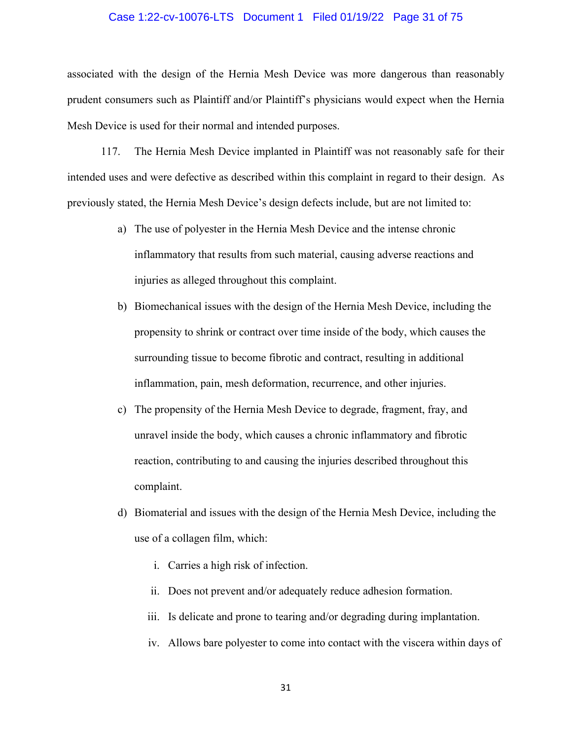associated with the design of the Hernia Mesh Device was more dangerous than reasonably prudent consumers such as Plaintiff and/or Plaintiff's physicians would expect when the Hernia Mesh Device is used for their normal and intended purposes.

117. The Hernia Mesh Device implanted in Plaintiff was not reasonably safe for their intended uses and were defective as described within this complaint in regard to their design. As previously stated, the Hernia Mesh Device's design defects include, but are not limited to:

a) The use of polyester in the Hernia Mesh Device and the intense chronic inflammatory that results from such material, causing adverse reactions and injuries as alleged throughout this complaint.

b) Biomechanical issues with the design of the Hernia Mesh Device, including the propensity to shrink or contract over time inside of the body, which causes the surrounding tissue to become fibrotic and contract, resulting in additional inflammation, pain, mesh deformation, recurrence, and other injuries.

c) The propensity of the Hernia Mesh Device to degrade, fragment, fray, and unravel inside the body, which causes a chronic inflammatory and fibrotic reaction, contributing to and causing the injuries described throughout this complaint.

d) Biomaterial and issues with the design of the Hernia Mesh Device, including the use of a collagen film, which:

   i. Carries a high risk of infection.

   ii. Does not prevent and/or adequately reduce adhesion formation.

   iii. Is delicate and prone to tearing and/or degrading during implantation.

   iv. Allows bare polyester to come into contact with the viscera within days of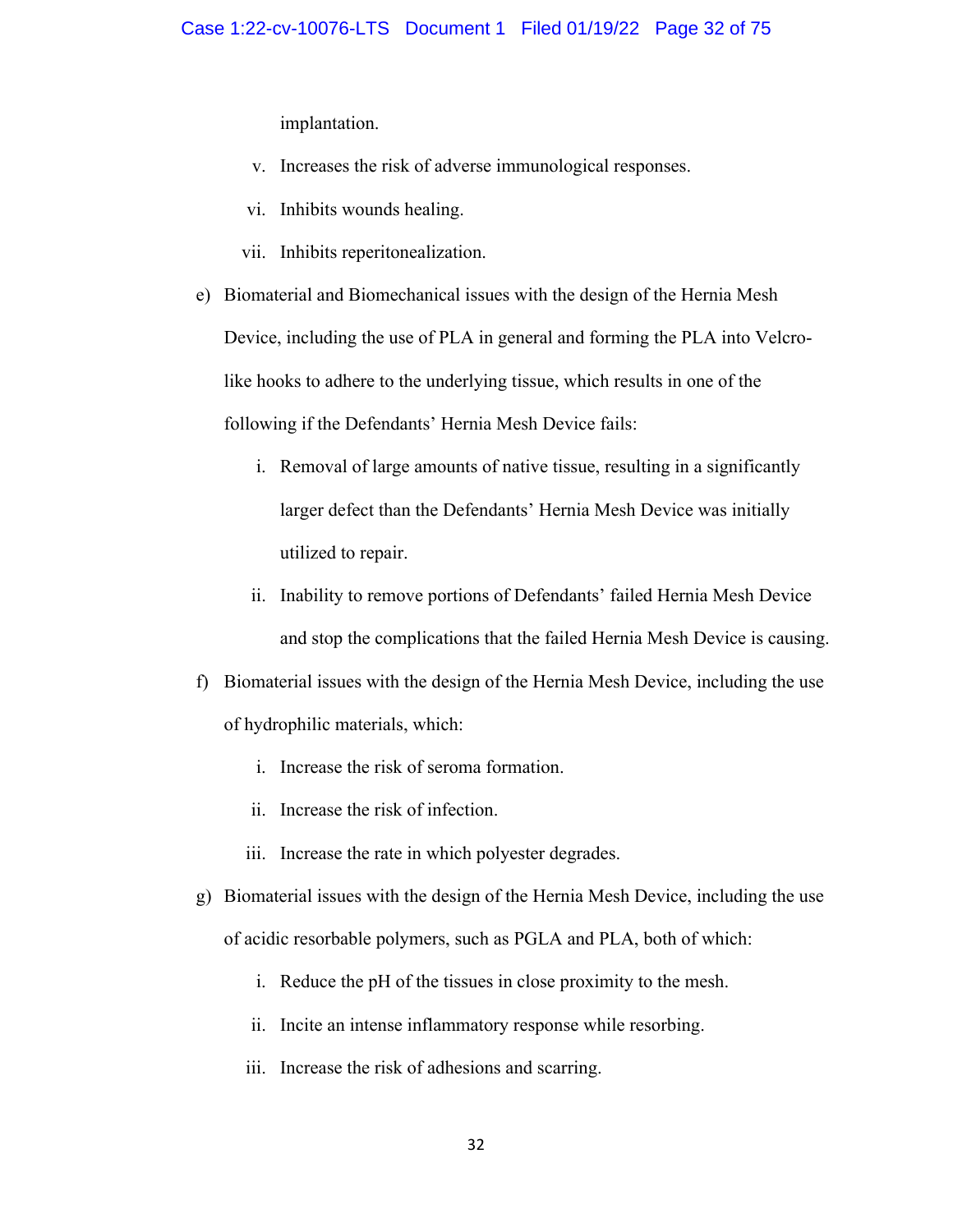implantation.

v. Increases the risk of adverse immunological responses.

vi. Inhibits wounds healing.

vii. Inhibits reperitonealization.

e) Biomaterial and Biomechanical issues with the design of the Hernia Mesh Device, including the use of PLA in general and forming the PLA into Velcro-like hooks to adhere to the underlying tissue, which results in one of the following if the Defendants' Hernia Mesh Device fails:

   i. Removal of large amounts of native tissue, resulting in a significantly larger defect than the Defendants' Hernia Mesh Device was initially utilized to repair.

   ii. Inability to remove portions of Defendants' failed Hernia Mesh Device and stop the complications that the failed Hernia Mesh Device is causing.

f) Biomaterial issues with the design of the Hernia Mesh Device, including the use of hydrophilic materials, which:

   i. Increase the risk of seroma formation.

   ii. Increase the risk of infection.

   iii. Increase the rate in which polyester degrades.

g) Biomaterial issues with the design of the Hernia Mesh Device, including the use of acidic resorbable polymers, such as PGLA and PLA, both of which:

   i. Reduce the pH of the tissues in close proximity to the mesh.

   ii. Incite an intense inflammatory response while resorbing.

   iii. Increase the risk of adhesions and scarring.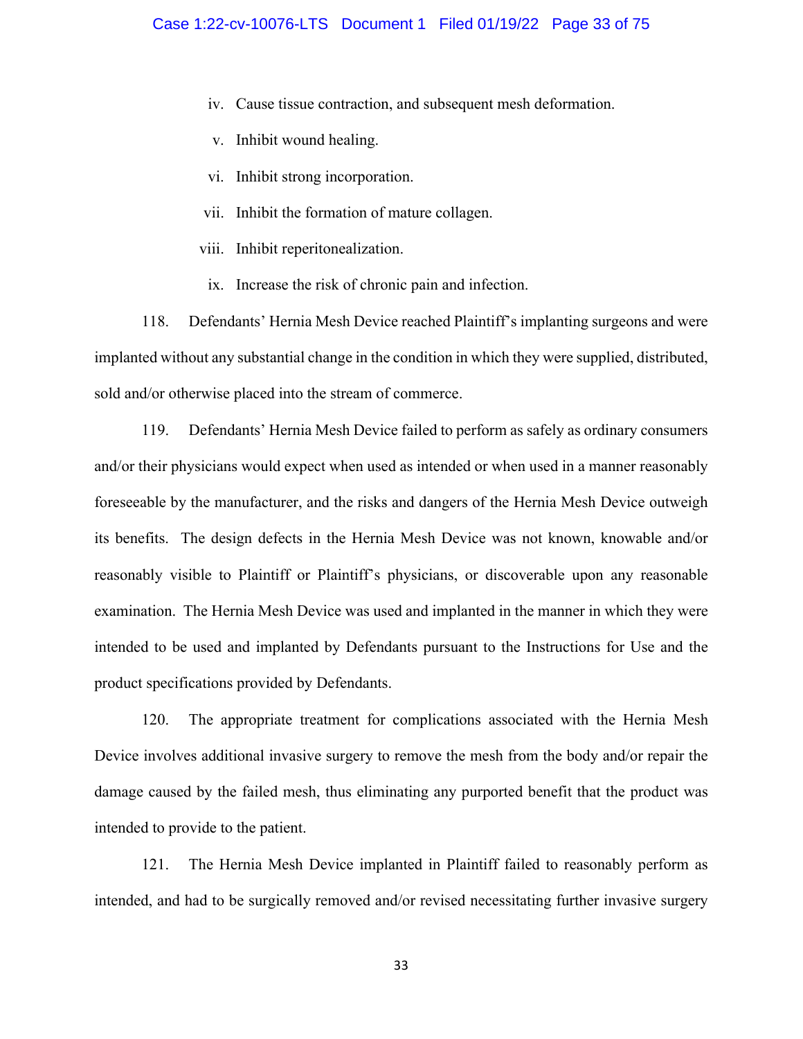iv. Cause tissue contraction, and subsequent mesh deformation.

v. Inhibit wound healing.

vi. Inhibit strong incorporation.

vii. Inhibit the formation of mature collagen.

viii. Inhibit reperitonealization.

ix. Increase the risk of chronic pain and infection.

118. Defendants' Hernia Mesh Device reached Plaintiff's implanting surgeons and were implanted without any substantial change in the condition in which they were supplied, distributed, sold and/or otherwise placed into the stream of commerce.

119. Defendants' Hernia Mesh Device failed to perform as safely as ordinary consumers and/or their physicians would expect when used as intended or when used in a manner reasonably foreseeable by the manufacturer, and the risks and dangers of the Hernia Mesh Device outweigh its benefits. The design defects in the Hernia Mesh Device was not known, knowable and/or reasonably visible to Plaintiff or Plaintiff's physicians, or discoverable upon any reasonable examination. The Hernia Mesh Device was used and implanted in the manner in which they were intended to be used and implanted by Defendants pursuant to the Instructions for Use and the product specifications provided by Defendants.

120. The appropriate treatment for complications associated with the Hernia Mesh Device involves additional invasive surgery to remove the mesh from the body and/or repair the damage caused by the failed mesh, thus eliminating any purported benefit that the product was intended to provide to the patient.

121. The Hernia Mesh Device implanted in Plaintiff failed to reasonably perform as intended, and had to be surgically removed and/or revised necessitating further invasive surgery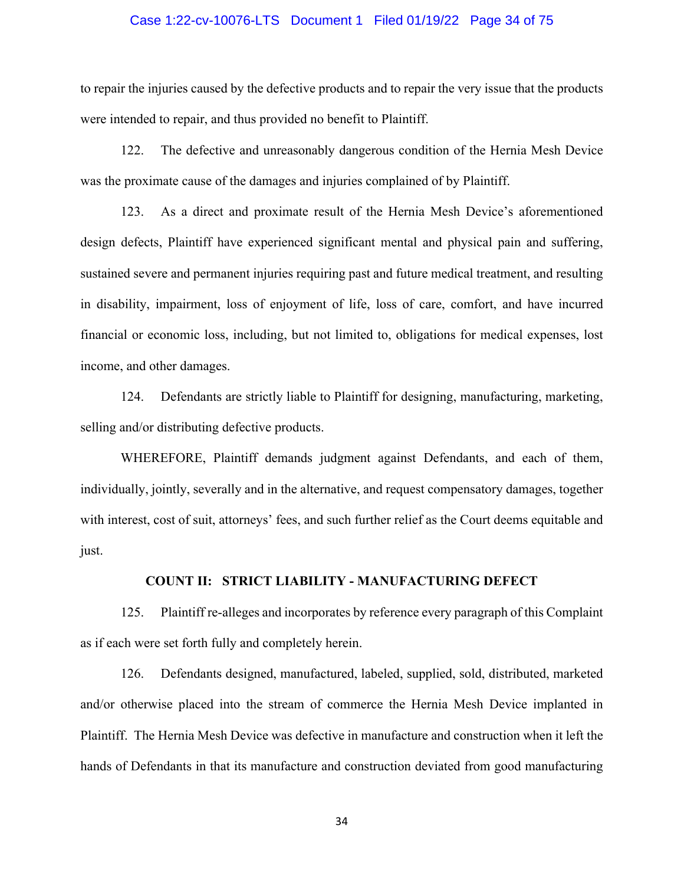to repair the injuries caused by the defective products and to repair the very issue that the products were intended to repair, and thus provided no benefit to Plaintiff.

122. The defective and unreasonably dangerous condition of the Hernia Mesh Device was the proximate cause of the damages and injuries complained of by Plaintiff.

123. As a direct and proximate result of the Hernia Mesh Device's aforementioned design defects, Plaintiff have experienced significant mental and physical pain and suffering, sustained severe and permanent injuries requiring past and future medical treatment, and resulting in disability, impairment, loss of enjoyment of life, loss of care, comfort, and have incurred financial or economic loss, including, but not limited to, obligations for medical expenses, lost income, and other damages.

124. Defendants are strictly liable to Plaintiff for designing, manufacturing, marketing, selling and/or distributing defective products.

WHEREFORE, Plaintiff demands judgment against Defendants, and each of them, individually, jointly, severally and in the alternative, and request compensatory damages, together with interest, cost of suit, attorneys' fees, and such further relief as the Court deems equitable and just.

## COUNT II: STRICT LIABILITY - MANUFACTURING DEFECT

125. Plaintiff re-alleges and incorporates by reference every paragraph of this Complaint as if each were set forth fully and completely herein.

126. Defendants designed, manufactured, labeled, supplied, sold, distributed, marketed and/or otherwise placed into the stream of commerce the Hernia Mesh Device implanted in Plaintiff. The Hernia Mesh Device was defective in manufacture and construction when it left the hands of Defendants in that its manufacture and construction deviated from good manufacturing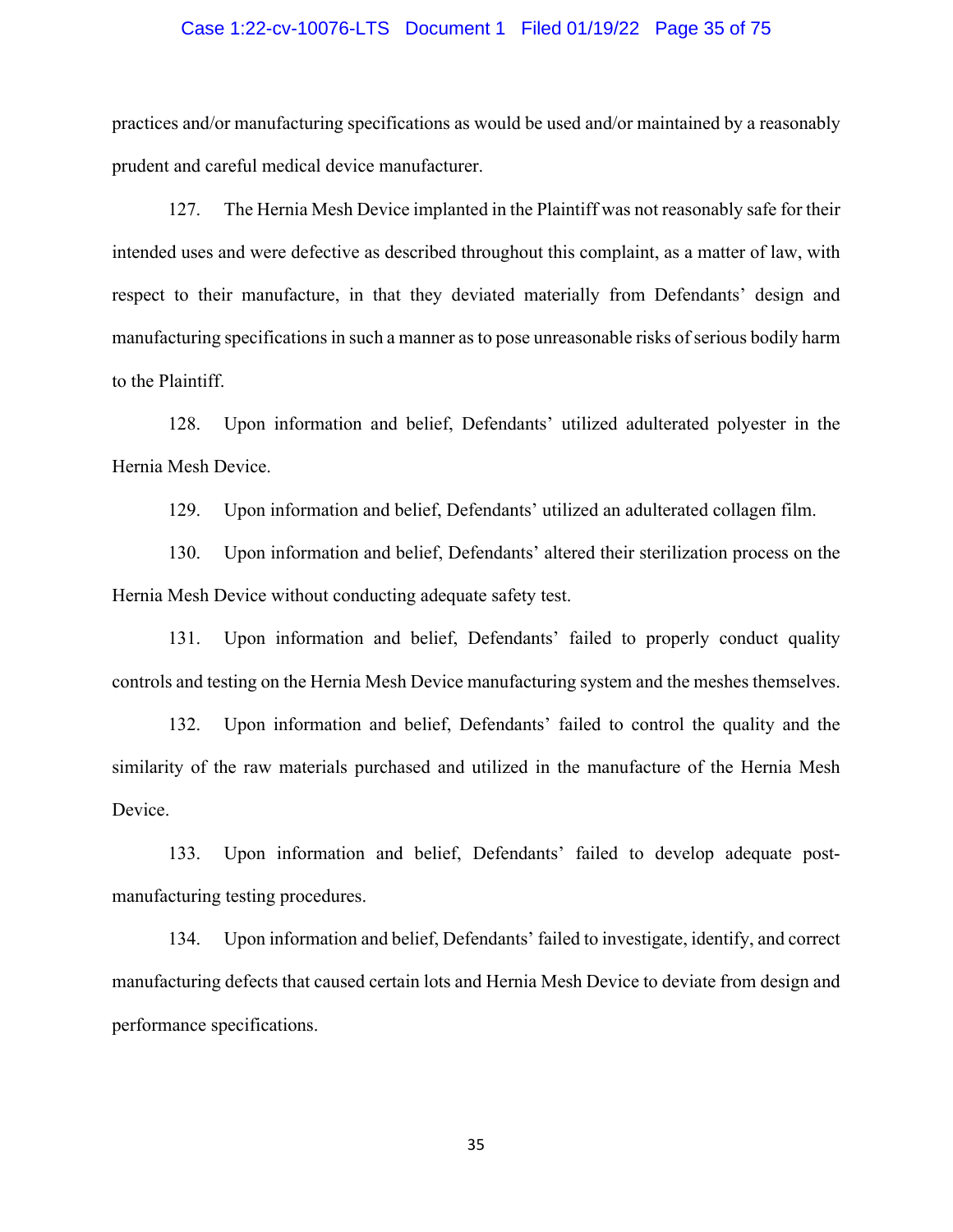practices and/or manufacturing specifications as would be used and/or maintained by a reasonably prudent and careful medical device manufacturer.

127. The Hernia Mesh Device implanted in the Plaintiff was not reasonably safe for their intended uses and were defective as described throughout this complaint, as a matter of law, with respect to their manufacture, in that they deviated materially from Defendants' design and manufacturing specifications in such a manner as to pose unreasonable risks of serious bodily harm to the Plaintiff.

128. Upon information and belief, Defendants' utilized adulterated polyester in the Hernia Mesh Device.

129. Upon information and belief, Defendants' utilized an adulterated collagen film.

130. Upon information and belief, Defendants' altered their sterilization process on the Hernia Mesh Device without conducting adequate safety test.

131. Upon information and belief, Defendants' failed to properly conduct quality controls and testing on the Hernia Mesh Device manufacturing system and the meshes themselves.

132. Upon information and belief, Defendants' failed to control the quality and the similarity of the raw materials purchased and utilized in the manufacture of the Hernia Mesh Device.

133. Upon information and belief, Defendants' failed to develop adequate post-manufacturing testing procedures.

134. Upon information and belief, Defendants' failed to investigate, identify, and correct manufacturing defects that caused certain lots and Hernia Mesh Device to deviate from design and performance specifications.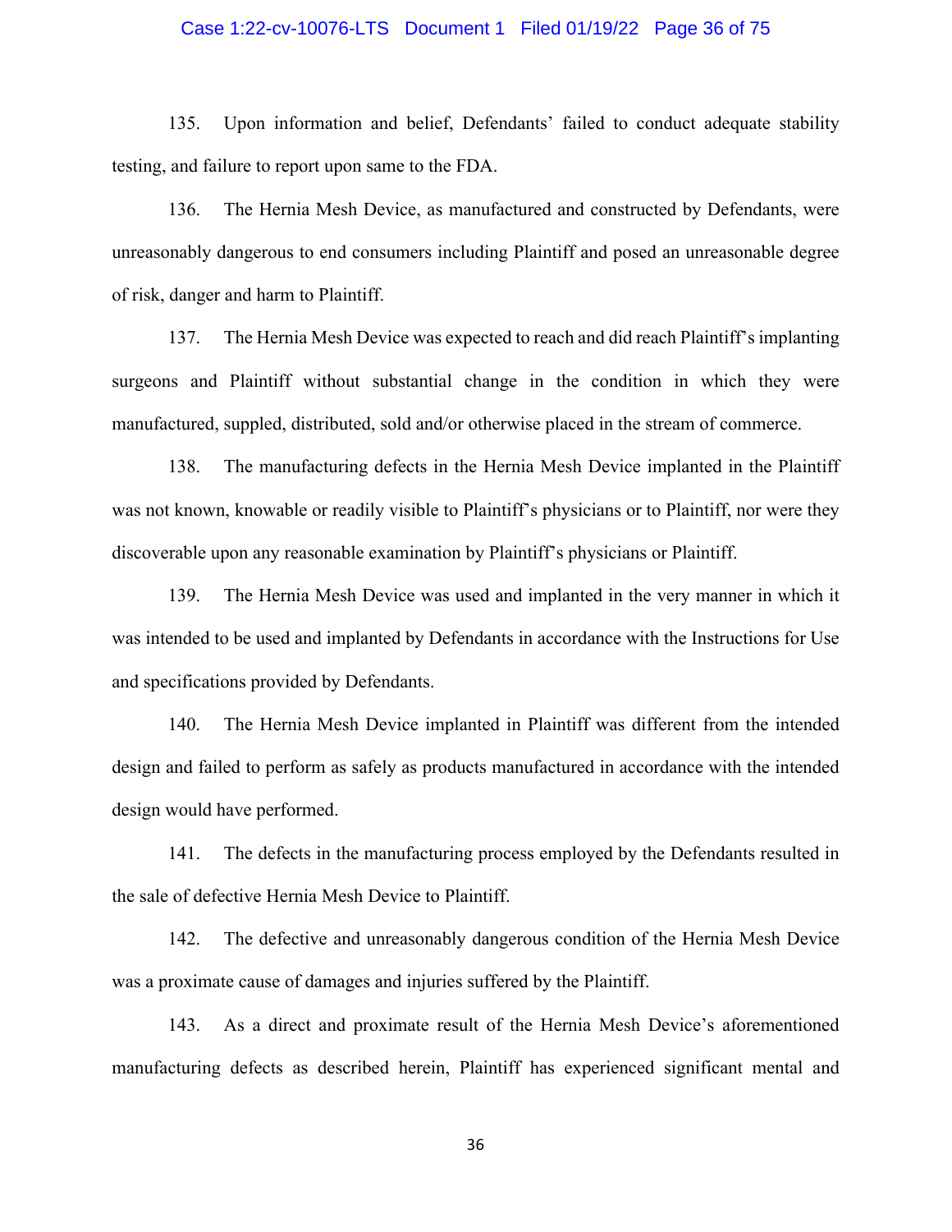135. Upon information and belief, Defendants' failed to conduct adequate stability testing, and failure to report upon same to the FDA.

136. The Hernia Mesh Device, as manufactured and constructed by Defendants, were unreasonably dangerous to end consumers including Plaintiff and posed an unreasonable degree of risk, danger and harm to Plaintiff.

137. The Hernia Mesh Device was expected to reach and did reach Plaintiff's implanting surgeons and Plaintiff without substantial change in the condition in which they were manufactured, suppled, distributed, sold and/or otherwise placed in the stream of commerce.

138. The manufacturing defects in the Hernia Mesh Device implanted in the Plaintiff was not known, knowable or readily visible to Plaintiff's physicians or to Plaintiff, nor were they discoverable upon any reasonable examination by Plaintiff's physicians or Plaintiff.

139. The Hernia Mesh Device was used and implanted in the very manner in which it was intended to be used and implanted by Defendants in accordance with the Instructions for Use and specifications provided by Defendants.

140. The Hernia Mesh Device implanted in Plaintiff was different from the intended design and failed to perform as safely as products manufactured in accordance with the intended design would have performed.

141. The defects in the manufacturing process employed by the Defendants resulted in the sale of defective Hernia Mesh Device to Plaintiff.

142. The defective and unreasonably dangerous condition of the Hernia Mesh Device was a proximate cause of damages and injuries suffered by the Plaintiff.

143. As a direct and proximate result of the Hernia Mesh Device's aforementioned manufacturing defects as described herein, Plaintiff has experienced significant mental and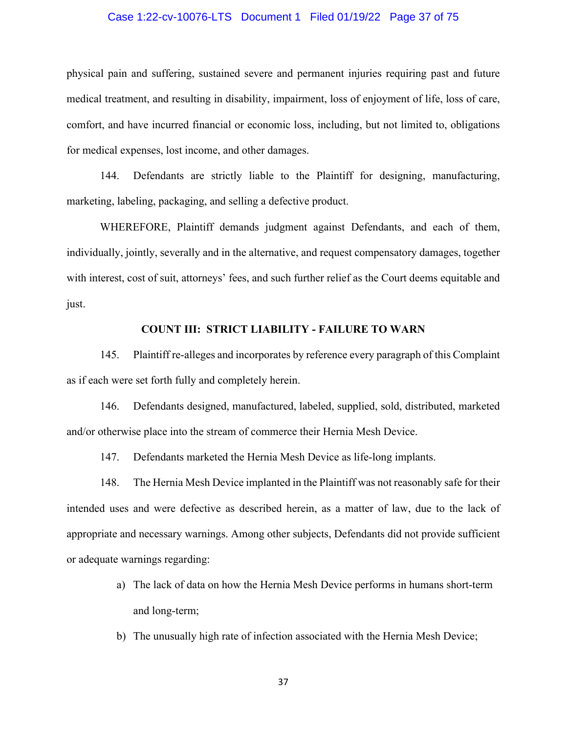physical pain and suffering, sustained severe and permanent injuries requiring past and future medical treatment, and resulting in disability, impairment, loss of enjoyment of life, loss of care, comfort, and have incurred financial or economic loss, including, but not limited to, obligations for medical expenses, lost income, and other damages.

144. Defendants are strictly liable to the Plaintiff for designing, manufacturing, marketing, labeling, packaging, and selling a defective product.

WHEREFORE, Plaintiff demands judgment against Defendants, and each of them, individually, jointly, severally and in the alternative, and request compensatory damages, together with interest, cost of suit, attorneys' fees, and such further relief as the Court deems equitable and just.

**COUNT III: STRICT LIABILITY - FAILURE TO WARN**

145. Plaintiff re-alleges and incorporates by reference every paragraph of this Complaint as if each were set forth fully and completely herein.

146. Defendants designed, manufactured, labeled, supplied, sold, distributed, marketed and/or otherwise place into the stream of commerce their Hernia Mesh Device.

147. Defendants marketed the Hernia Mesh Device as life-long implants.

148. The Hernia Mesh Device implanted in the Plaintiff was not reasonably safe for their intended uses and were defective as described herein, as a matter of law, due to the lack of appropriate and necessary warnings. Among other subjects, Defendants did not provide sufficient or adequate warnings regarding:

a) The lack of data on how the Hernia Mesh Device performs in humans short-term and long-term;

b) The unusually high rate of infection associated with the Hernia Mesh Device;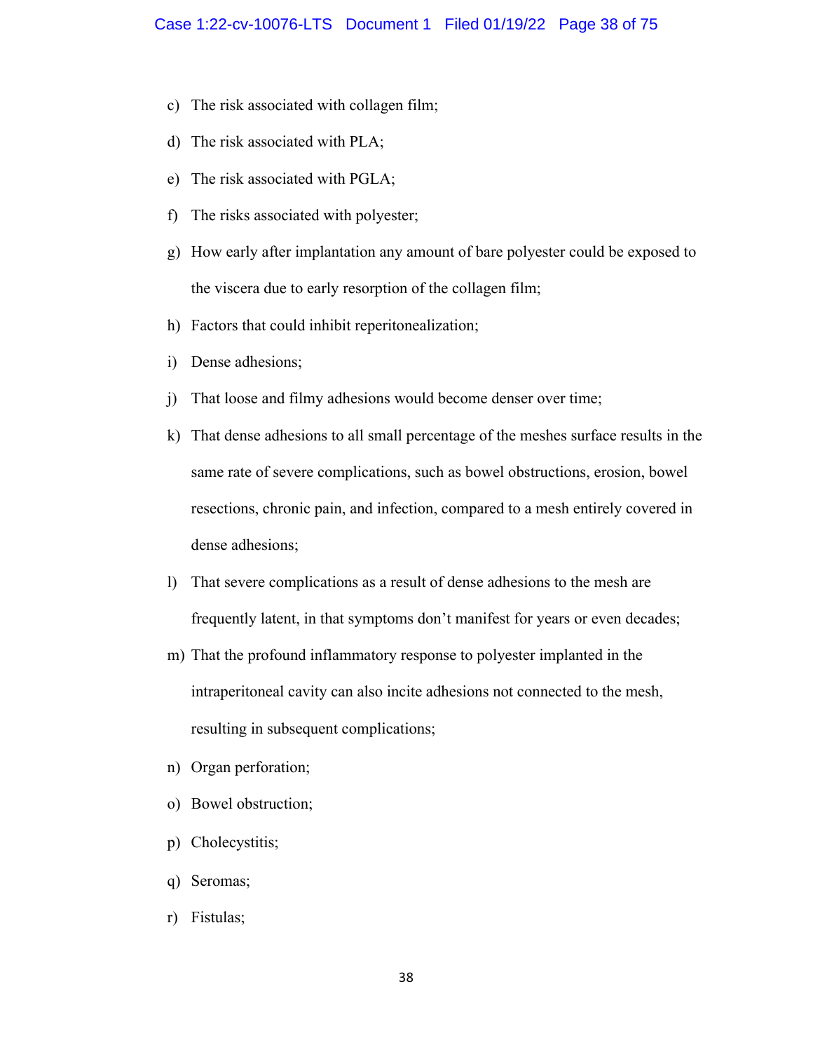c) The risk associated with collagen film;

d) The risk associated with PLA;

e) The risk associated with PGLA;

f) The risks associated with polyester;

g) How early after implantation any amount of bare polyester could be exposed to the viscera due to early resorption of the collagen film;

h) Factors that could inhibit reperitonealization;

i) Dense adhesions;

j) That loose and filmy adhesions would become denser over time;

k) That dense adhesions to all small percentage of the meshes surface results in the same rate of severe complications, such as bowel obstructions, erosion, bowel resections, chronic pain, and infection, compared to a mesh entirely covered in dense adhesions;

l) That severe complications as a result of dense adhesions to the mesh are frequently latent, in that symptoms don't manifest for years or even decades;

m) That the profound inflammatory response to polyester implanted in the intraperitoneal cavity can also incite adhesions not connected to the mesh, resulting in subsequent complications;

n) Organ perforation;

o) Bowel obstruction;

p) Cholecystitis;

q) Seromas;

r) Fistulas;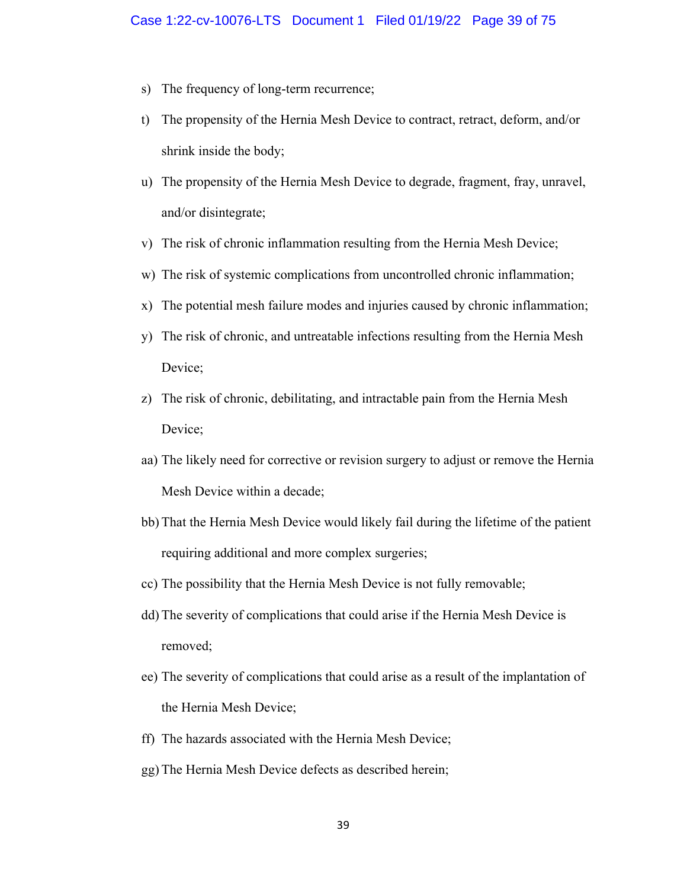s) The frequency of long-term recurrence;

t) The propensity of the Hernia Mesh Device to contract, retract, deform, and/or shrink inside the body;

u) The propensity of the Hernia Mesh Device to degrade, fragment, fray, unravel, and/or disintegrate;

v) The risk of chronic inflammation resulting from the Hernia Mesh Device;

w) The risk of systemic complications from uncontrolled chronic inflammation;

x) The potential mesh failure modes and injuries caused by chronic inflammation;

y) The risk of chronic, and untreatable infections resulting from the Hernia Mesh Device;

z) The risk of chronic, debilitating, and intractable pain from the Hernia Mesh Device;

aa) The likely need for corrective or revision surgery to adjust or remove the Hernia Mesh Device within a decade;

bb) That the Hernia Mesh Device would likely fail during the lifetime of the patient requiring additional and more complex surgeries;

cc) The possibility that the Hernia Mesh Device is not fully removable;

dd) The severity of complications that could arise if the Hernia Mesh Device is removed;

ee) The severity of complications that could arise as a result of the implantation of the Hernia Mesh Device;

ff) The hazards associated with the Hernia Mesh Device;

gg) The Hernia Mesh Device defects as described herein;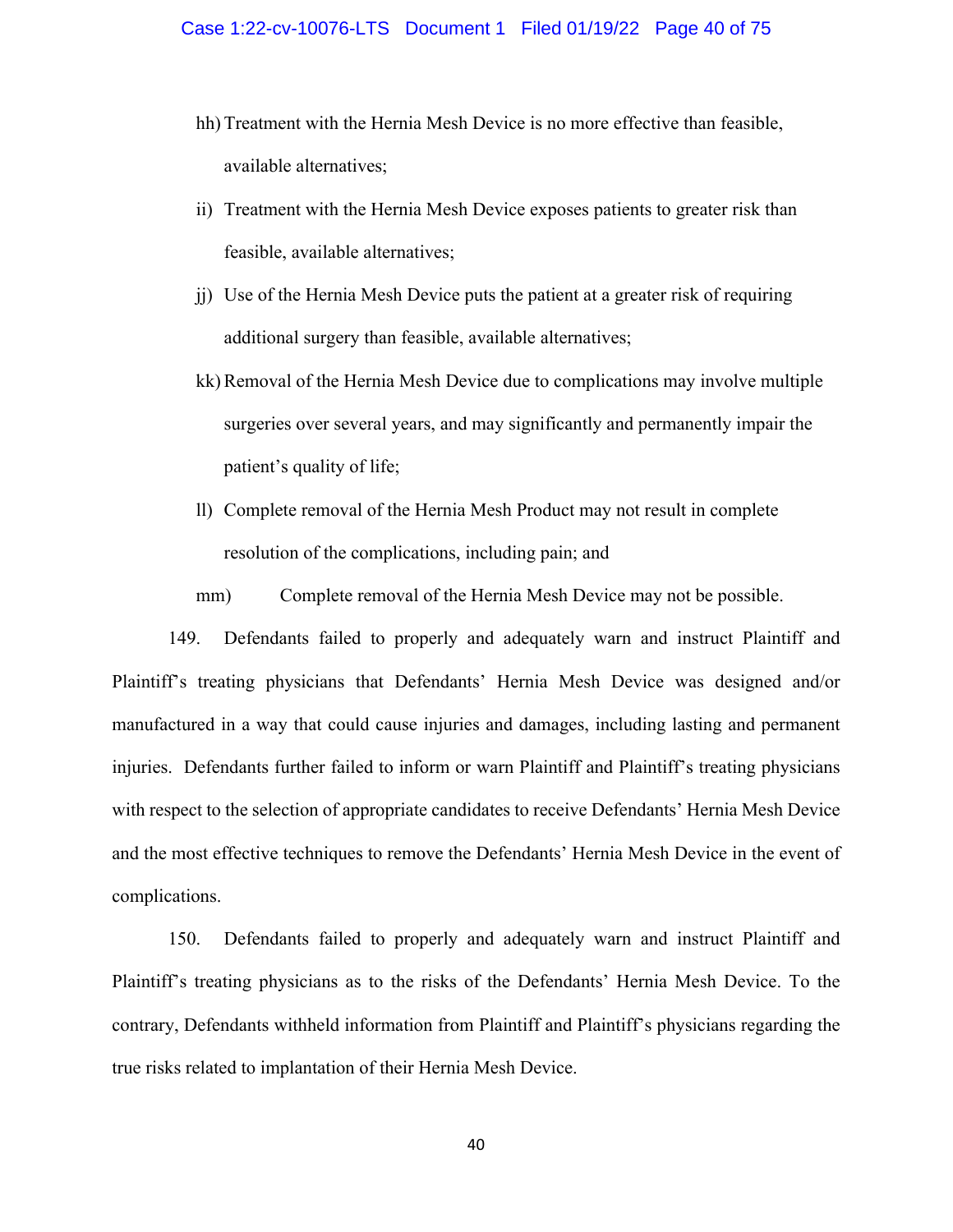hh) Treatment with the Hernia Mesh Device is no more effective than feasible, available alternatives;

ii) Treatment with the Hernia Mesh Device exposes patients to greater risk than feasible, available alternatives;

jj) Use of the Hernia Mesh Device puts the patient at a greater risk of requiring additional surgery than feasible, available alternatives;

kk) Removal of the Hernia Mesh Device due to complications may involve multiple surgeries over several years, and may significantly and permanently impair the patient's quality of life;

ll) Complete removal of the Hernia Mesh Product may not result in complete resolution of the complications, including pain; and

mm) Complete removal of the Hernia Mesh Device may not be possible.

149. Defendants failed to properly and adequately warn and instruct Plaintiff and Plaintiff's treating physicians that Defendants' Hernia Mesh Device was designed and/or manufactured in a way that could cause injuries and damages, including lasting and permanent injuries. Defendants further failed to inform or warn Plaintiff and Plaintiff's treating physicians with respect to the selection of appropriate candidates to receive Defendants' Hernia Mesh Device and the most effective techniques to remove the Defendants' Hernia Mesh Device in the event of complications.

150. Defendants failed to properly and adequately warn and instruct Plaintiff and Plaintiff's treating physicians as to the risks of the Defendants' Hernia Mesh Device. To the contrary, Defendants withheld information from Plaintiff and Plaintiff's physicians regarding the true risks related to implantation of their Hernia Mesh Device.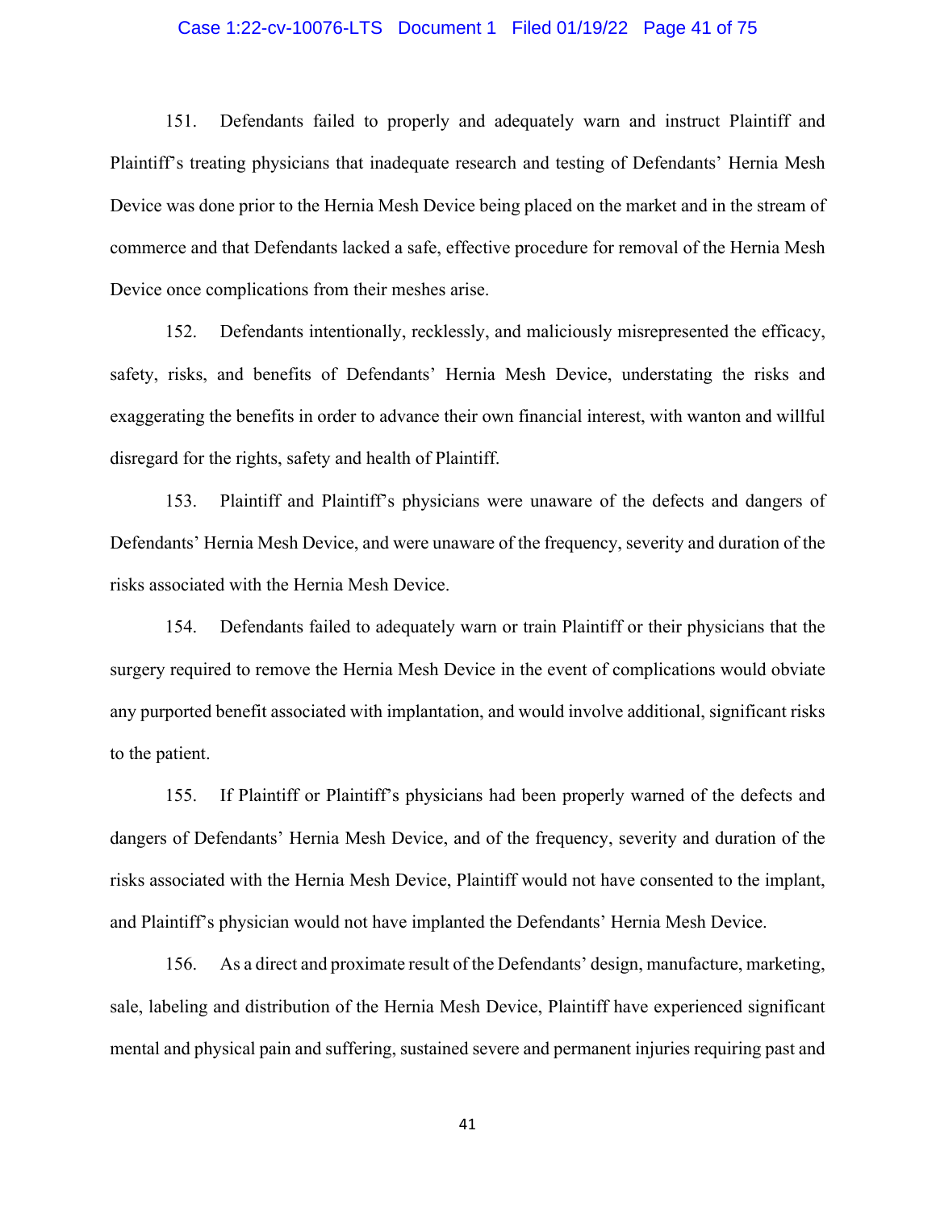151. Defendants failed to properly and adequately warn and instruct Plaintiff and Plaintiff's treating physicians that inadequate research and testing of Defendants' Hernia Mesh Device was done prior to the Hernia Mesh Device being placed on the market and in the stream of commerce and that Defendants lacked a safe, effective procedure for removal of the Hernia Mesh Device once complications from their meshes arise.

152. Defendants intentionally, recklessly, and maliciously misrepresented the efficacy, safety, risks, and benefits of Defendants' Hernia Mesh Device, understating the risks and exaggerating the benefits in order to advance their own financial interest, with wanton and willful disregard for the rights, safety and health of Plaintiff.

153. Plaintiff and Plaintiff's physicians were unaware of the defects and dangers of Defendants' Hernia Mesh Device, and were unaware of the frequency, severity and duration of the risks associated with the Hernia Mesh Device.

154. Defendants failed to adequately warn or train Plaintiff or their physicians that the surgery required to remove the Hernia Mesh Device in the event of complications would obviate any purported benefit associated with implantation, and would involve additional, significant risks to the patient.

155. If Plaintiff or Plaintiff's physicians had been properly warned of the defects and dangers of Defendants' Hernia Mesh Device, and of the frequency, severity and duration of the risks associated with the Hernia Mesh Device, Plaintiff would not have consented to the implant, and Plaintiff's physician would not have implanted the Defendants' Hernia Mesh Device.

156. As a direct and proximate result of the Defendants' design, manufacture, marketing, sale, labeling and distribution of the Hernia Mesh Device, Plaintiff have experienced significant mental and physical pain and suffering, sustained severe and permanent injuries requiring past and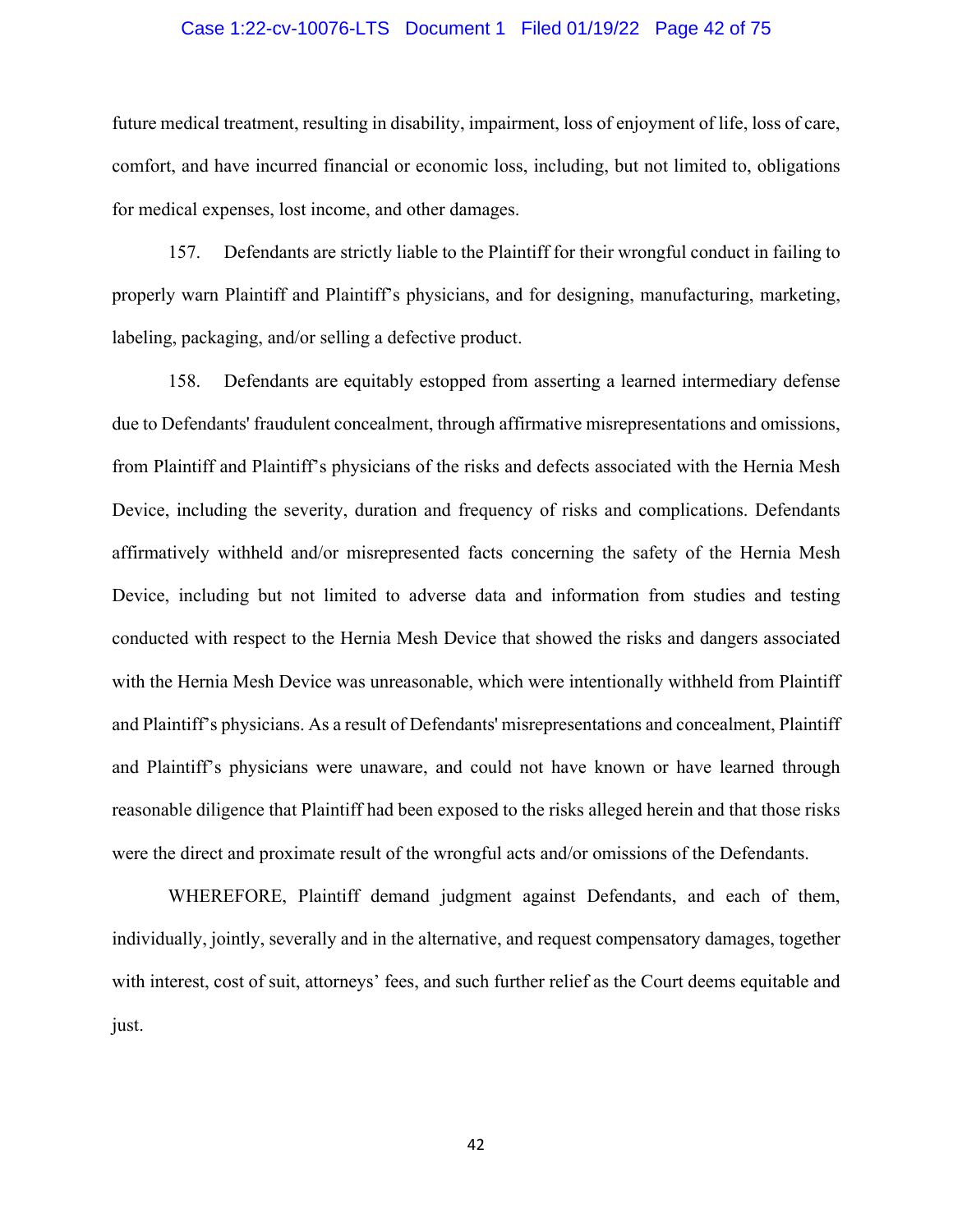future medical treatment, resulting in disability, impairment, loss of enjoyment of life, loss of care, comfort, and have incurred financial or economic loss, including, but not limited to, obligations for medical expenses, lost income, and other damages.

157. Defendants are strictly liable to the Plaintiff for their wrongful conduct in failing to properly warn Plaintiff and Plaintiff's physicians, and for designing, manufacturing, marketing, labeling, packaging, and/or selling a defective product.

158. Defendants are equitably estopped from asserting a learned intermediary defense due to Defendants' fraudulent concealment, through affirmative misrepresentations and omissions, from Plaintiff and Plaintiff's physicians of the risks and defects associated with the Hernia Mesh Device, including the severity, duration and frequency of risks and complications. Defendants affirmatively withheld and/or misrepresented facts concerning the safety of the Hernia Mesh Device, including but not limited to adverse data and information from studies and testing conducted with respect to the Hernia Mesh Device that showed the risks and dangers associated with the Hernia Mesh Device was unreasonable, which were intentionally withheld from Plaintiff and Plaintiff's physicians. As a result of Defendants' misrepresentations and concealment, Plaintiff and Plaintiff's physicians were unaware, and could not have known or have learned through reasonable diligence that Plaintiff had been exposed to the risks alleged herein and that those risks were the direct and proximate result of the wrongful acts and/or omissions of the Defendants.

WHEREFORE, Plaintiff demand judgment against Defendants, and each of them, individually, jointly, severally and in the alternative, and request compensatory damages, together with interest, cost of suit, attorneys' fees, and such further relief as the Court deems equitable and just.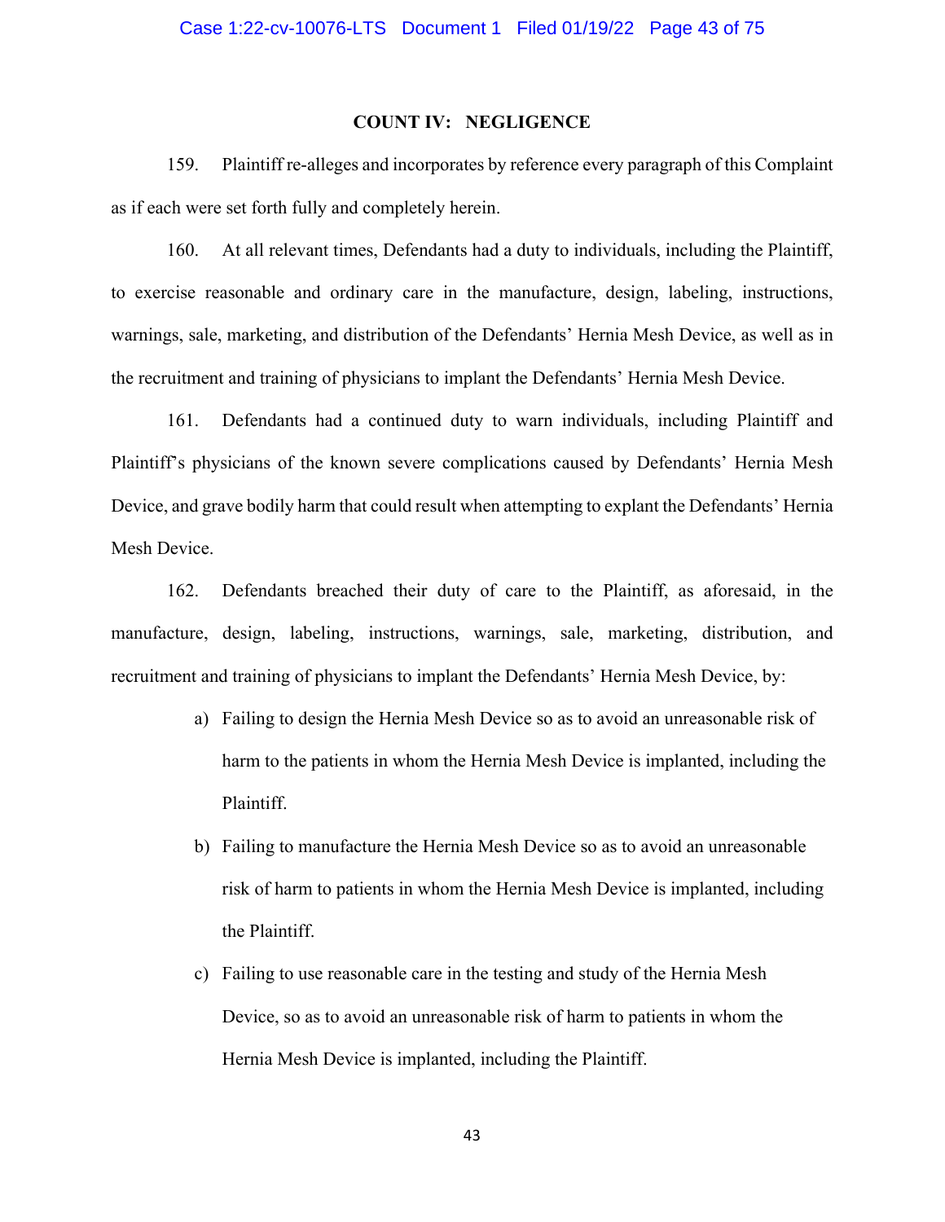## COUNT IV: NEGLIGENCE

159. Plaintiff re-alleges and incorporates by reference every paragraph of this Complaint as if each were set forth fully and completely herein.

160. At all relevant times, Defendants had a duty to individuals, including the Plaintiff, to exercise reasonable and ordinary care in the manufacture, design, labeling, instructions, warnings, sale, marketing, and distribution of the Defendants' Hernia Mesh Device, as well as in the recruitment and training of physicians to implant the Defendants' Hernia Mesh Device.

161. Defendants had a continued duty to warn individuals, including Plaintiff and Plaintiff's physicians of the known severe complications caused by Defendants' Hernia Mesh Device, and grave bodily harm that could result when attempting to explant the Defendants' Hernia Mesh Device.

162. Defendants breached their duty of care to the Plaintiff, as aforesaid, in the manufacture, design, labeling, instructions, warnings, sale, marketing, distribution, and recruitment and training of physicians to implant the Defendants' Hernia Mesh Device, by:

a) Failing to design the Hernia Mesh Device so as to avoid an unreasonable risk of harm to the patients in whom the Hernia Mesh Device is implanted, including the Plaintiff.

b) Failing to manufacture the Hernia Mesh Device so as to avoid an unreasonable risk of harm to patients in whom the Hernia Mesh Device is implanted, including the Plaintiff.

c) Failing to use reasonable care in the testing and study of the Hernia Mesh Device, so as to avoid an unreasonable risk of harm to patients in whom the Hernia Mesh Device is implanted, including the Plaintiff.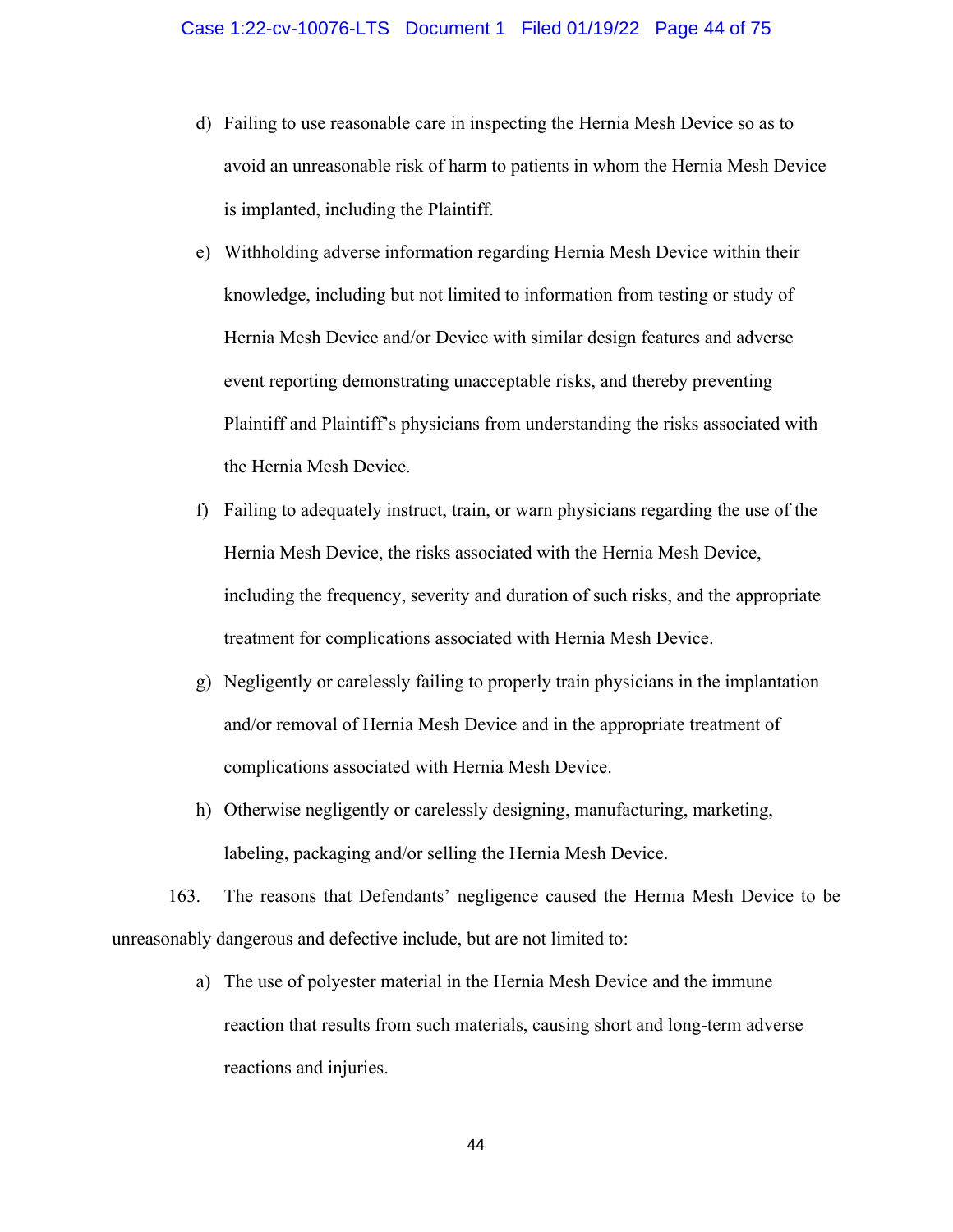d) Failing to use reasonable care in inspecting the Hernia Mesh Device so as to avoid an unreasonable risk of harm to patients in whom the Hernia Mesh Device is implanted, including the Plaintiff.

e) Withholding adverse information regarding Hernia Mesh Device within their knowledge, including but not limited to information from testing or study of Hernia Mesh Device and/or Device with similar design features and adverse event reporting demonstrating unacceptable risks, and thereby preventing Plaintiff and Plaintiff's physicians from understanding the risks associated with the Hernia Mesh Device.

f) Failing to adequately instruct, train, or warn physicians regarding the use of the Hernia Mesh Device, the risks associated with the Hernia Mesh Device, including the frequency, severity and duration of such risks, and the appropriate treatment for complications associated with Hernia Mesh Device.

g) Negligently or carelessly failing to properly train physicians in the implantation and/or removal of Hernia Mesh Device and in the appropriate treatment of complications associated with Hernia Mesh Device.

h) Otherwise negligently or carelessly designing, manufacturing, marketing, labeling, packaging and/or selling the Hernia Mesh Device.

163. The reasons that Defendants' negligence caused the Hernia Mesh Device to be unreasonably dangerous and defective include, but are not limited to:

a) The use of polyester material in the Hernia Mesh Device and the immune reaction that results from such materials, causing short and long-term adverse reactions and injuries.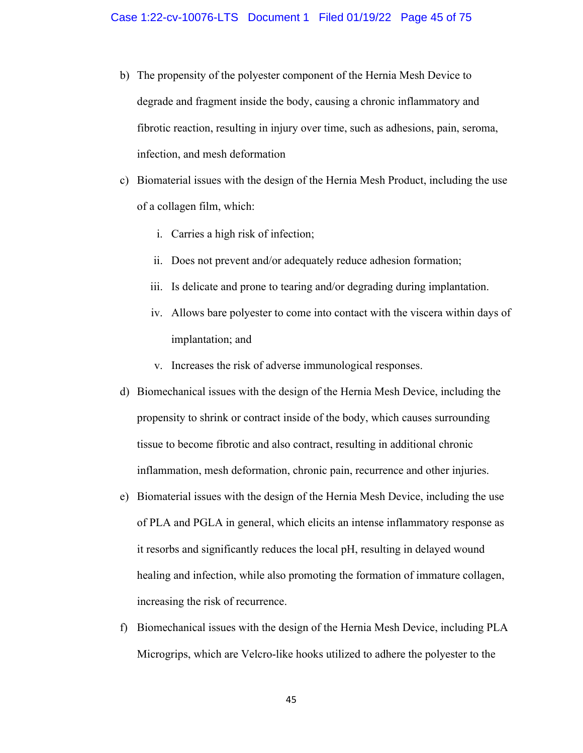b) The propensity of the polyester component of the Hernia Mesh Device to degrade and fragment inside the body, causing a chronic inflammatory and fibrotic reaction, resulting in injury over time, such as adhesions, pain, seroma, infection, and mesh deformation

c) Biomaterial issues with the design of the Hernia Mesh Product, including the use of a collagen film, which:

   i. Carries a high risk of infection;

   ii. Does not prevent and/or adequately reduce adhesion formation;

   iii. Is delicate and prone to tearing and/or degrading during implantation.

   iv. Allows bare polyester to come into contact with the viscera within days of implantation; and

   v. Increases the risk of adverse immunological responses.

d) Biomechanical issues with the design of the Hernia Mesh Device, including the propensity to shrink or contract inside of the body, which causes surrounding tissue to become fibrotic and also contract, resulting in additional chronic inflammation, mesh deformation, chronic pain, recurrence and other injuries.

e) Biomaterial issues with the design of the Hernia Mesh Device, including the use of PLA and PGLA in general, which elicits an intense inflammatory response as it resorbs and significantly reduces the local pH, resulting in delayed wound healing and infection, while also promoting the formation of immature collagen, increasing the risk of recurrence.

f) Biomechanical issues with the design of the Hernia Mesh Device, including PLA Micrograps, which are Velcro-like hooks utilized to adhere the polyester to the

b) The propensity of the polyester component of the Hernia Mesh Device to degrade and fragment inside the body, causing a chronic inflammatory and fibrotic reaction, resulting in injury over time, such as adhesions, pain, seroma, infection, and mesh deformation

c) Biomaterial issues with the design of the Hernia Mesh Product, including the use of a collagen film, which:

   i. Carries a high risk of infection;

   ii. Does not prevent and/or adequately reduce adhesion formation;

   iii. Is delicate and prone to tearing and/or degrading during implantation.

   iv. Allows bare polyester to come into contact with the viscera within days of implantation; and

   v. Increases the risk of adverse immunological responses.

d) Biomechanical issues with the design of the Hernia Mesh Device, including the propensity to shrink or contract inside of the body, which causes surrounding tissue to become fibrotic and also contract, resulting in additional chronic inflammation, mesh deformation, chronic pain, recurrence and other injuries.

e) Biomaterial issues with the design of the Hernia Mesh Device, including the use of PLA and PGLA in general, which elicits an intense inflammatory response as it resorbs and significantly reduces the local pH, resulting in delayed wound healing and infection, while also promoting the formation of immature collagen, increasing the risk of recurrence.

f) Biomechanical issues with the design of the Hernia Mesh Device, including PLA Microgrips, which are Velcro-like hooks utilized to adhere the polyester to the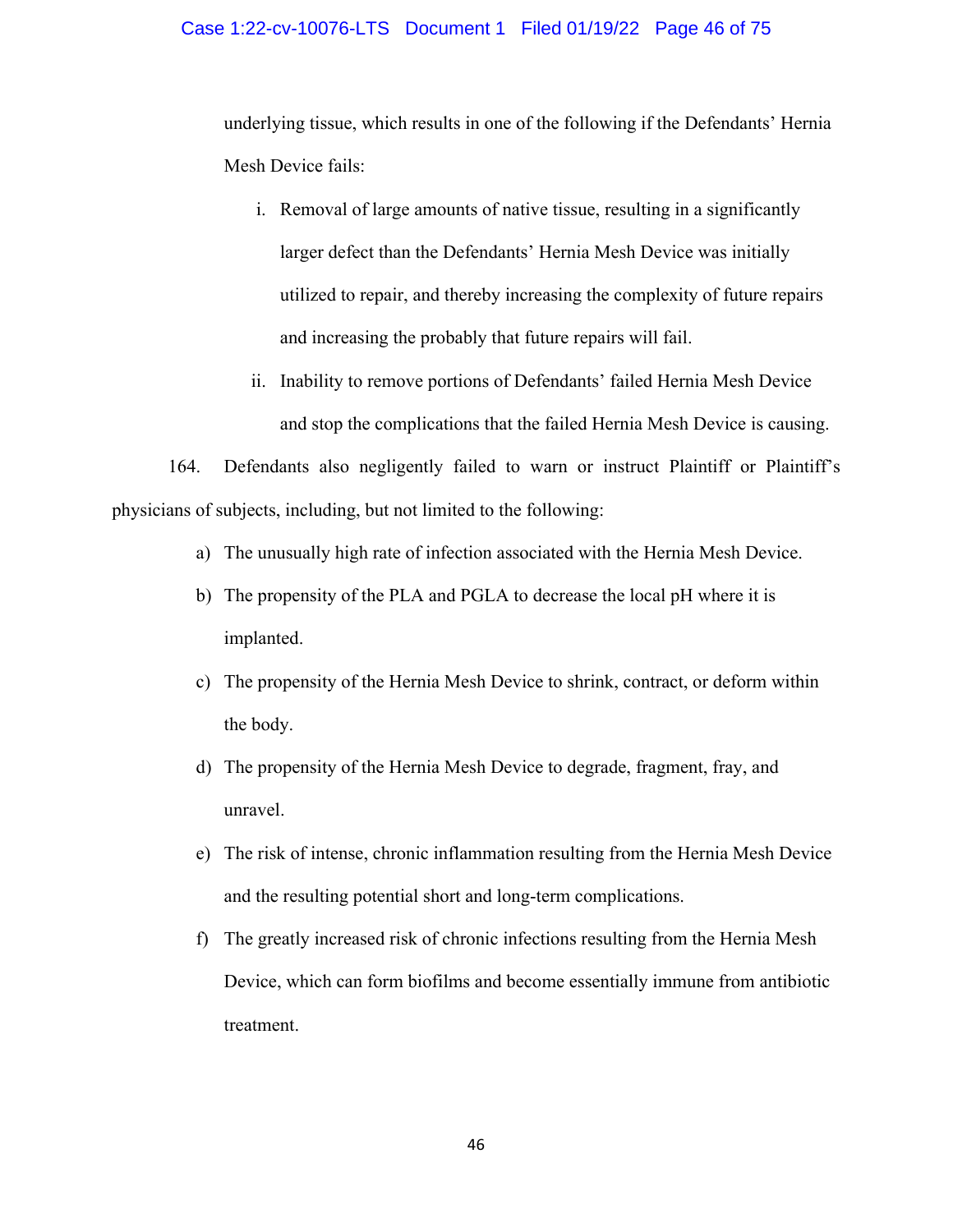underlying tissue, which results in one of the following if the Defendants' Hernia Mesh Device fails:

i. Removal of large amounts of native tissue, resulting in a significantly larger defect than the Defendants' Hernia Mesh Device was initially utilized to repair, and thereby increasing the complexity of future repairs and increasing the probably that future repairs will fail.

ii. Inability to remove portions of Defendants' failed Hernia Mesh Device and stop the complications that the failed Hernia Mesh Device is causing.

164. Defendants also negligently failed to warn or instruct Plaintiff or Plaintiff's physicians of subjects, including, but not limited to the following:

a) The unusually high rate of infection associated with the Hernia Mesh Device.

b) The propensity of the PLA and PGLA to decrease the local pH where it is implanted.

c) The propensity of the Hernia Mesh Device to shrink, contract, or deform within the body.

d) The propensity of the Hernia Mesh Device to degrade, fragment, fray, and unravel.

e) The risk of intense, chronic inflammation resulting from the Hernia Mesh Device and the resulting potential short and long-term complications.

f) The greatly increased risk of chronic infections resulting from the Hernia Mesh Device, which can form biofilms and become essentially immune from antibiotic treatment.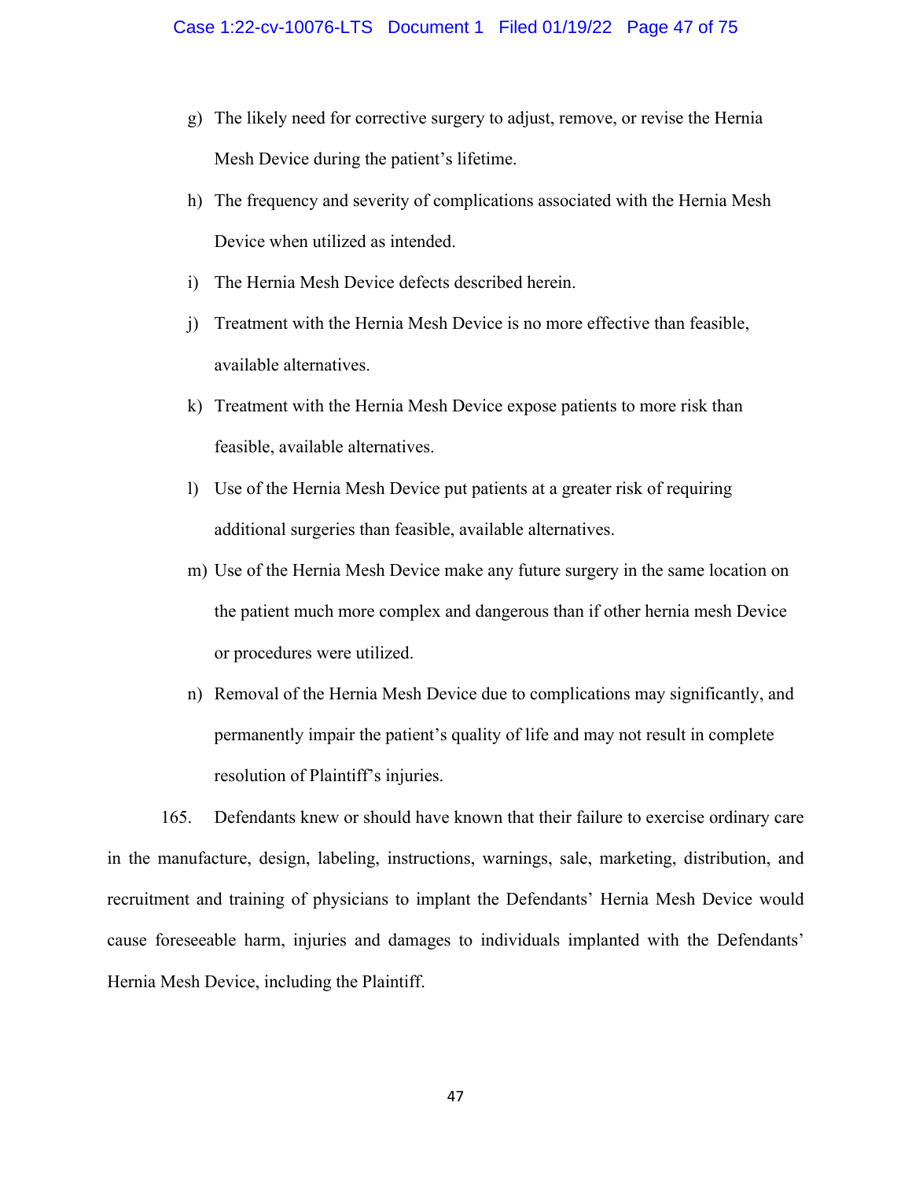g) The likely need for corrective surgery to adjust, remove, or revise the Hernia Mesh Device during the patient's lifetime.

h) The frequency and severity of complications associated with the Hernia Mesh Device when utilized as intended.

i) The Hernia Mesh Device defects described herein.

j) Treatment with the Hernia Mesh Device is no more effective than feasible, available alternatives.

k) Treatment with the Hernia Mesh Device expose patients to more risk than feasible, available alternatives.

l) Use of the Hernia Mesh Device put patients at a greater risk of requiring additional surgeries than feasible, available alternatives.

m) Use of the Hernia Mesh Device make any future surgery in the same location on the patient much more complex and dangerous than if other hernia mesh Device or procedures were utilized.

n) Removal of the Hernia Mesh Device due to complications may significantly, and permanently impair the patient's quality of life and may not result in complete resolution of Plaintiff's injuries.

165. Defendants knew or should have known that their failure to exercise ordinary care in the manufacture, design, labeling, instructions, warnings, sale, marketing, distribution, and recruitment and training of physicians to implant the Defendants' Hernia Mesh Device would cause foreseeable harm, injuries and damages to individuals implanted with the Defendants' Hernia Mesh Device, including the Plaintiff.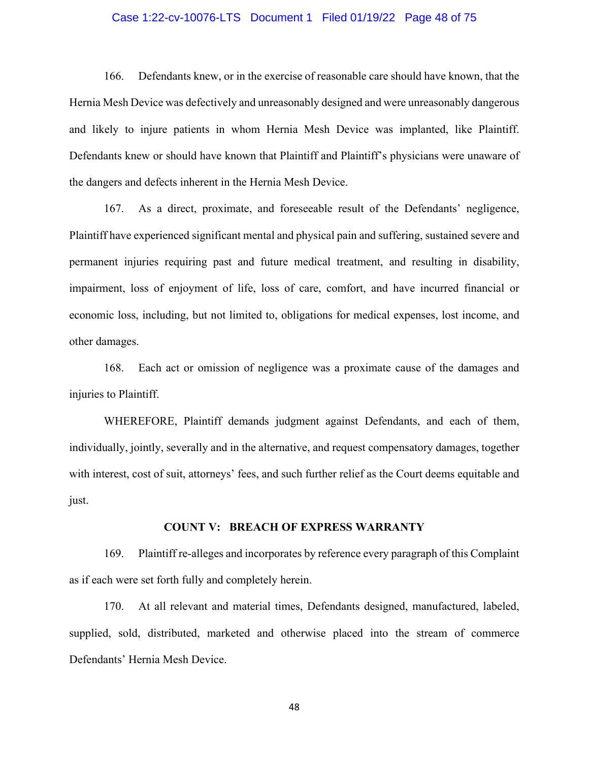166. Defendants knew, or in the exercise of reasonable care should have known, that the Hernia Mesh Device was defectively and unreasonably designed and were unreasonably dangerous and likely to injure patients in whom Hernia Mesh Device was implanted, like Plaintiff. Defendants knew or should have known that Plaintiff and Plaintiff's physicians were unaware of the dangers and defects inherent in the Hernia Mesh Device.

167. As a direct, proximate, and foreseeable result of the Defendants' negligence, Plaintiff have experienced significant mental and physical pain and suffering, sustained severe and permanent injuries requiring past and future medical treatment, and resulting in disability, impairment, loss of enjoyment of life, loss of care, comfort, and have incurred financial or economic loss, including, but not limited to, obligations for medical expenses, lost income, and other damages.

168. Each act or omission of negligence was a proximate cause of the damages and injuries to Plaintiff.

WHEREFORE, Plaintiff demands judgment against Defendants, and each of them, individually, jointly, severally and in the alternative, and request compensatory damages, together with interest, cost of suit, attorneys' fees, and such further relief as the Court deems equitable and just.

## COUNT V: BREACH OF EXPRESS WARRANTY

169. Plaintiff re-alleges and incorporates by reference every paragraph of this Complaint as if each were set forth fully and completely herein.

170. At all relevant and material times, Defendants designed, manufactured, labeled, supplied, sold, distributed, marketed and otherwise placed into the stream of commerce Defendants' Hernia Mesh Device.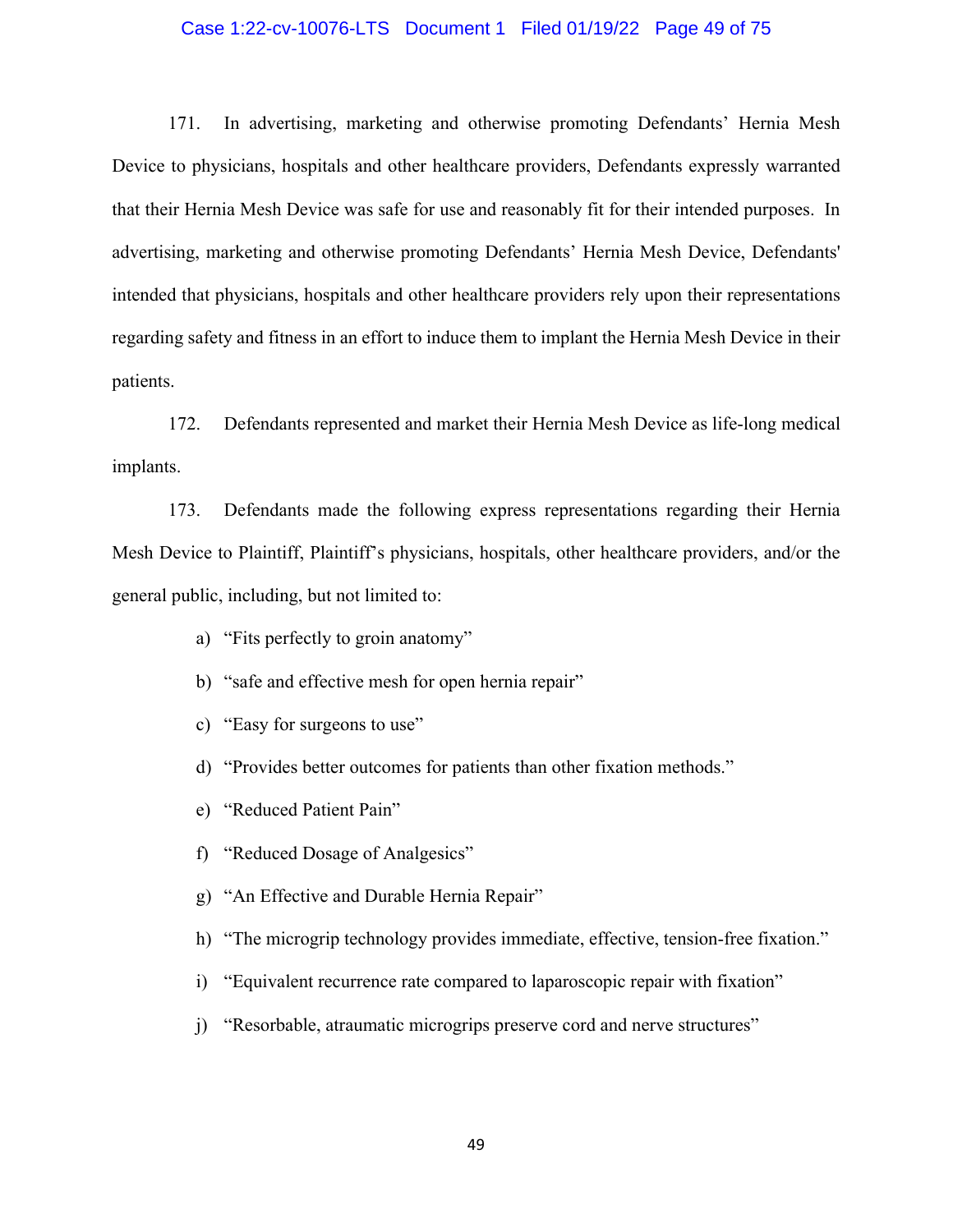171. In advertising, marketing and otherwise promoting Defendants' Hernia Mesh Device to physicians, hospitals and other healthcare providers, Defendants expressly warranted that their Hernia Mesh Device was safe for use and reasonably fit for their intended purposes. In advertising, marketing and otherwise promoting Defendants' Hernia Mesh Device, Defendants' intended that physicians, hospitals and other healthcare providers rely upon their representations regarding safety and fitness in an effort to induce them to implant the Hernia Mesh Device in their patients.

172. Defendants represented and market their Hernia Mesh Device as life-long medical implants.

173. Defendants made the following express representations regarding their Hernia Mesh Device to Plaintiff, Plaintiff's physicians, hospitals, other healthcare providers, and/or the general public, including, but not limited to:

a) "Fits perfectly to groin anatomy"

b) "safe and effective mesh for open hernia repair"

c) "Easy for surgeons to use"

d) "Provides better outcomes for patients than other fixation methods."

e) "Reduced Patient Pain"

f) "Reduced Dosage of Analgesics"

g) "An Effective and Durable Hernia Repair"

h) "The micrograp technology provides immediate, effective, tension-free fixation."

i) "Equivalent recurrence rate compared to laparoscopic repair with fixation"

j) "Resorbable, atraumatic microgrips preserve cord and nerve structures"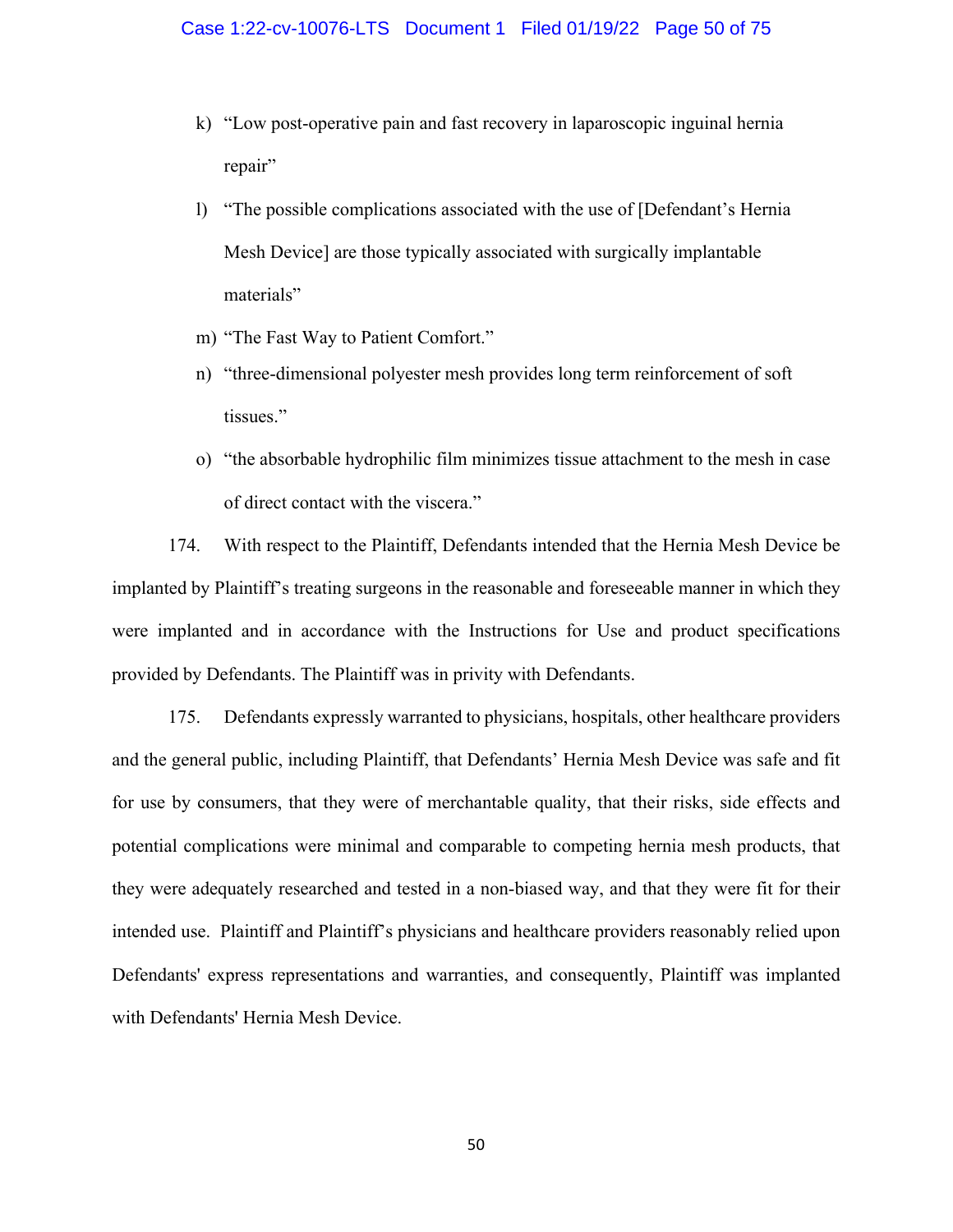k) "Low post-operative pain and fast recovery in laparoscopic inguinal hernia repair"

l) "The possible complications associated with the use of [Defendant's Hernia Mesh Device] are those typically associated with surgically implantable materials"

m) "The Fast Way to Patient Comfort."

n) "three-dimensional polyester mesh provides long term reinforcement of soft tissues."

o) "the absorbable hydrophilic film minimizes tissue attachment to the mesh in case of direct contact with the viscera."

174. With respect to the Plaintiff, Defendants intended that the Hernia Mesh Device be implanted by Plaintiff's treating surgeons in the reasonable and foreseeable manner in which they were implanted and in accordance with the Instructions for Use and product specifications provided by Defendants. The Plaintiff was in privity with Defendants.

175. Defendants expressly warranted to physicians, hospitals, other healthcare providers and the general public, including Plaintiff, that Defendants' Hernia Mesh Device was safe and fit for use by consumers, that they were of merchantable quality, that their risks, side effects and potential complications were minimal and comparable to competing hernia mesh products, that they were adequately researched and tested in a non-biased way, and that they were fit for their intended use. Plaintiff and Plaintiff's physicians and healthcare providers reasonably relied upon Defendants' express representations and warranties, and consequently, Plaintiff was implanted with Defendants' Hernia Mesh Device.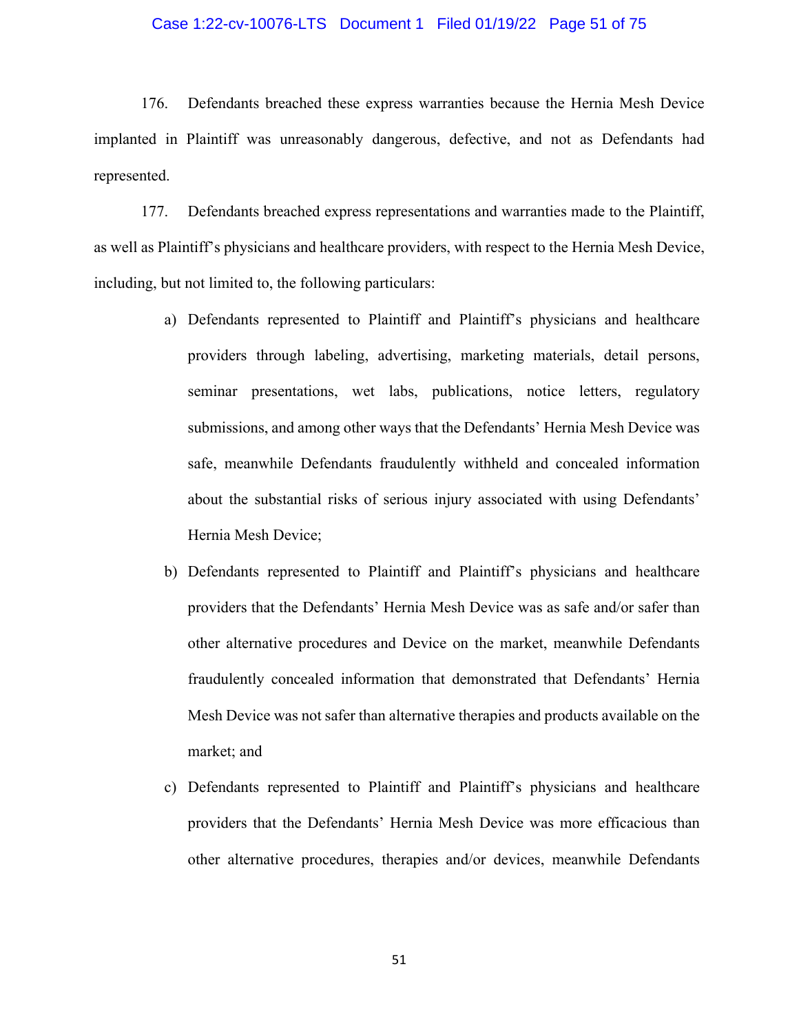176. Defendants breached these express warranties because the Hernia Mesh Device implanted in Plaintiff was unreasonably dangerous, defective, and not as Defendants had represented.

177. Defendants breached express representations and warranties made to the Plaintiff, as well as Plaintiff's physicians and healthcare providers, with respect to the Hernia Mesh Device, including, but not limited to, the following particulars:

a) Defendants represented to Plaintiff and Plaintiff's physicians and healthcare providers through labeling, advertising, marketing materials, detail persons, seminar presentations, wet labs, publications, notice letters, regulatory submissions, and among other ways that the Defendants' Hernia Mesh Device was safe, meanwhile Defendants fraudulently withheld and concealed information about the substantial risks of serious injury associated with using Defendants' Hernia Mesh Device;

b) Defendants represented to Plaintiff and Plaintiff's physicians and healthcare providers that the Defendants' Hernia Mesh Device was as safe and/or safer than other alternative procedures and Device on the market, meanwhile Defendants fraudulently concealed information that demonstrated that Defendants' Hernia Mesh Device was not safer than alternative therapies and products available on the market; and

c) Defendants represented to Plaintiff and Plaintiff's physicians and healthcare providers that the Defendants' Hernia Mesh Device was more efficacious than other alternative procedures, therapies and/or devices, meanwhile Defendants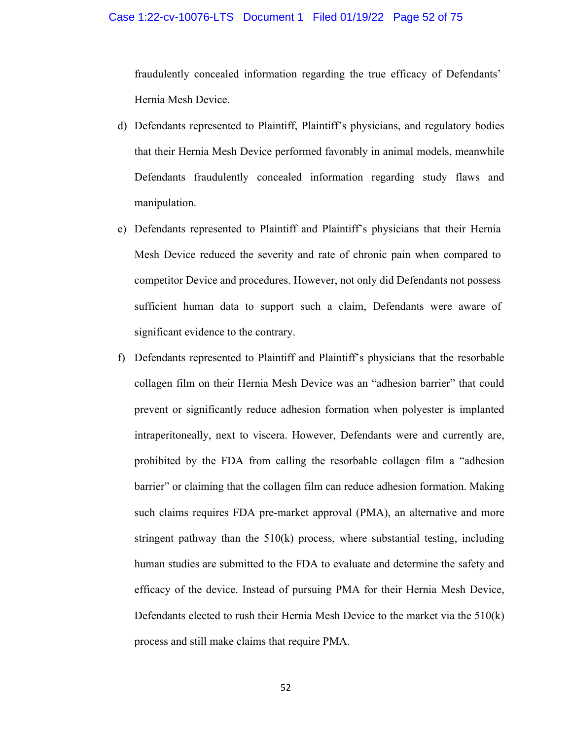fraudulently concealed information regarding the true efficacy of Defendants' Hernia Mesh Device.

d) Defendants represented to Plaintiff, Plaintiff's physicians, and regulatory bodies that their Hernia Mesh Device performed favorably in animal models, meanwhile Defendants fraudulently concealed information regarding study flaws and manipulation.

e) Defendants represented to Plaintiff and Plaintiff's physicians that their Hernia Mesh Device reduced the severity and rate of chronic pain when compared to competitor Device and procedures. However, not only did Defendants not possess sufficient human data to support such a claim, Defendants were aware of significant evidence to the contrary.

f) Defendants represented to Plaintiff and Plaintiff's physicians that the resorbable collagen film on their Hernia Mesh Device was an "adhesion barrier" that could prevent or significantly reduce adhesion formation when polyester is implanted intraperitoneally, next to viscera. However, Defendants were and currently are, prohibited by the FDA from calling the resorbable collagen film a "adhesion barrier" or claiming that the collagen film can reduce adhesion formation. Making such claims requires FDA pre-market approval (PMA), an alternative and more stringent pathway than the 510(k) process, where substantial testing, including human studies are submitted to the FDA to evaluate and determine the safety and efficacy of the device. Instead of pursuing PMA for their Hernia Mesh Device, Defendants elected to rush their Hernia Mesh Device to the market via the 510(k) process and still make claims that require PMA.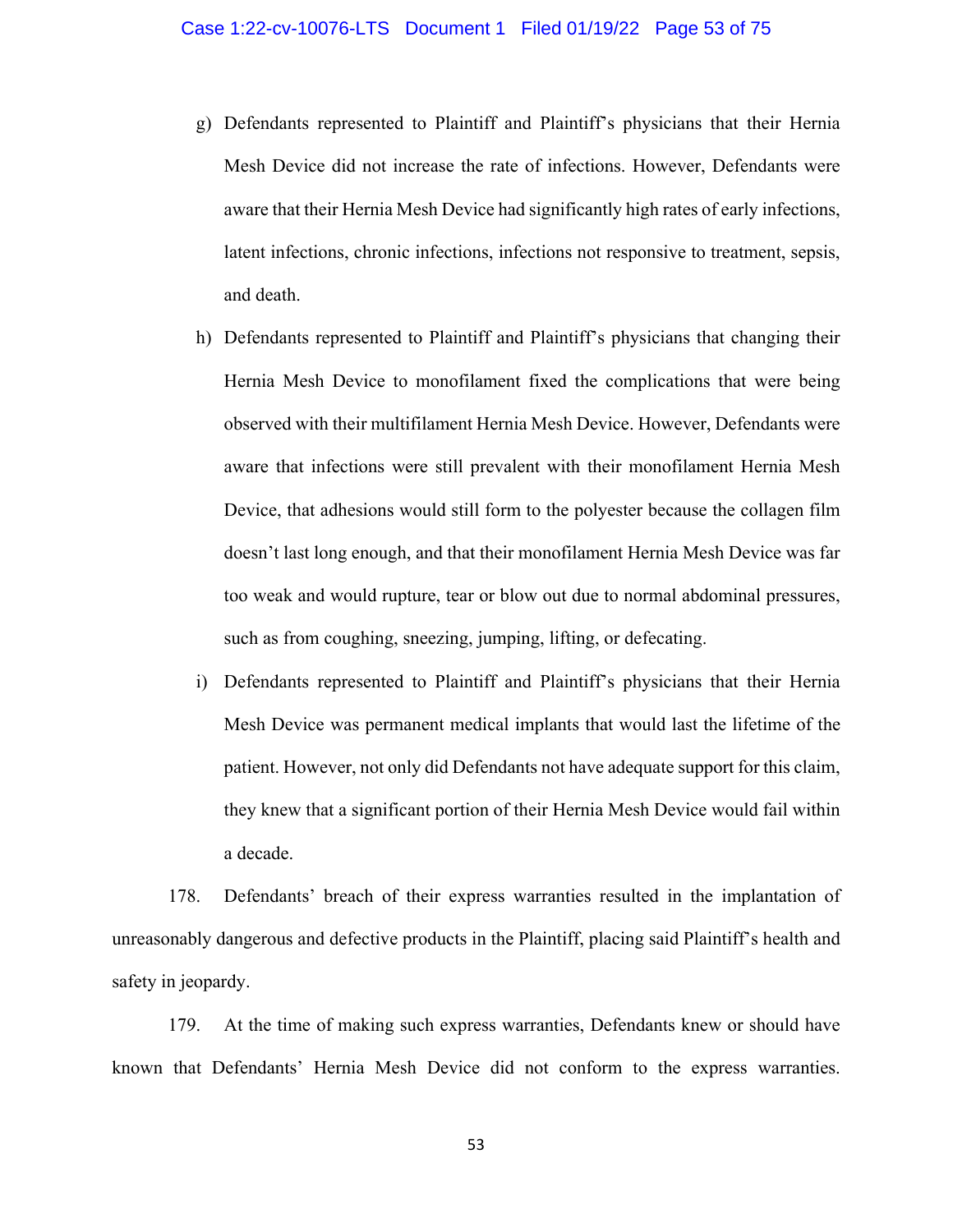g) Defendants represented to Plaintiff and Plaintiff's physicians that their Hernia Mesh Device did not increase the rate of infections. However, Defendants were aware that their Hernia Mesh Device had significantly high rates of early infections, latent infections, chronic infections, infections not responsive to treatment, sepsis, and death.

h) Defendants represented to Plaintiff and Plaintiff's physicians that changing their Hernia Mesh Device to monofilament fixed the complications that were being observed with their multifilament Hernia Mesh Device. However, Defendants were aware that infections were still prevalent with their monofilament Hernia Mesh Device, that adhesions would still form to the polyester because the collagen film doesn't last long enough, and that their monofilament Hernia Mesh Device was far too weak and would rupture, tear or blow out due to normal abdominal pressures, such as from coughing, sneezing, jumping, lifting, or defecating.

i) Defendants represented to Plaintiff and Plaintiff's physicians that their Hernia Mesh Device was permanent medical implants that would last the lifetime of the patient. However, not only did Defendants not have adequate support for this claim, they knew that a significant portion of their Hernia Mesh Device would fail within a decade.

178. Defendants' breach of their express warranties resulted in the implantation of unreasonably dangerous and defective products in the Plaintiff, placing said Plaintiff's health and safety in jeopardy.

179. At the time of making such express warranties, Defendants knew or should have known that Defendants' Hernia Mesh Device did not conform to the express warranties.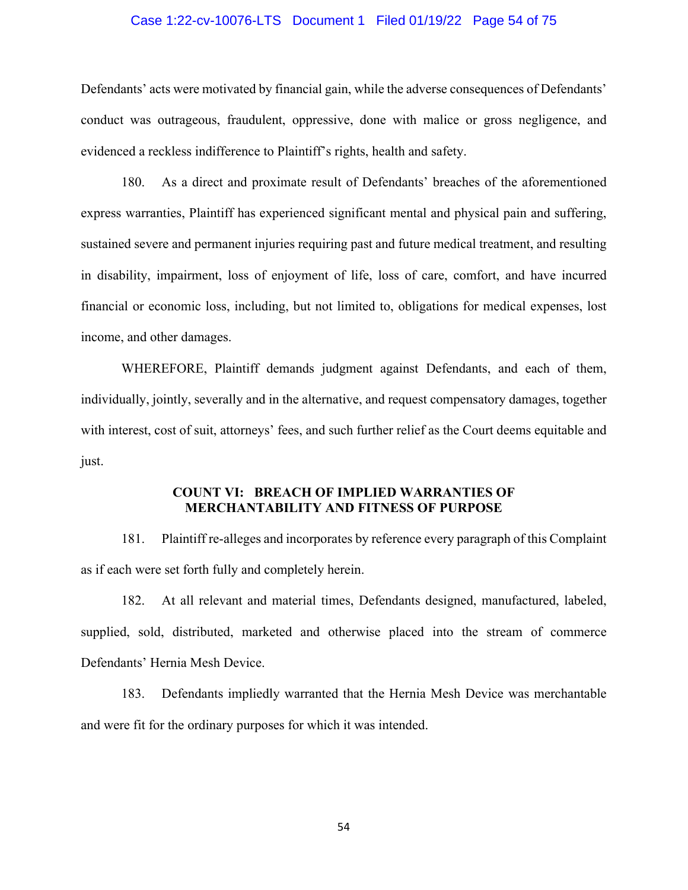Defendants' acts were motivated by financial gain, while the adverse consequences of Defendants' conduct was outrageous, fraudulent, oppressive, done with malice or gross negligence, and evidenced a reckless indifference to Plaintiff's rights, health and safety.

180. As a direct and proximate result of Defendants' breaches of the aforementioned express warranties, Plaintiff has experienced significant mental and physical pain and suffering, sustained severe and permanent injuries requiring past and future medical treatment, and resulting in disability, impairment, loss of enjoyment of life, loss of care, comfort, and have incurred financial or economic loss, including, but not limited to, obligations for medical expenses, lost income, and other damages.

WHEREFORE, Plaintiff demands judgment against Defendants, and each of them, individually, jointly, severally and in the alternative, and request compensatory damages, together with interest, cost of suit, attorneys' fees, and such further relief as the Court deems equitable and just.

**COUNT VI: BREACH OF IMPLIED WARRANTIES OF MERCHANTABILITY AND FITNESS OF PURPOSE**

181. Plaintiff re-alleges and incorporates by reference every paragraph of this Complaint as if each were set forth fully and completely herein.

182. At all relevant and material times, Defendants designed, manufactured, labeled, supplied, sold, distributed, marketed and otherwise placed into the stream of commerce Defendants' Hernia Mesh Device.

183. Defendants impliedly warranted that the Hernia Mesh Device was merchantable and were fit for the ordinary purposes for which it was intended.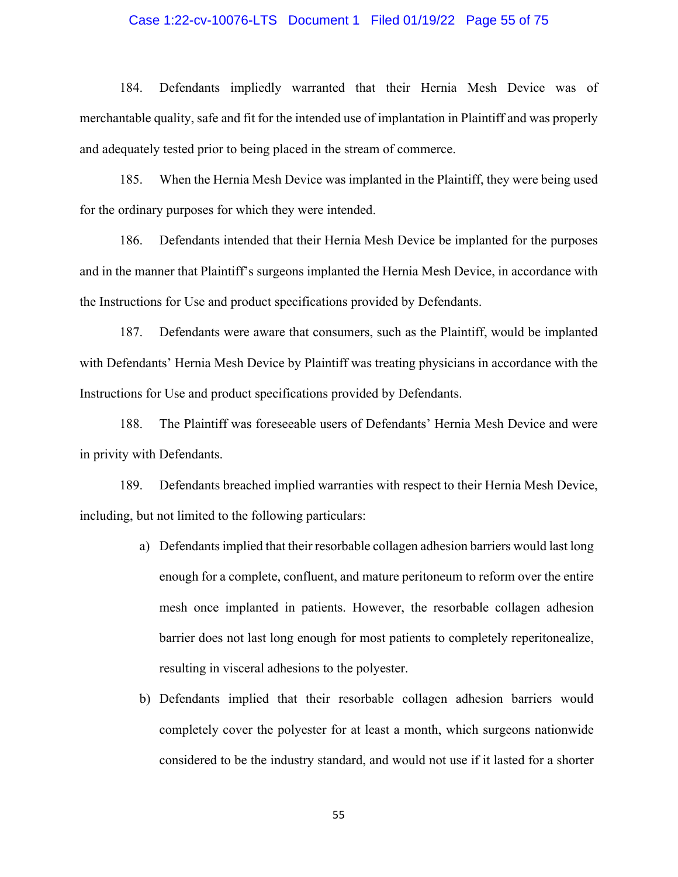184. Defendants impliedly warranted that their Hernia Mesh Device was of merchantable quality, safe and fit for the intended use of implantation in Plaintiff and was properly and adequately tested prior to being placed in the stream of commerce.

185. When the Hernia Mesh Device was implanted in the Plaintiff, they were being used for the ordinary purposes for which they were intended.

186. Defendants intended that their Hernia Mesh Device be implanted for the purposes and in the manner that Plaintiff's surgeons implanted the Hernia Mesh Device, in accordance with the Instructions for Use and product specifications provided by Defendants.

187. Defendants were aware that consumers, such as the Plaintiff, would be implanted with Defendants' Hernia Mesh Device by Plaintiff was treating physicians in accordance with the Instructions for Use and product specifications provided by Defendants.

188. The Plaintiff was foreseeable users of Defendants' Hernia Mesh Device and were in privity with Defendants.

189. Defendants breached implied warranties with respect to their Hernia Mesh Device, including, but not limited to the following particulars:

a) Defendants implied that their resorbable collagen adhesion barriers would last long enough for a complete, confluent, and mature peritoneum to reform over the entire mesh once implanted in patients. However, the resorbable collagen adhesion barrier does not last long enough for most patients to completely reperitonealize, resulting in visceral adhesions to the polyester.

b) Defendants implied that their resorbable collagen adhesion barriers would completely cover the polyester for at least a month, which surgeons nationwide considered to be the industry standard, and would not use if it lasted for a shorter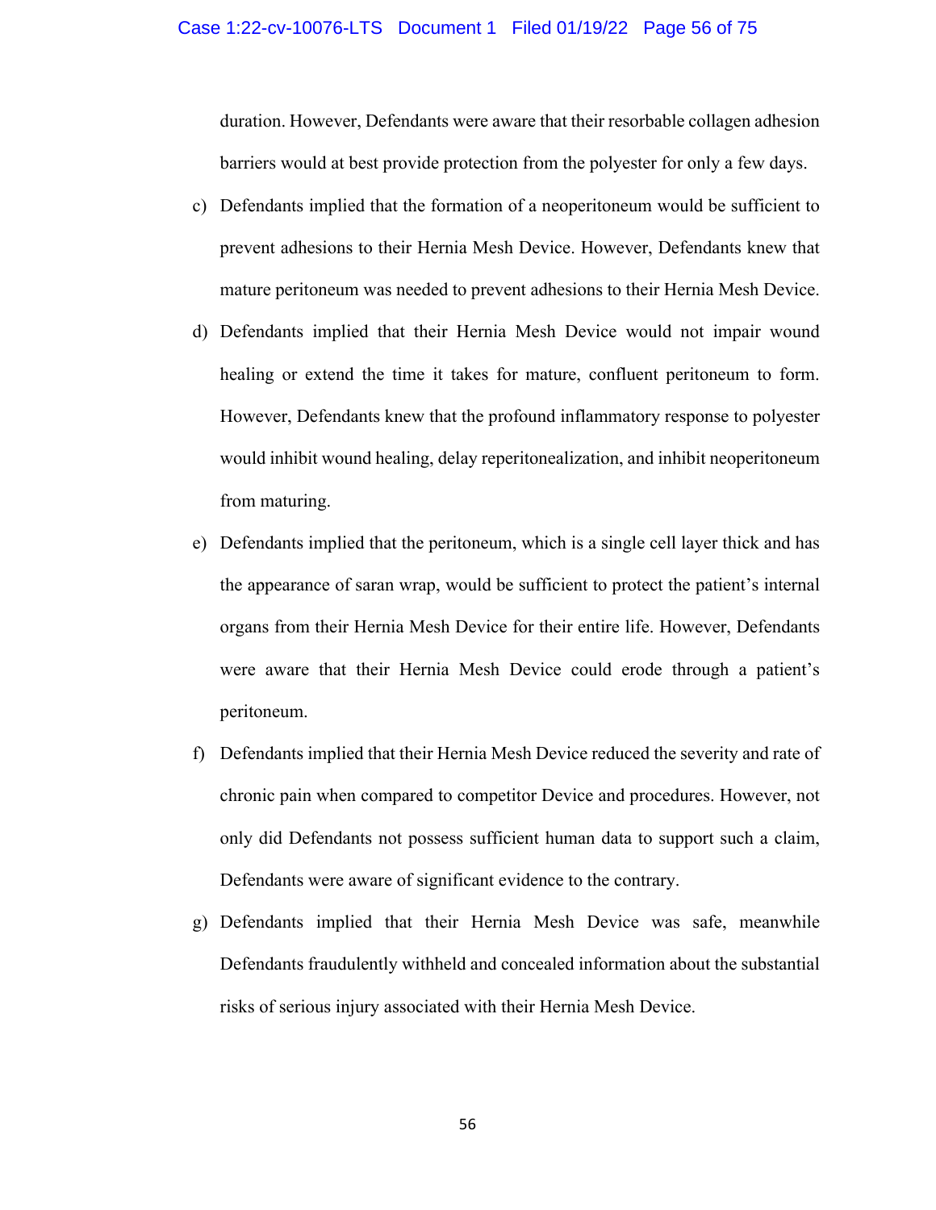duration. However, Defendants were aware that their resorbable collagen adhesion barriers would at best provide protection from the polyester for only a few days.

c) Defendants implied that the formation of a neoperitoneum would be sufficient to prevent adhesions to their Hernia Mesh Device. However, Defendants knew that mature peritoneum was needed to prevent adhesions to their Hernia Mesh Device.

d) Defendants implied that their Hernia Mesh Device would not impair wound healing or extend the time it takes for mature, confluent peritoneum to form. However, Defendants knew that the profound inflammatory response to polyester would inhibit wound healing, delay reperitonealization, and inhibit neoperitoneum from maturing.

e) Defendants implied that the peritoneum, which is a single cell layer thick and has the appearance of saran wrap, would be sufficient to protect the patient's internal organs from their Hernia Mesh Device for their entire life. However, Defendants were aware that their Hernia Mesh Device could erode through a patient's peritoneum.

f) Defendants implied that their Hernia Mesh Device reduced the severity and rate of chronic pain when compared to competitor Device and procedures. However, not only did Defendants not possess sufficient human data to support such a claim, Defendants were aware of significant evidence to the contrary.

g) Defendants implied that their Hernia Mesh Device was safe, meanwhile Defendants fraudulently withheld and concealed information about the substantial risks of serious injury associated with their Hernia Mesh Device.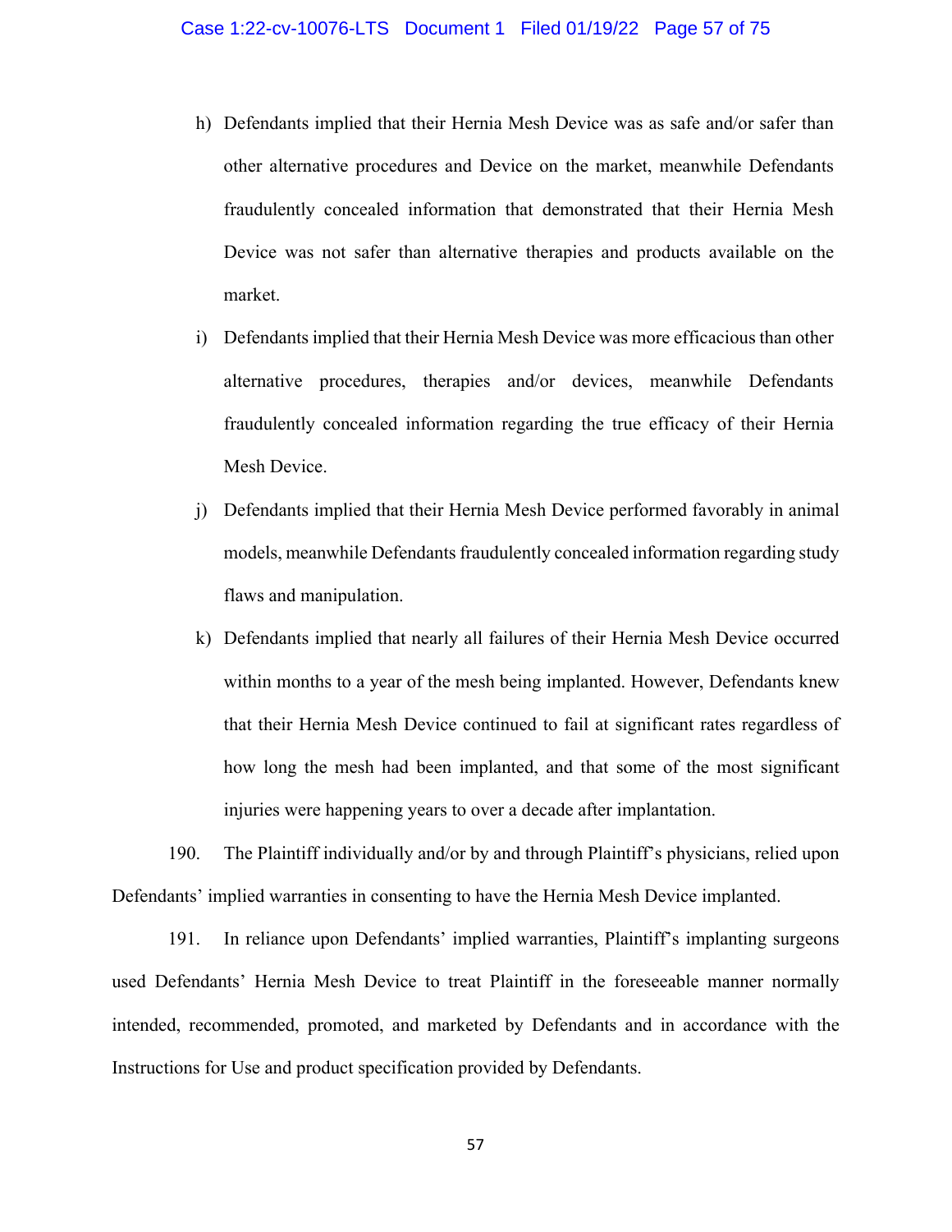h) Defendants implied that their Hernia Mesh Device was as safe and/or safer than other alternative procedures and Device on the market, meanwhile Defendants fraudulently concealed information that demonstrated that their Hernia Mesh Device was not safer than alternative therapies and products available on the market.

i) Defendants implied that their Hernia Mesh Device was more efficacious than other alternative procedures, therapies and/or devices, meanwhile Defendants fraudulently concealed information regarding the true efficacy of their Hernia Mesh Device.

j) Defendants implied that their Hernia Mesh Device performed favorably in animal models, meanwhile Defendants fraudulently concealed information regarding study flaws and manipulation.

k) Defendants implied that nearly all failures of their Hernia Mesh Device occurred within months to a year of the mesh being implanted. However, Defendants knew that their Hernia Mesh Device continued to fail at significant rates regardless of how long the mesh had been implanted, and that some of the most significant injuries were happening years to over a decade after implantation.

190. The Plaintiff individually and/or by and through Plaintiff's physicians, relied upon Defendants' implied warranties in consenting to have the Hernia Mesh Device implanted.

191. In reliance upon Defendants' implied warranties, Plaintiff's implanting surgeons used Defendants' Hernia Mesh Device to treat Plaintiff in the foreseeable manner normally intended, recommended, promoted, and marketed by Defendants and in accordance with the Instructions for Use and product specification provided by Defendants.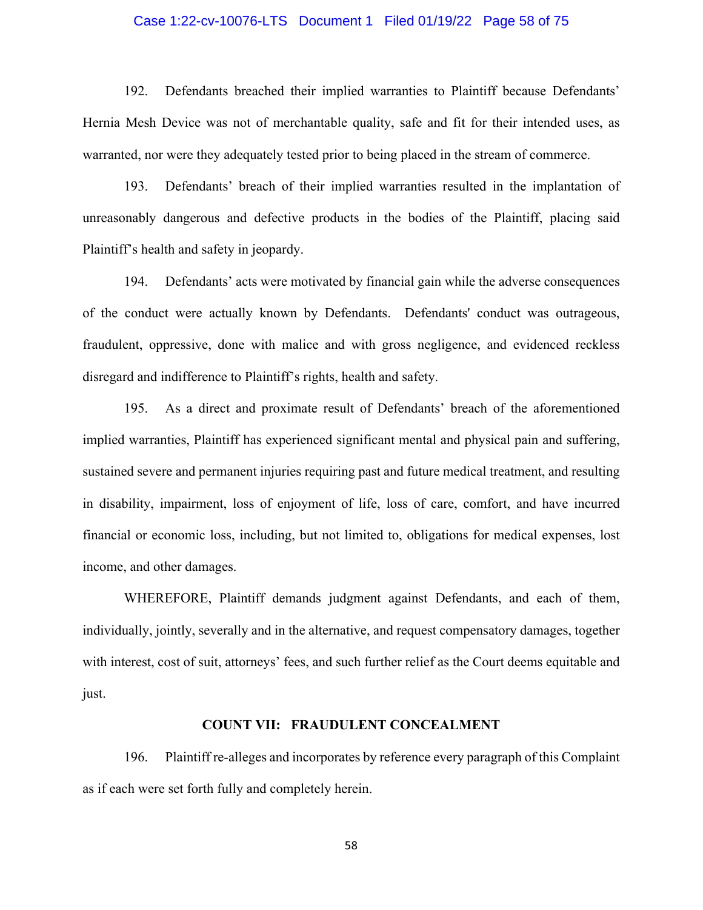192. Defendants breached their implied warranties to Plaintiff because Defendants' Hernia Mesh Device was not of merchantable quality, safe and fit for their intended uses, as warranted, nor were they adequately tested prior to being placed in the stream of commerce.

193. Defendants' breach of their implied warranties resulted in the implantation of unreasonably dangerous and defective products in the bodies of the Plaintiff, placing said Plaintiff's health and safety in jeopardy.

194. Defendants' acts were motivated by financial gain while the adverse consequences of the conduct were actually known by Defendants. Defendants' conduct was outrageous, fraudulent, oppressive, done with malice and with gross negligence, and evidenced reckless disregard and indifference to Plaintiff's rights, health and safety.

195. As a direct and proximate result of Defendants' breach of the aforementioned implied warranties, Plaintiff has experienced significant mental and physical pain and suffering, sustained severe and permanent injuries requiring past and future medical treatment, and resulting in disability, impairment, loss of enjoyment of life, loss of care, comfort, and have incurred financial or economic loss, including, but not limited to, obligations for medical expenses, lost income, and other damages.

WHEREFORE, Plaintiff demands judgment against Defendants, and each of them, individually, jointly, severally and in the alternative, and request compensatory damages, together with interest, cost of suit, attorneys' fees, and such further relief as the Court deems equitable and just.

## COUNT VII: FRAUDULENT CONCEALMENT

196. Plaintiff re-alleges and incorporates by reference every paragraph of this Complaint as if each were set forth fully and completely herein.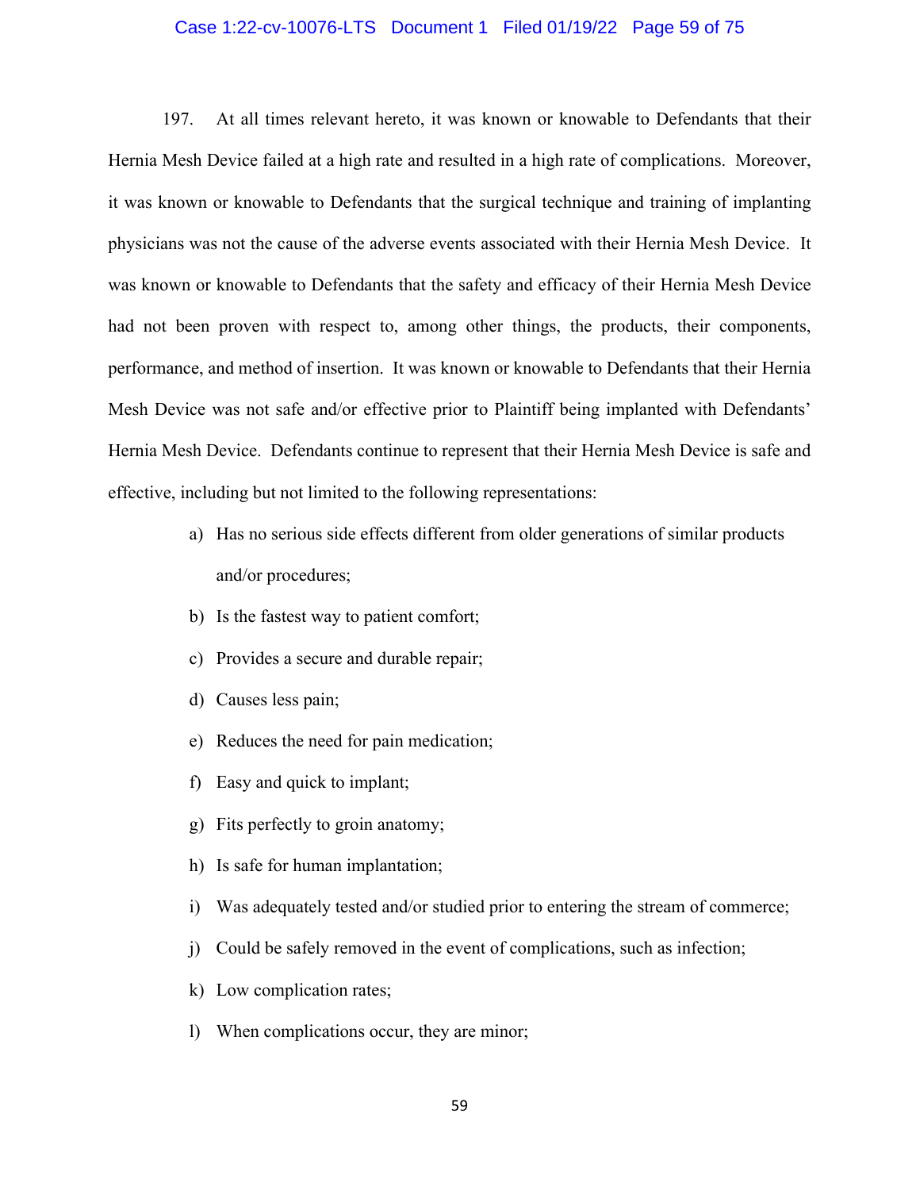197. At all times relevant hereto, it was known or knowable to Defendants that their Hernia Mesh Device failed at a high rate and resulted in a high rate of complications. Moreover, it was known or knowable to Defendants that the surgical technique and training of implanting physicians was not the cause of the adverse events associated with their Hernia Mesh Device. It was known or knowable to Defendants that the safety and efficacy of their Hernia Mesh Device had not been proven with respect to, among other things, the products, their components, performance, and method of insertion. It was known or knowable to Defendants that their Hernia Mesh Device was not safe and/or effective prior to Plaintiff being implanted with Defendants' Hernia Mesh Device. Defendants continue to represent that their Hernia Mesh Device is safe and effective, including but not limited to the following representations:

a) Has no serious side effects different from older generations of similar products and/or procedures;

b) Is the fastest way to patient comfort;

c) Provides a secure and durable repair;

d) Causes less pain;

e) Reduces the need for pain medication;

f) Easy and quick to implant;

g) Fits perfectly to groin anatomy;

h) Is safe for human implantation;

i) Was adequately tested and/or studied prior to entering the stream of commerce;

j) Could be safely removed in the event of complications, such as infection;

k) Low complication rates;

l) When complications occur, they are minor;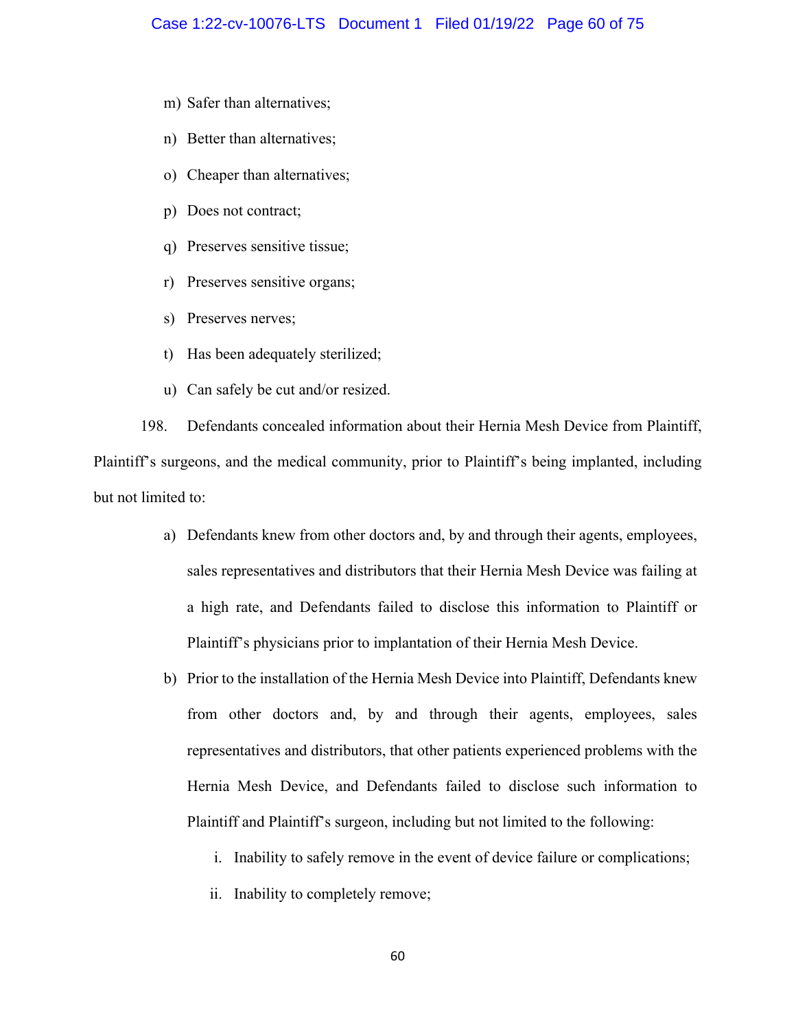m) Safer than alternatives;

n) Better than alternatives;

o) Cheaper than alternatives;

p) Does not contract;

q) Preserves sensitive tissue;

r) Preserves sensitive organs;

s) Preserves nerves;

t) Has been adequately sterilized;

u) Can safely be cut and/or resized.

198. Defendants concealed information about their Hernia Mesh Device from Plaintiff, Plaintiff's surgeons, and the medical community, prior to Plaintiff's being implanted, including but not limited to:

a) Defendants knew from other doctors and, by and through their agents, employees, sales representatives and distributors that their Hernia Mesh Device was failing at a high rate, and Defendants failed to disclose this information to Plaintiff or Plaintiff's physicians prior to implantation of their Hernia Mesh Device.

b) Prior to the installation of the Hernia Mesh Device into Plaintiff, Defendants knew from other doctors and, by and through their agents, employees, sales representatives and distributors, that other patients experienced problems with the Hernia Mesh Device, and Defendants failed to disclose such information to Plaintiff and Plaintiff's surgeon, including but not limited to the following:

   i. Inability to safely remove in the event of device failure or complications;

   ii. Inability to completely remove;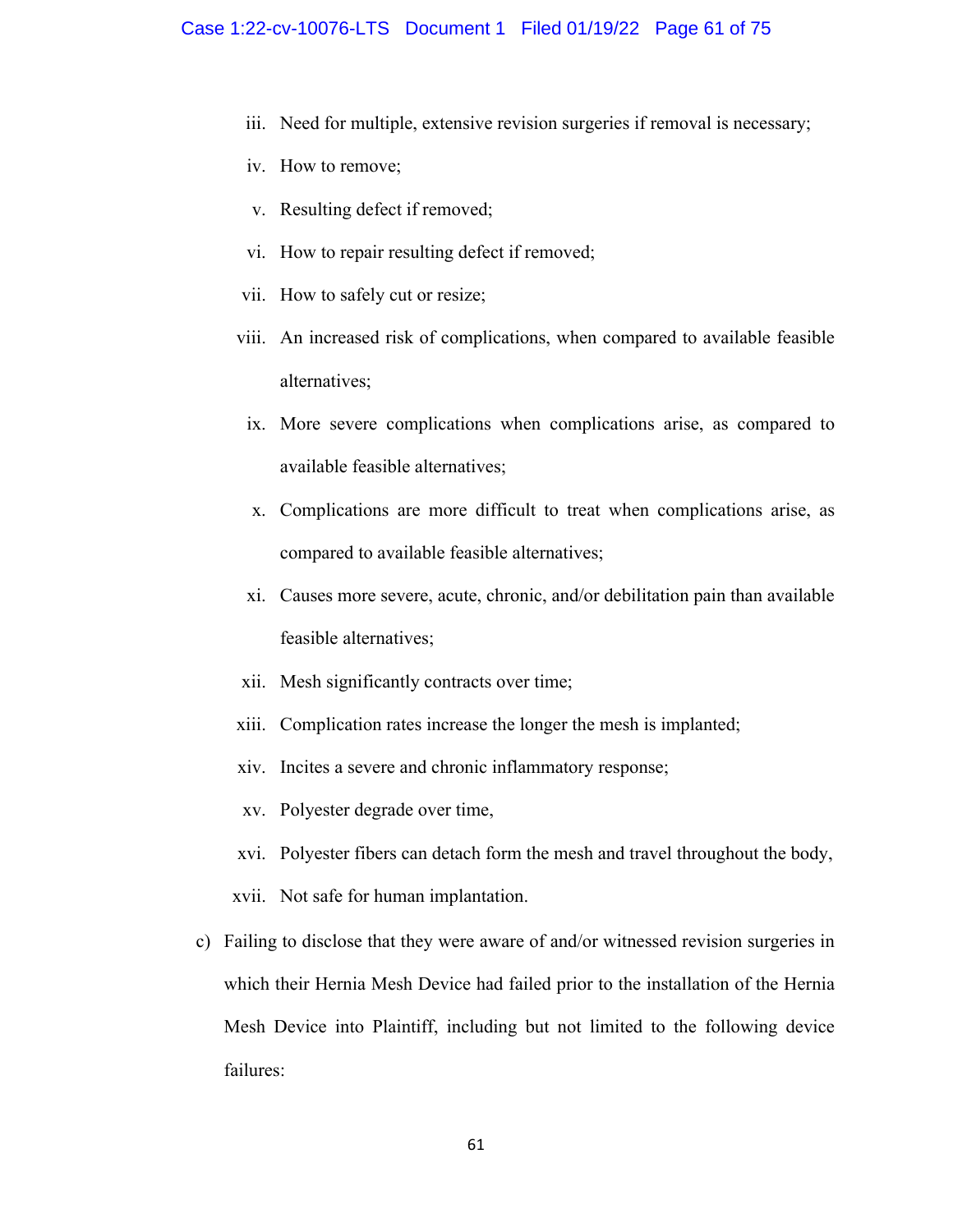iii. Need for multiple, extensive revision surgeries if removal is necessary;

iv. How to remove;

v. Resulting defect if removed;

vi. How to repair resulting defect if removed;

vii. How to safely cut or resize;

viii. An increased risk of complications, when compared to available feasible alternatives;

ix. More severe complications when complications arise, as compared to available feasible alternatives;

x. Complications are more difficult to treat when complications arise, as compared to available feasible alternatives;

xi. Causes more severe, acute, chronic, and/or debilitation pain than available feasible alternatives;

xii. Mesh significantly contracts over time;

xiii. Complication rates increase the longer the mesh is implanted;

xiv. Incites a severe and chronic inflammatory response;

xv. Polyester degrade over time,

xvi. Polyester fibers can detach form the mesh and travel throughout the body,

xvii. Not safe for human implantation.

c) Failing to disclose that they were aware of and/or witnessed revision surgeries in which their Hernia Mesh Device had failed prior to the installation of the Hernia Mesh Device into Plaintiff, including but not limited to the following device failures: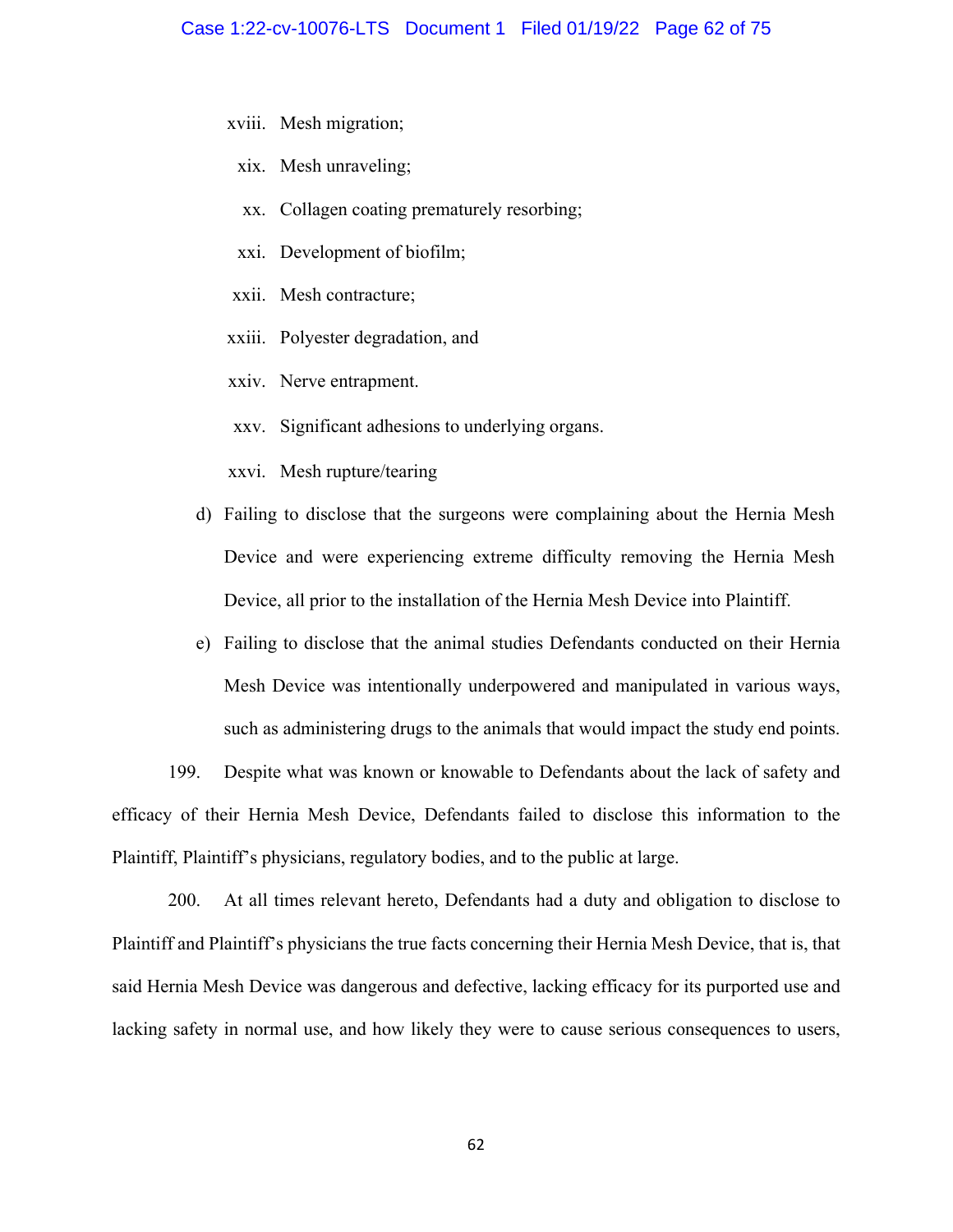xviii. Mesh migration;

xix. Mesh unraveling;

xx. Collagen coating prematurely resorbing;

xxi. Development of biofilm;

xxii. Mesh contracture;

xxiii. Polyester degradation, and

xxiv. Nerve entrapment.

xxv. Significant adhesions to underlying organs.

xxvi. Mesh rupture/tearing

d) Failing to disclose that the surgeons were complaining about the Hernia Mesh Device and were experiencing extreme difficulty removing the Hernia Mesh Device, all prior to the installation of the Hernia Mesh Device into Plaintiff.

e) Failing to disclose that the animal studies Defendants conducted on their Hernia Mesh Device was intentionally underpowered and manipulated in various ways, such as administering drugs to the animals that would impact the study end points.

199. Despite what was known or knowable to Defendants about the lack of safety and efficacy of their Hernia Mesh Device, Defendants failed to disclose this information to the Plaintiff, Plaintiff's physicians, regulatory bodies, and to the public at large.

200. At all times relevant hereto, Defendants had a duty and obligation to disclose to Plaintiff and Plaintiff's physicians the true facts concerning their Hernia Mesh Device, that is, that said Hernia Mesh Device was dangerous and defective, lacking efficacy for its purported use and lacking safety in normal use, and how likely they were to cause serious consequences to users,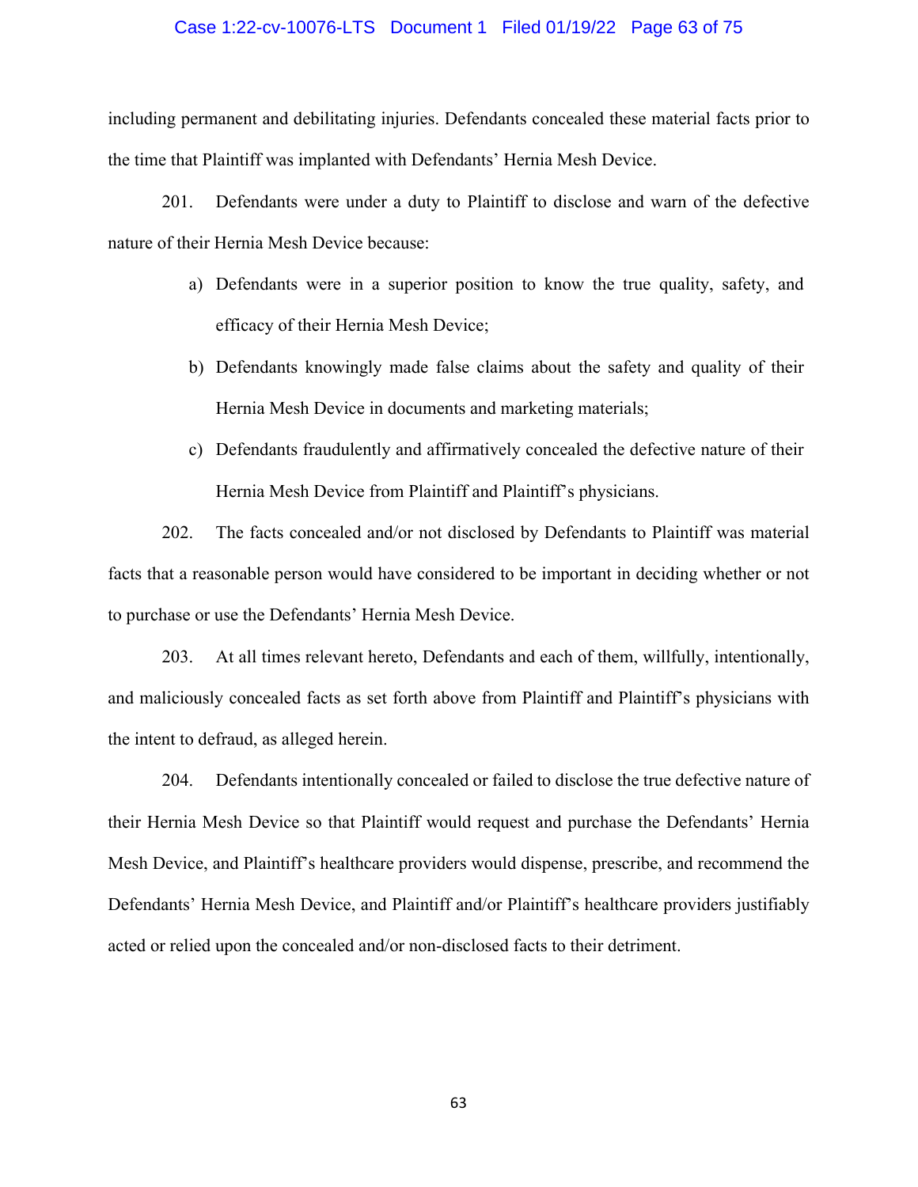including permanent and debilitating injuries. Defendants concealed these material facts prior to the time that Plaintiff was implanted with Defendants' Hernia Mesh Device.

201. Defendants were under a duty to Plaintiff to disclose and warn of the defective nature of their Hernia Mesh Device because:

a) Defendants were in a superior position to know the true quality, safety, and efficacy of their Hernia Mesh Device;

b) Defendants knowingly made false claims about the safety and quality of their Hernia Mesh Device in documents and marketing materials;

c) Defendants fraudulently and affirmatively concealed the defective nature of their Hernia Mesh Device from Plaintiff and Plaintiff's physicians.

202. The facts concealed and/or not disclosed by Defendants to Plaintiff was material facts that a reasonable person would have considered to be important in deciding whether or not to purchase or use the Defendants' Hernia Mesh Device.

203. At all times relevant hereto, Defendants and each of them, willfully, intentionally, and maliciously concealed facts as set forth above from Plaintiff and Plaintiff's physicians with the intent to defraud, as alleged herein.

204. Defendants intentionally concealed or failed to disclose the true defective nature of their Hernia Mesh Device so that Plaintiff would request and purchase the Defendants' Hernia Mesh Device, and Plaintiff's healthcare providers would dispense, prescribe, and recommend the Defendants' Hernia Mesh Device, and Plaintiff and/or Plaintiff's healthcare providers justifiably acted or relied upon the concealed and/or non-disclosed facts to their detriment.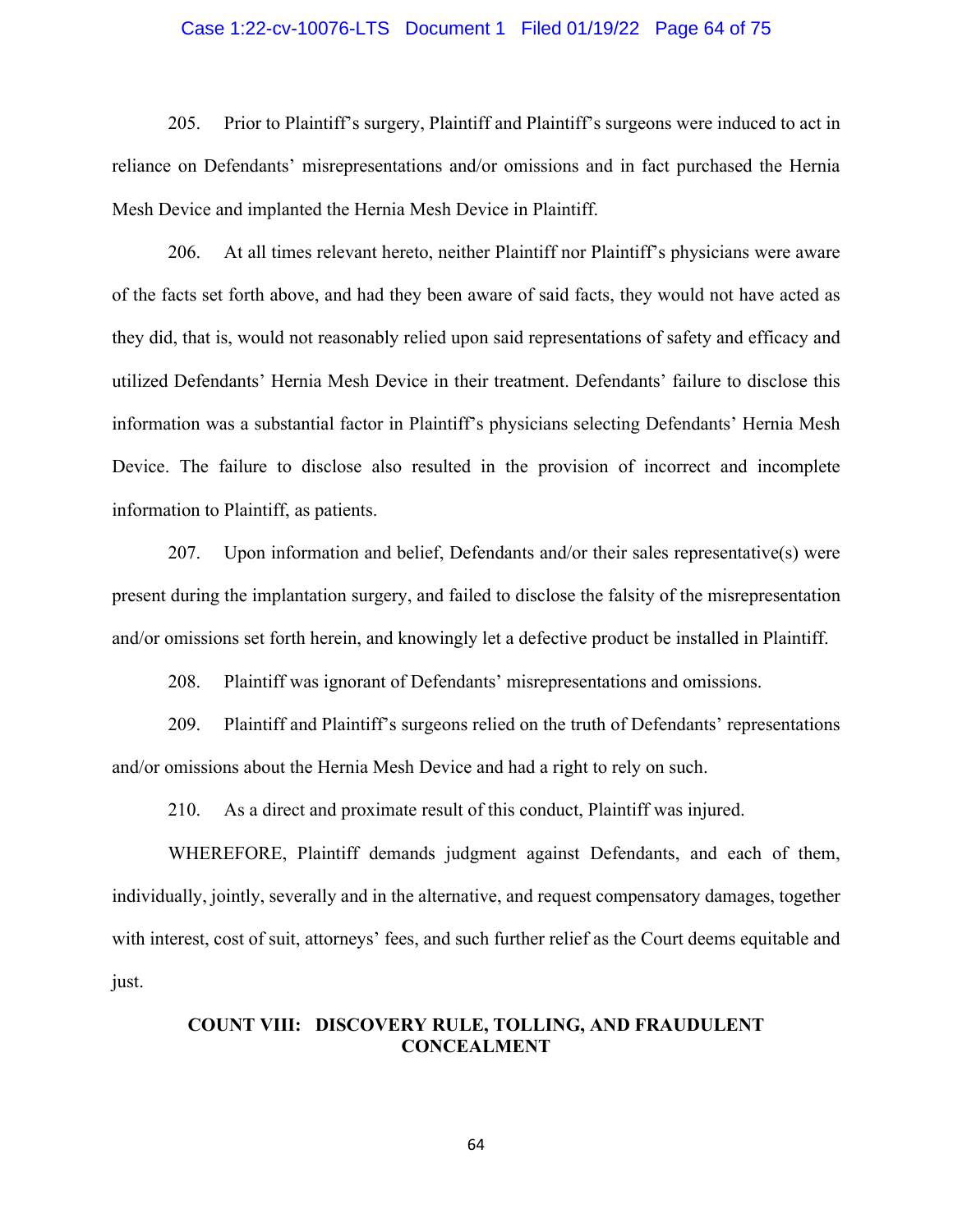205. Prior to Plaintiff's surgery, Plaintiff and Plaintiff's surgeons were induced to act in reliance on Defendants' misrepresentations and/or omissions and in fact purchased the Hernia Mesh Device and implanted the Hernia Mesh Device in Plaintiff.

206. At all times relevant hereto, neither Plaintiff nor Plaintiff's physicians were aware of the facts set forth above, and had they been aware of said facts, they would not have acted as they did, that is, would not reasonably relied upon said representations of safety and efficacy and utilized Defendants' Hernia Mesh Device in their treatment. Defendants' failure to disclose this information was a substantial factor in Plaintiff's physicians selecting Defendants' Hernia Mesh Device. The failure to disclose also resulted in the provision of incorrect and incomplete information to Plaintiff, as patients.

207. Upon information and belief, Defendants and/or their sales representative(s) were present during the implantation surgery, and failed to disclose the falsity of the misrepresentation and/or omissions set forth herein, and knowingly let a defective product be installed in Plaintiff.

208. Plaintiff was ignorant of Defendants' misrepresentations and omissions.

209. Plaintiff and Plaintiff's surgeons relied on the truth of Defendants' representations and/or omissions about the Hernia Mesh Device and had a right to rely on such.

210. As a direct and proximate result of this conduct, Plaintiff was injured.

WHEREFORE, Plaintiff demands judgment against Defendants, and each of them, individually, jointly, severally and in the alternative, and request compensatory damages, together with interest, cost of suit, attorneys' fees, and such further relief as the Court deems equitable and just.

## COUNT VIII: DISCOVERY RULE, TOLLING, AND FRAUDULENT CONCEALMENT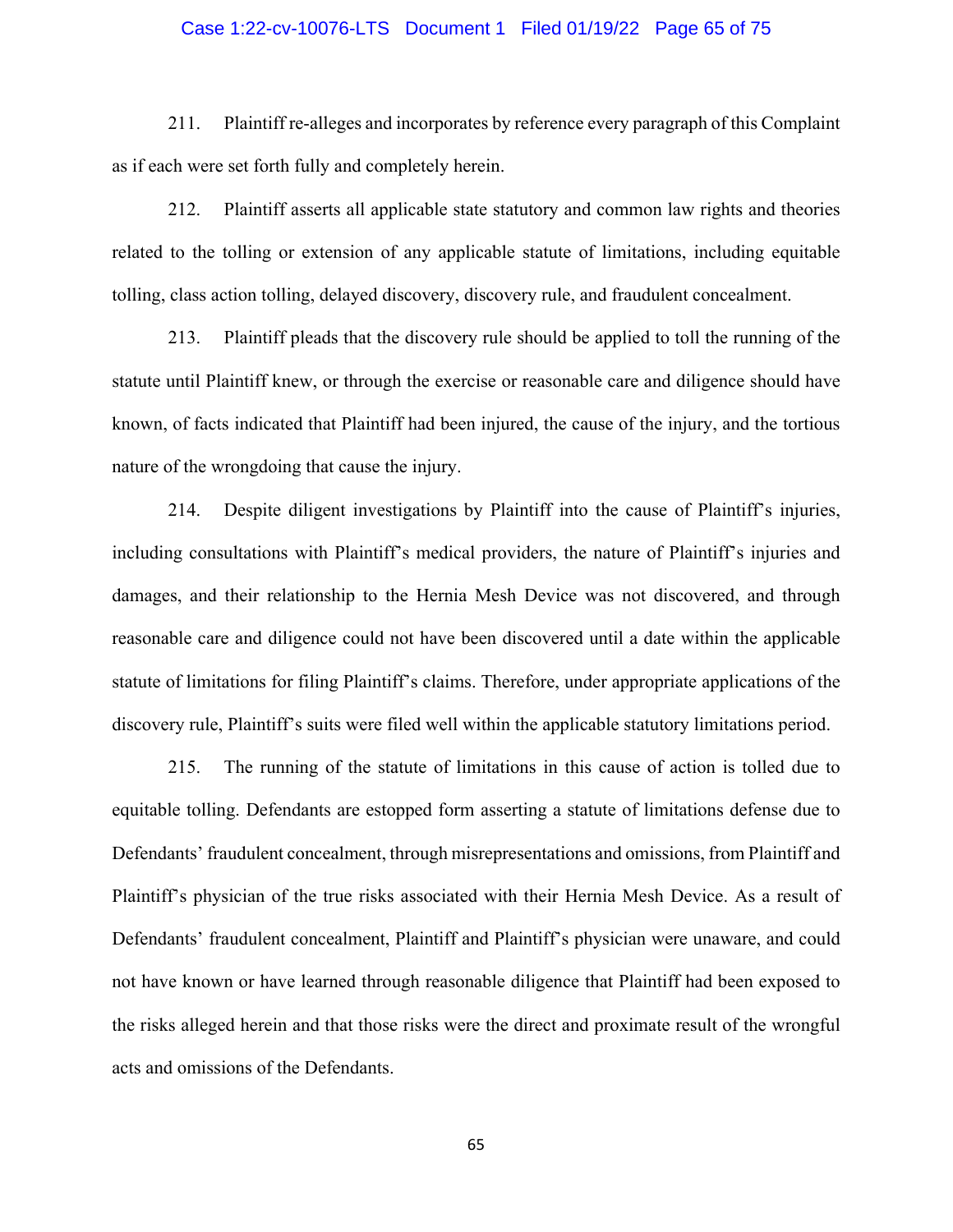211. Plaintiff re-alleges and incorporates by reference every paragraph of this Complaint as if each were set forth fully and completely herein.

212. Plaintiff asserts all applicable state statutory and common law rights and theories related to the tolling or extension of any applicable statute of limitations, including equitable tolling, class action tolling, delayed discovery, discovery rule, and fraudulent concealment.

213. Plaintiff pleads that the discovery rule should be applied to toll the running of the statute until Plaintiff knew, or through the exercise or reasonable care and diligence should have known, of facts indicated that Plaintiff had been injured, the cause of the injury, and the tortious nature of the wrongdoing that cause the injury.

214. Despite diligent investigations by Plaintiff into the cause of Plaintiff's injuries, including consultations with Plaintiff's medical providers, the nature of Plaintiff's injuries and damages, and their relationship to the Hernia Mesh Device was not discovered, and through reasonable care and diligence could not have been discovered until a date within the applicable statute of limitations for filing Plaintiff's claims. Therefore, under appropriate applications of the discovery rule, Plaintiff's suits were filed well within the applicable statutory limitations period.

215. The running of the statute of limitations in this cause of action is tolled due to equitable tolling. Defendants are estopped form asserting a statute of limitations defense due to Defendants' fraudulent concealment, through misrepresentations and omissions, from Plaintiff and Plaintiff's physician of the true risks associated with their Hernia Mesh Device. As a result of Defendants' fraudulent concealment, Plaintiff and Plaintiff's physician were unaware, and could not have known or have learned through reasonable diligence that Plaintiff had been exposed to the risks alleged herein and that those risks were the direct and proximate result of the wrongful acts and omissions of the Defendants.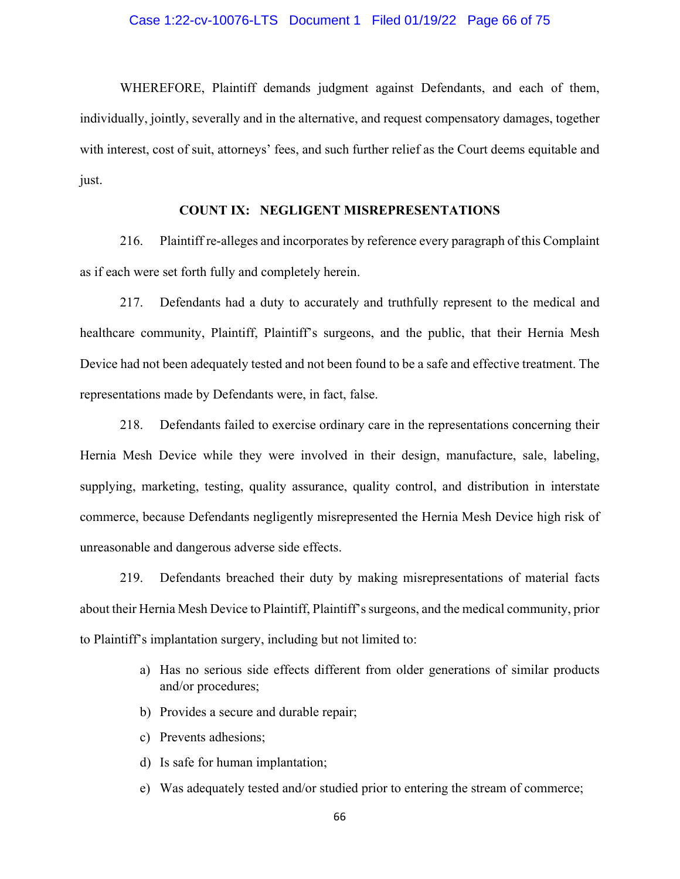WHEREFORE, Plaintiff demands judgment against Defendants, and each of them, individually, jointly, severally and in the alternative, and request compensatory damages, together with interest, cost of suit, attorneys' fees, and such further relief as the Court deems equitable and just.

**COUNT IX: NEGLIGENT MISREPRESENTATIONS**

216. Plaintiff re-alleges and incorporates by reference every paragraph of this Complaint as if each were set forth fully and completely herein.

217. Defendants had a duty to accurately and truthfully represent to the medical and healthcare community, Plaintiff, Plaintiff's surgeons, and the public, that their Hernia Mesh Device had not been adequately tested and not been found to be a safe and effective treatment. The representations made by Defendants were, in fact, false.

218. Defendants failed to exercise ordinary care in the representations concerning their Hernia Mesh Device while they were involved in their design, manufacture, sale, labeling, supplying, marketing, testing, quality assurance, quality control, and distribution in interstate commerce, because Defendants negligently misrepresented the Hernia Mesh Device high risk of unreasonable and dangerous adverse side effects.

219. Defendants breached their duty by making misrepresentations of material facts about their Hernia Mesh Device to Plaintiff, Plaintiff's surgeons, and the medical community, prior to Plaintiff's implantation surgery, including but not limited to:

a) Has no serious side effects different from older generations of similar products and/or procedures;

b) Provides a secure and durable repair;

c) Prevents adhesions;

d) Is safe for human implantation;

e) Was adequately tested and/or studied prior to entering the stream of commerce;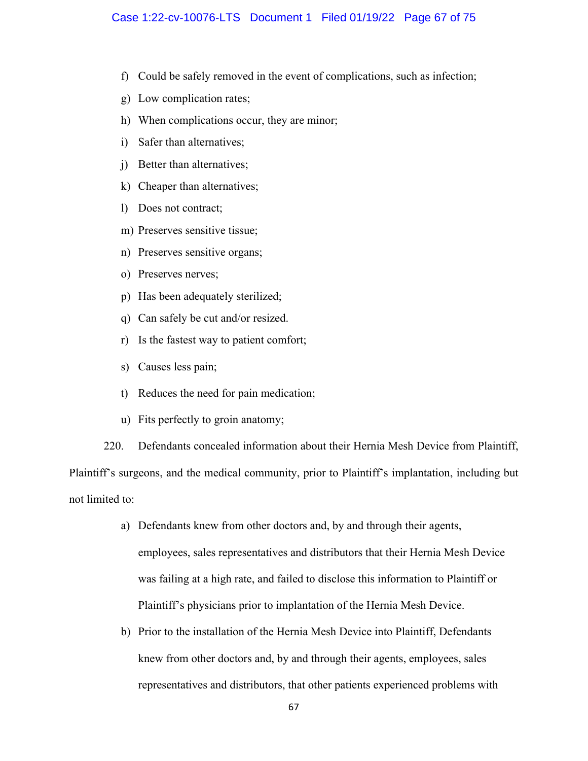f) Could be safely removed in the event of complications, such as infection;

g) Low complication rates;

h) When complications occur, they are minor;

i) Safer than alternatives;

j) Better than alternatives;

k) Cheaper than alternatives;

l) Does not contract;

m) Preserves sensitive tissue;

n) Preserves sensitive organs;

o) Preserves nerves;

p) Has been adequately sterilized;

q) Can safely be cut and/or resized.

r) Is the fastest way to patient comfort;

s) Causes less pain;

t) Reduces the need for pain medication;

u) Fits perfectly to groin anatomy;

220. Defendants concealed information about their Hernia Mesh Device from Plaintiff, Plaintiff's surgeons, and the medical community, prior to Plaintiff's implantation, including but not limited to:

a) Defendants knew from other doctors and, by and through their agents, employees, sales representatives and distributors that their Hernia Mesh Device was failing at a high rate, and failed to disclose this information to Plaintiff or Plaintiff's physicians prior to implantation of the Hernia Mesh Device.

b) Prior to the installation of the Hernia Mesh Device into Plaintiff, Defendants knew from other doctors and, by and through their agents, employees, sales representatives and distributors, that other patients experienced problems with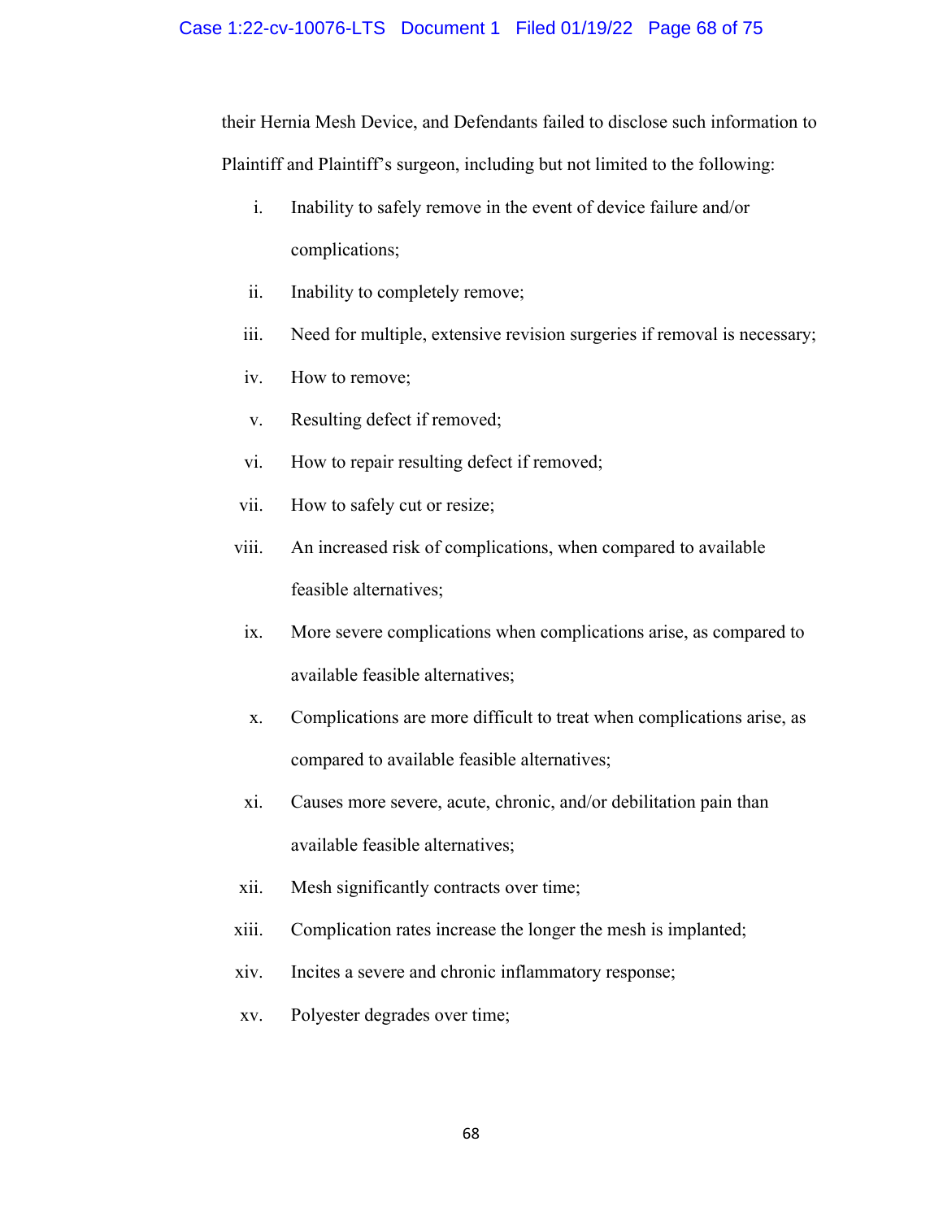their Hernia Mesh Device, and Defendants failed to disclose such information to Plaintiff and Plaintiff's surgeon, including but not limited to the following:

i. Inability to safely remove in the event of device failure and/or complications;

ii. Inability to completely remove;

iii. Need for multiple, extensive revision surgeries if removal is necessary;

iv. How to remove;

v. Resulting defect if removed;

vi. How to repair resulting defect if removed;

vii. How to safely cut or resize;

viii. An increased risk of complications, when compared to available feasible alternatives;

ix. More severe complications when complications arise, as compared to available feasible alternatives;

x. Complications are more difficult to treat when complications arise, as compared to available feasible alternatives;

xi. Causes more severe, acute, chronic, and/or debilitation pain than available feasible alternatives;

xii. Mesh significantly contracts over time;

xiii. Complication rates increase the longer the mesh is implanted;

xiv. Incites a severe and chronic inflammatory response;

xv. Polyester degrades over time;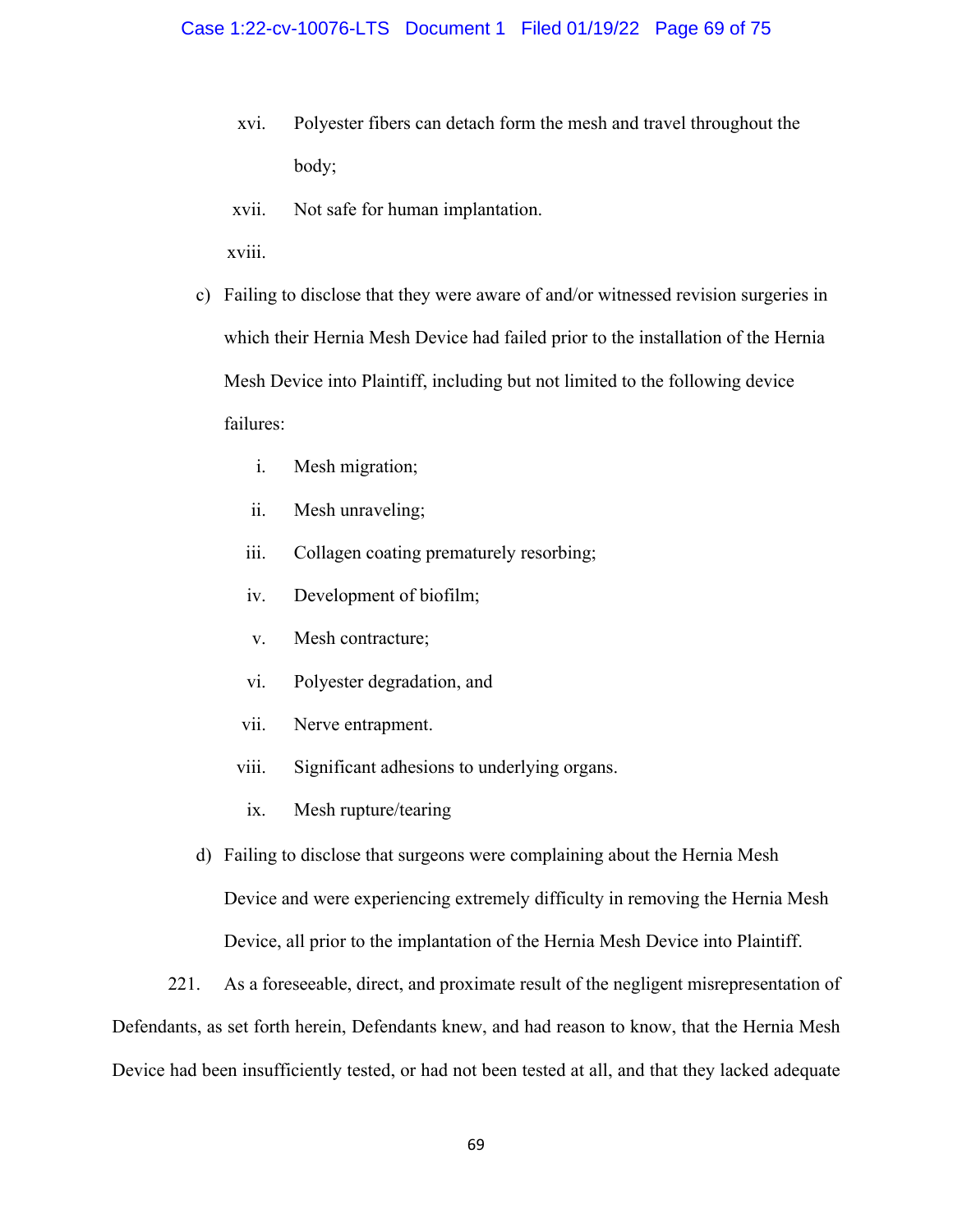xvi. Polyester fibers can detach form the mesh and travel throughout the body;

xvii. Not safe for human implantation.

xviii.

c) Failing to disclose that they were aware of and/or witnessed revision surgeries in which their Hernia Mesh Device had failed prior to the installation of the Hernia Mesh Device into Plaintiff, including but not limited to the following device failures:

i. Mesh migration;

ii. Mesh unraveling;

iii. Collagen coating prematurely resorbing;

iv. Development of biofilm;

v. Mesh contracture;

vi. Polyester degradation, and

vii. Nerve entrapment.

viii. Significant adhesions to underlying organs.

ix. Mesh rupture/tearing

d) Failing to disclose that surgeons were complaining about the Hernia Mesh Device and were experiencing extremely difficulty in removing the Hernia Mesh Device, all prior to the implantation of the Hernia Mesh Device into Plaintiff.

221. As a foreseeable, direct, and proximate result of the negligent misrepresentation of Defendants, as set forth herein, Defendants knew, and had reason to know, that the Hernia Mesh Device had been insufficiently tested, or had not been tested at all, and that they lacked adequate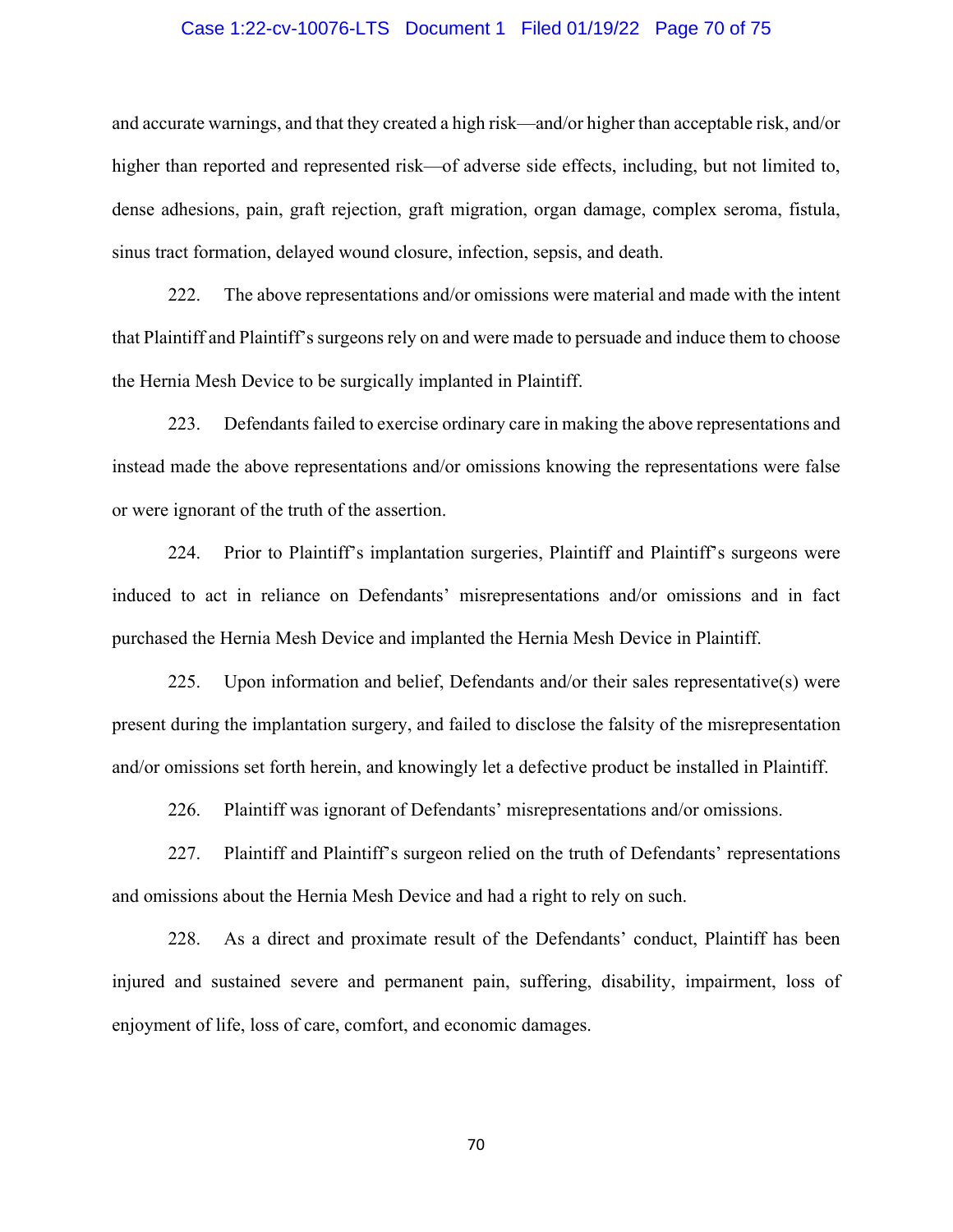and accurate warnings, and that they created a high risk—and/or higher than acceptable risk, and/or higher than reported and represented risk—of adverse side effects, including, but not limited to, dense adhesions, pain, graft rejection, graft migration, organ damage, complex seroma, fistula, sinus tract formation, delayed wound closure, infection, sepsis, and death.

222. The above representations and/or omissions were material and made with the intent that Plaintiff and Plaintiff's surgeons rely on and were made to persuade and induce them to choose the Hernia Mesh Device to be surgically implanted in Plaintiff.

223. Defendants failed to exercise ordinary care in making the above representations and instead made the above representations and/or omissions knowing the representations were false or were ignorant of the truth of the assertion.

224. Prior to Plaintiff's implantation surgeries, Plaintiff and Plaintiff's surgeons were induced to act in reliance on Defendants' misrepresentations and/or omissions and in fact purchased the Hernia Mesh Device and implanted the Hernia Mesh Device in Plaintiff.

225. Upon information and belief, Defendants and/or their sales representative(s) were present during the implantation surgery, and failed to disclose the falsity of the misrepresentation and/or omissions set forth herein, and knowingly let a defective product be installed in Plaintiff.

226. Plaintiff was ignorant of Defendants' misrepresentations and/or omissions.

227. Plaintiff and Plaintiff's surgeon relied on the truth of Defendants' representations and omissions about the Hernia Mesh Device and had a right to rely on such.

228. As a direct and proximate result of the Defendants' conduct, Plaintiff has been injured and sustained severe and permanent pain, suffering, disability, impairment, loss of enjoyment of life, loss of care, comfort, and economic damages.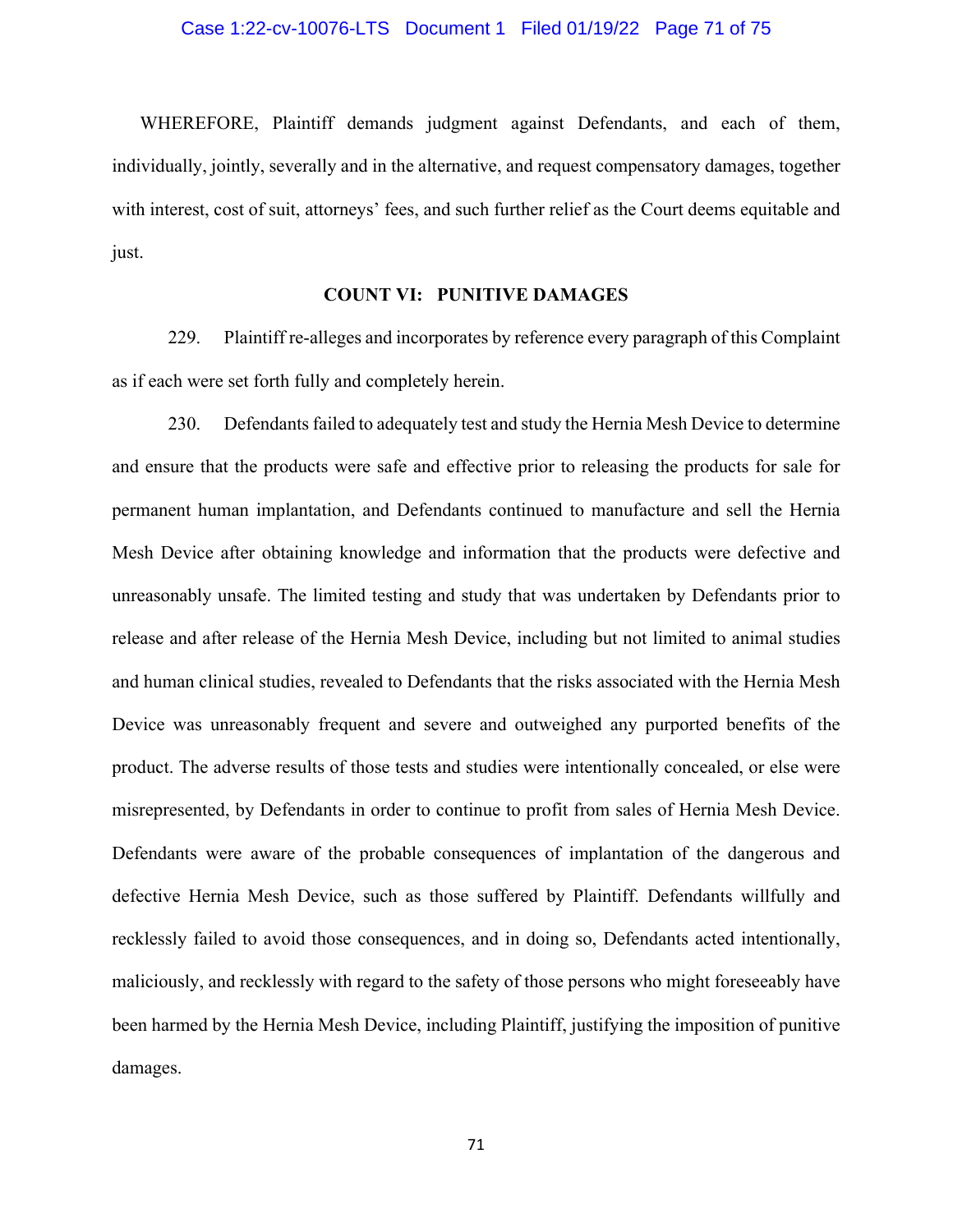WHEREFORE, Plaintiff demands judgment against Defendants, and each of them, individually, jointly, severally and in the alternative, and request compensatory damages, together with interest, cost of suit, attorneys' fees, and such further relief as the Court deems equitable and just.

**COUNT VI: PUNITIVE DAMAGES**

229. Plaintiff re-alleges and incorporates by reference every paragraph of this Complaint as if each were set forth fully and completely herein.

230. Defendants failed to adequately test and study the Hernia Mesh Device to determine and ensure that the products were safe and effective prior to releasing the products for sale for permanent human implantation, and Defendants continued to manufacture and sell the Hernia Mesh Device after obtaining knowledge and information that the products were defective and unreasonably unsafe. The limited testing and study that was undertaken by Defendants prior to release and after release of the Hernia Mesh Device, including but not limited to animal studies and human clinical studies, revealed to Defendants that the risks associated with the Hernia Mesh Device was unreasonably frequent and severe and outweighed any purported benefits of the product. The adverse results of those tests and studies were intentionally concealed, or else were misrepresented, by Defendants in order to continue to profit from sales of Hernia Mesh Device. Defendants were aware of the probable consequences of implantation of the dangerous and defective Hernia Mesh Device, such as those suffered by Plaintiff. Defendants willfully and recklessly failed to avoid those consequences, and in doing so, Defendants acted intentionally, maliciously, and recklessly with regard to the safety of those persons who might foreseeably have been harmed by the Hernia Mesh Device, including Plaintiff, justifying the imposition of punitive damages.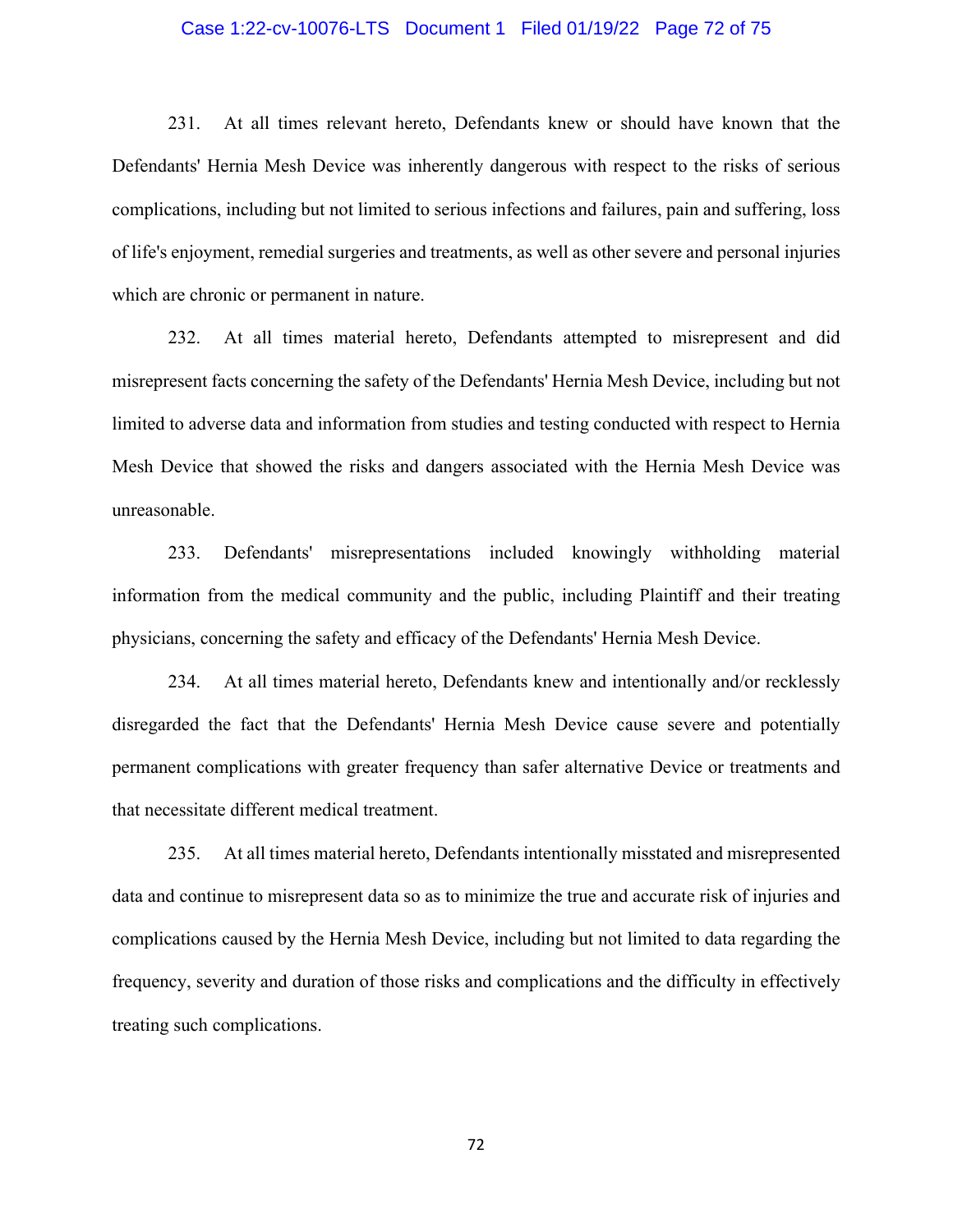231. At all times relevant hereto, Defendants knew or should have known that the Defendants' Hernia Mesh Device was inherently dangerous with respect to the risks of serious complications, including but not limited to serious infections and failures, pain and suffering, loss of life's enjoyment, remedial surgeries and treatments, as well as other severe and personal injuries which are chronic or permanent in nature.

232. At all times material hereto, Defendants attempted to misrepresent and did misrepresent facts concerning the safety of the Defendants' Hernia Mesh Device, including but not limited to adverse data and information from studies and testing conducted with respect to Hernia Mesh Device that showed the risks and dangers associated with the Hernia Mesh Device was unreasonable.

233. Defendants' misrepresentations included knowingly withholding material information from the medical community and the public, including Plaintiff and their treating physicians, concerning the safety and efficacy of the Defendants' Hernia Mesh Device.

234. At all times material hereto, Defendants knew and intentionally and/or recklessly disregarded the fact that the Defendants' Hernia Mesh Device cause severe and potentially permanent complications with greater frequency than safer alternative Device or treatments and that necessitate different medical treatment.

235. At all times material hereto, Defendants intentionally misstated and misrepresented data and continue to misrepresent data so as to minimize the true and accurate risk of injuries and complications caused by the Hernia Mesh Device, including but not limited to data regarding the frequency, severity and duration of those risks and complications and the difficulty in effectively treating such complications.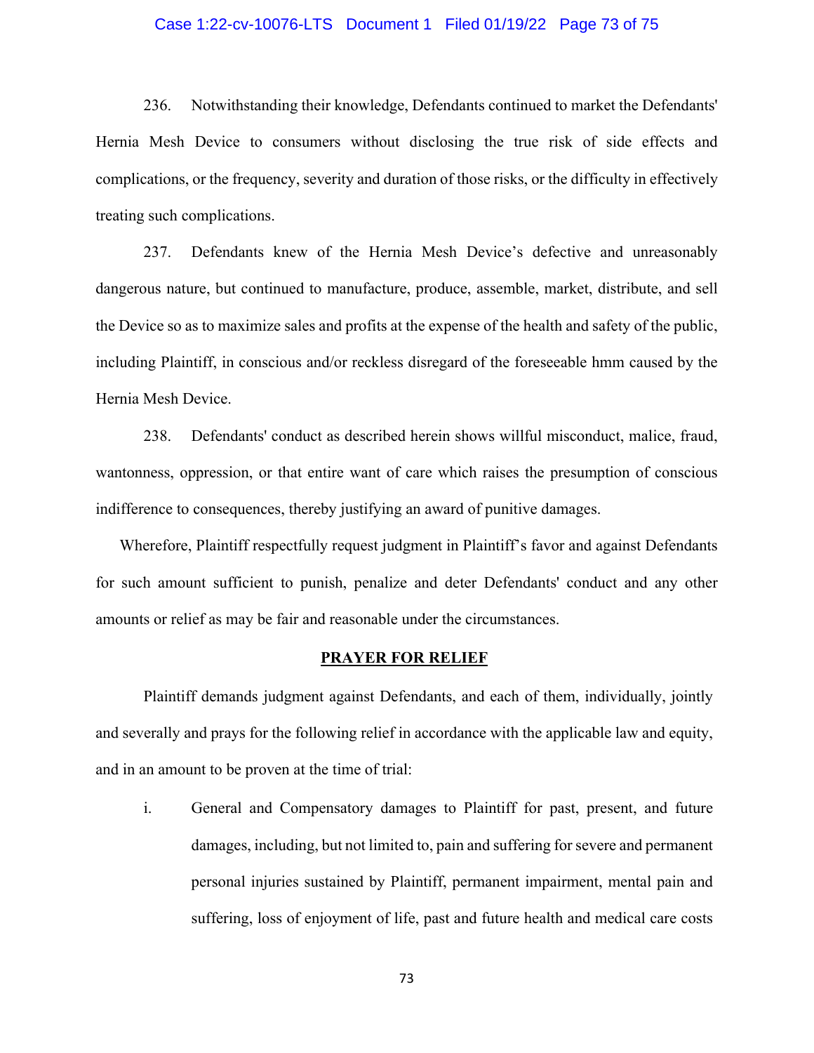236. Notwithstanding their knowledge, Defendants continued to market the Defendants' Hernia Mesh Device to consumers without disclosing the true risk of side effects and complications, or the frequency, severity and duration of those risks, or the difficulty in effectively treating such complications.

237. Defendants knew of the Hernia Mesh Device's defective and unreasonably dangerous nature, but continued to manufacture, produce, assemble, market, distribute, and sell the Device so as to maximize sales and profits at the expense of the health and safety of the public, including Plaintiff, in conscious and/or reckless disregard of the foreseeable hmm caused by the Hernia Mesh Device.

238. Defendants' conduct as described herein shows willful misconduct, malice, fraud, wantonness, oppression, or that entire want of care which raises the presumption of conscious indifference to consequences, thereby justifying an award of punitive damages.

Wherefore, Plaintiff respectfully request judgment in Plaintiff's favor and against Defendants for such amount sufficient to punish, penalize and deter Defendants' conduct and any other amounts or relief as may be fair and reasonable under the circumstances.

**PRAYER FOR RELIEF**

Plaintiff demands judgment against Defendants, and each of them, individually, jointly and severally and prays for the following relief in accordance with the applicable law and equity, and in an amount to be proven at the time of trial:

i. General and Compensatory damages to Plaintiff for past, present, and future damages, including, but not limited to, pain and suffering for severe and permanent personal injuries sustained by Plaintiff, permanent impairment, mental pain and suffering, loss of enjoyment of life, past and future health and medical care costs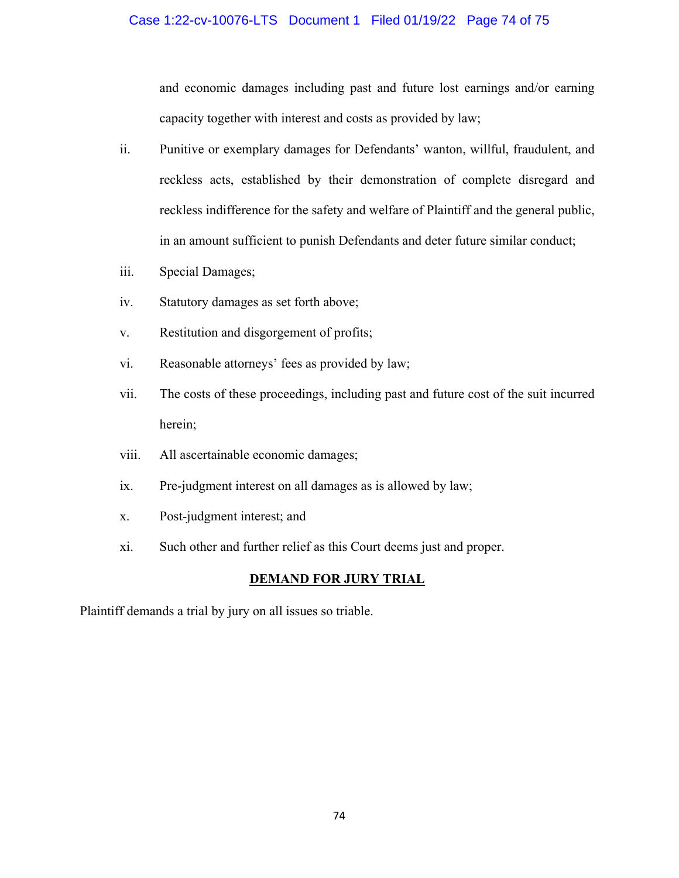and economic damages including past and future lost earnings and/or earning capacity together with interest and costs as provided by law;

ii. Punitive or exemplary damages for Defendants' wanton, willful, fraudulent, and reckless acts, established by their demonstration of complete disregard and reckless indifference for the safety and welfare of Plaintiff and the general public, in an amount sufficient to punish Defendants and deter future similar conduct;

iii. Special Damages;

iv. Statutory damages as set forth above;

v. Restitution and disgorgement of profits;

vi. Reasonable attorneys' fees as provided by law;

vii. The costs of these proceedings, including past and future cost of the suit incurred herein;

viii. All ascertainable economic damages;

ix. Pre-judgment interest on all damages as is allowed by law;

x. Post-judgment interest; and

xi. Such other and further relief as this Court deems just and proper.

## DEMAND FOR JURY TRIAL

Plaintiff demands a trial by jury on all issues so triable.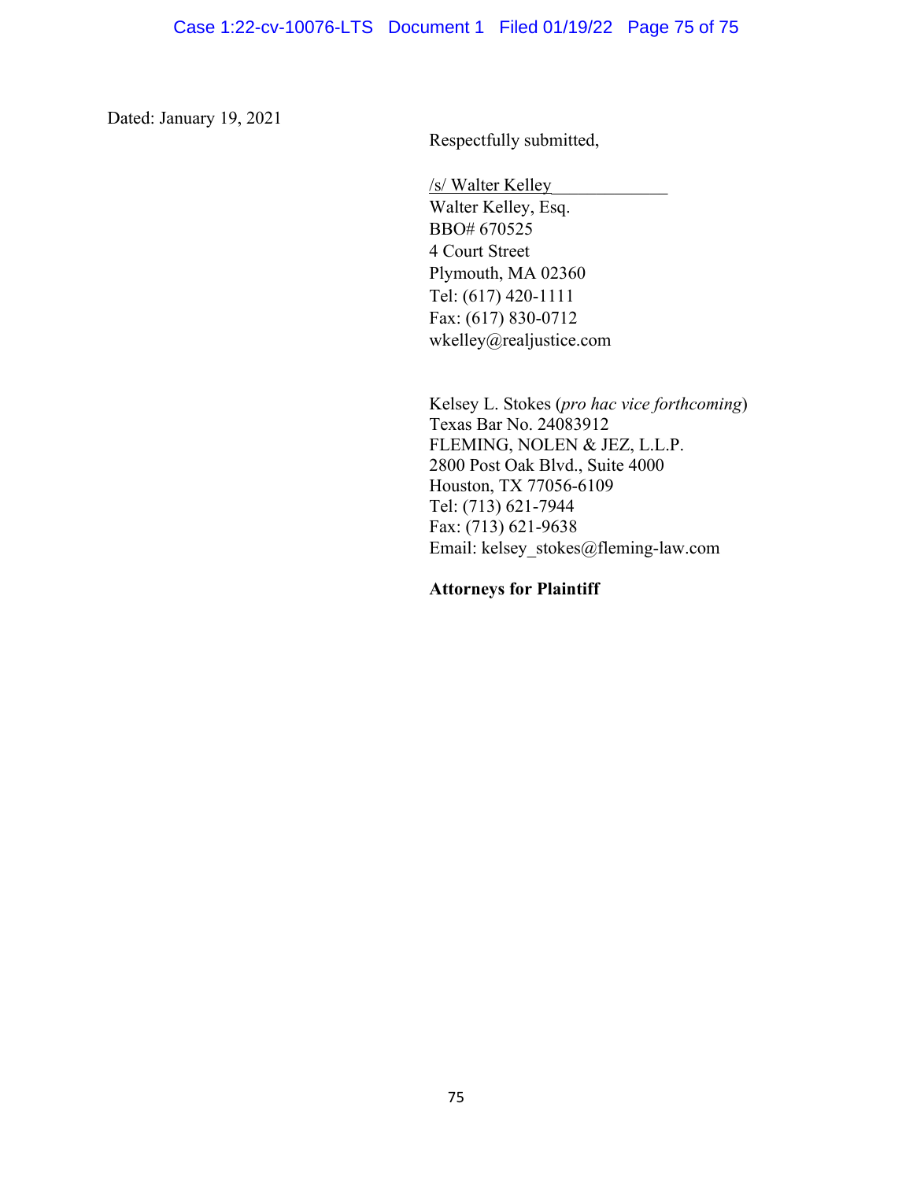Dated: January 19, 2021

Respectfully submitted,

/s/ Walter Kelley
Walter Kelley, Esq.
BBO# 670525
4 Court Street
Plymouth, MA 02360
Tel: (617) 420-1111
Fax: (617) 830-0712
wkelley@realjustice.com

Kelsey L. Stokes (*pro hac vice forthcoming*)
Texas Bar No. 24083912
FLEMING, NOLEN & JEZ, L.L.P.
2800 Post Oak Blvd., Suite 4000
Houston, TX 77056-6109
Tel: (713) 621-7944
Fax: (713) 621-9638
Email: kelsey_stokes@fleming-law.com

**Attorneys for Plaintiff**